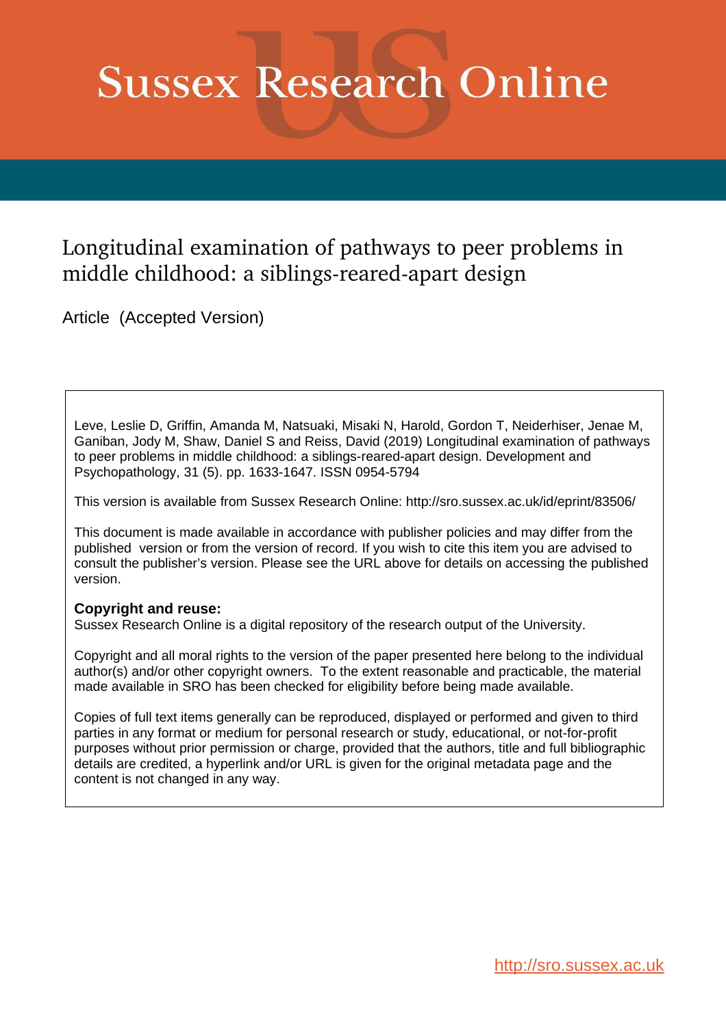# Sussex Research Online

## Longitudinal examination of pathways to peer problems in middle childhood: a siblings-reared-apart design

Article (Accepted Version)

Leve, Leslie D, Griffin, Amanda M, Natsuaki, Misaki N, Harold, Gordon T, Neiderhiser, Jenae M, Ganiban, Jody M, Shaw, Daniel S and Reiss, David (2019) Longitudinal examination of pathways to peer problems in middle childhood: a siblings-reared-apart design. Development and Psychopathology, 31 (5). pp. 1633-1647. ISSN 0954-5794

This version is available from Sussex Research Online: http://sro.sussex.ac.uk/id/eprint/83506/

This document is made available in accordance with publisher policies and may differ from the published version or from the version of record. If you wish to cite this item you are advised to consult the publisher's version. Please see the URL above for details on accessing the published version.

**Copyright and reuse:**
Sussex Research Online is a digital repository of the research output of the University.

Copyright and all moral rights to the version of the paper presented here belong to the individual author(s) and/or other copyright owners. To the extent reasonable and practicable, the material made available in SRO has been checked for eligibility before being made available.

Copies of full text items generally can be reproduced, displayed or performed and given to third parties in any format or medium for personal research or study, educational, or not-for-profit purposes without prior permission or charge, provided that the authors, title and full bibliographic details are credited, a hyperlink and/or URL is given for the original metadata page and the content is not changed in any way.

http://sro.sussex.ac.uk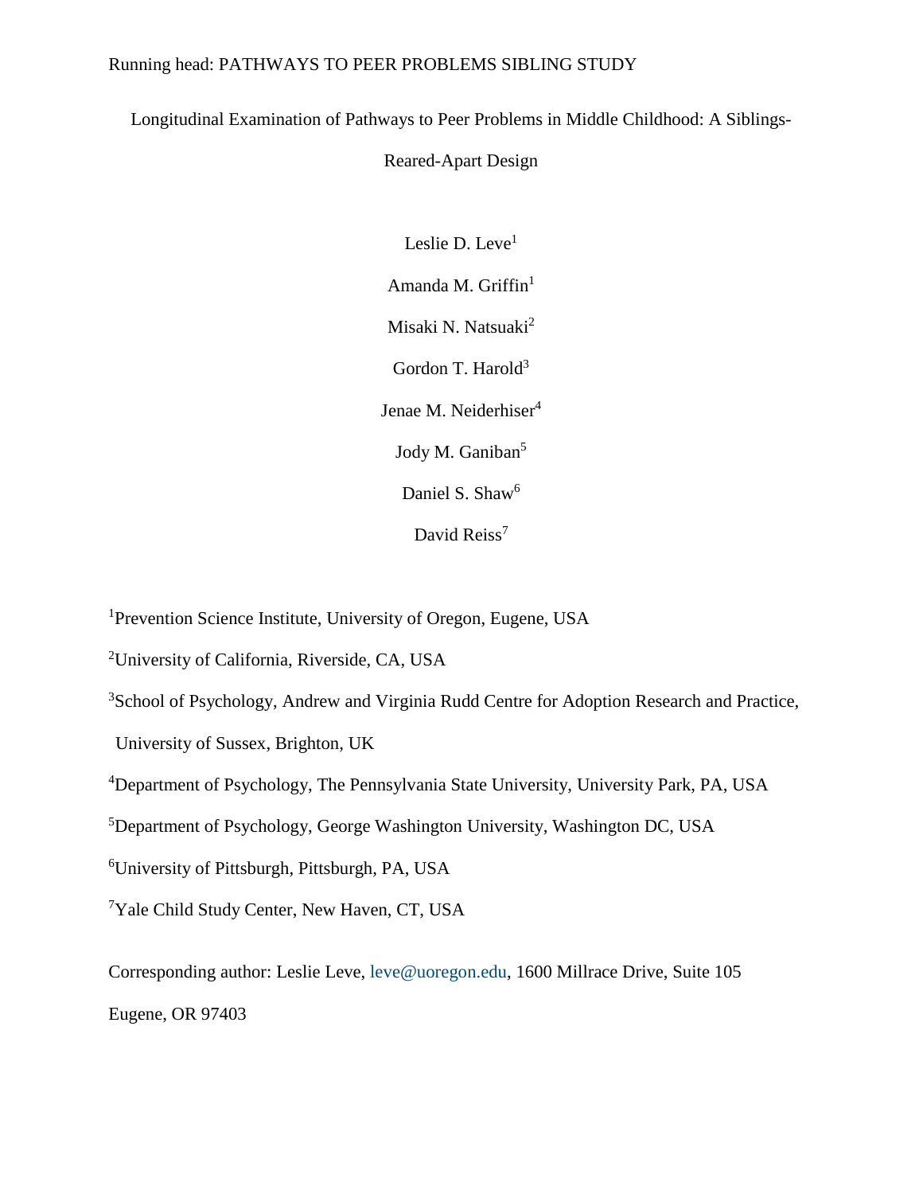# Longitudinal Examination of Pathways to Peer Problems in Middle Childhood: A Siblings-Reared-Apart Design

Leslie D. Leve[1]

Amanda M. Griffin[1]

Misaki N. Natsuaki[2]

Gordon T. Harold[3]

Jenae M. Neiderhiser[4]

Jody M. Ganiban[5]

Daniel S. Shaw[6]

David Reiss[7]

[1]Prevention Science Institute, University of Oregon, Eugene, USA

[2]University of California, Riverside, CA, USA

[3]School of Psychology, Andrew and Virginia Rudd Centre for Adoption Research and Practice, University of Sussex, Brighton, UK

[4]Department of Psychology, The Pennsylvania State University, University Park, PA, USA

[5]Department of Psychology, George Washington University, Washington DC, USA

[6]University of Pittsburgh, Pittsburgh, PA, USA

[7]Yale Child Study Center, New Haven, CT, USA

Corresponding author: Leslie Leve, leve@uoregon.edu, 1600 Millrace Drive, Suite 105 Eugene, OR 97403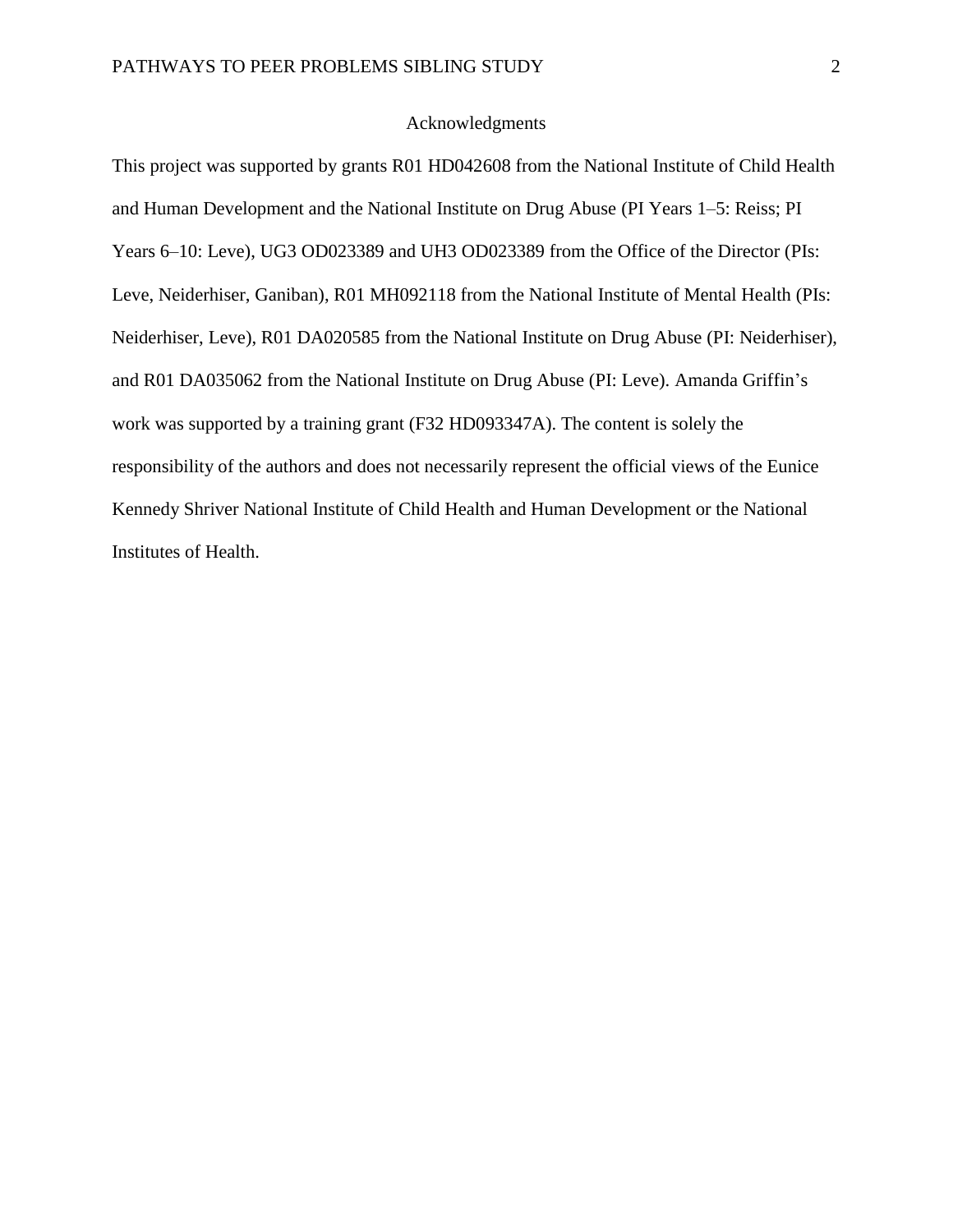## Acknowledgments

This project was supported by grants R01 HD042608 from the National Institute of Child Health and Human Development and the National Institute on Drug Abuse (PI Years 1–5: Reiss; PI Years 6–10: Leve), UG3 OD023389 and UH3 OD023389 from the Office of the Director (PIs: Leve, Neiderhiser, Ganiban), R01 MH092118 from the National Institute of Mental Health (PIs: Neiderhiser, Leve), R01 DA020585 from the National Institute on Drug Abuse (PI: Neiderhiser), and R01 DA035062 from the National Institute on Drug Abuse (PI: Leve). Amanda Griffin's work was supported by a training grant (F32 HD093347A). The content is solely the responsibility of the authors and does not necessarily represent the official views of the Eunice Kennedy Shriver National Institute of Child Health and Human Development or the National Institutes of Health.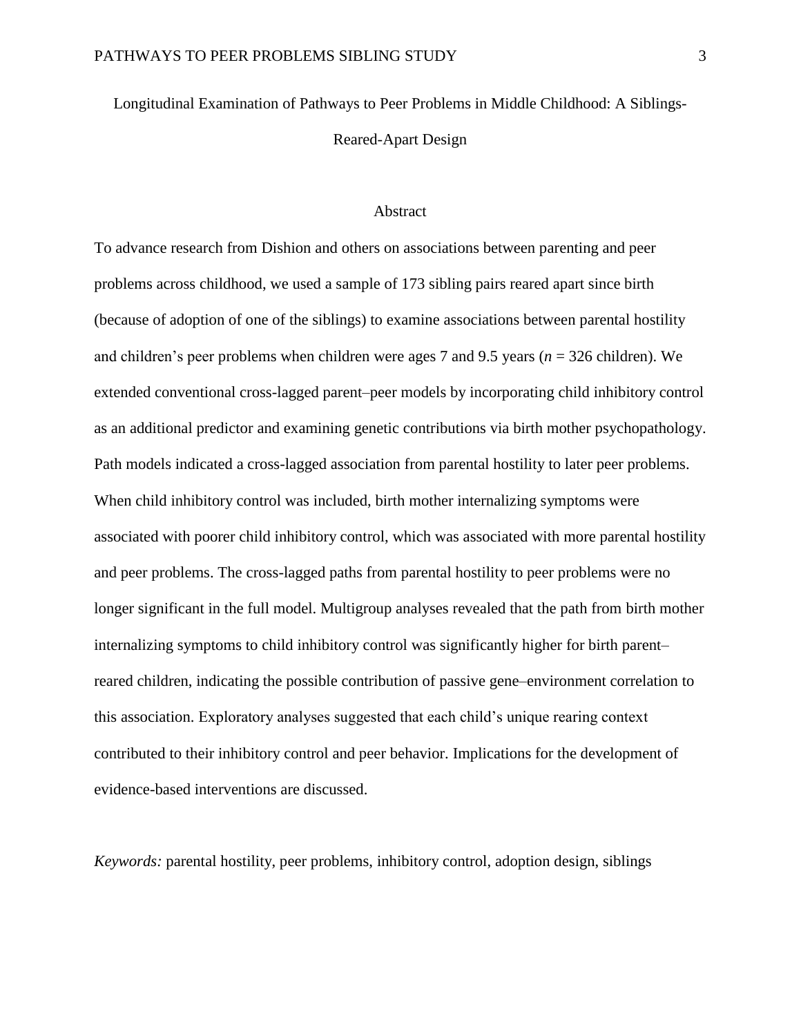Longitudinal Examination of Pathways to Peer Problems in Middle Childhood: A Siblings-Reared-Apart Design

## Abstract

To advance research from Dishion and others on associations between parenting and peer problems across childhood, we used a sample of 173 sibling pairs reared apart since birth (because of adoption of one of the siblings) to examine associations between parental hostility and children's peer problems when children were ages 7 and 9.5 years ($n$ = 326 children). We extended conventional cross-lagged parent–peer models by incorporating child inhibitory control as an additional predictor and examining genetic contributions via birth mother psychopathology. Path models indicated a cross-lagged association from parental hostility to later peer problems. When child inhibitory control was included, birth mother internalizing symptoms were associated with poorer child inhibitory control, which was associated with more parental hostility and peer problems. The cross-lagged paths from parental hostility to peer problems were no longer significant in the full model. Multigroup analyses revealed that the path from birth mother internalizing symptoms to child inhibitory control was significantly higher for birth parent–reared children, indicating the possible contribution of passive gene–environment correlation to this association. Exploratory analyses suggested that each child's unique rearing context contributed to their inhibitory control and peer behavior. Implications for the development of evidence-based interventions are discussed.

*Keywords:* parental hostility, peer problems, inhibitory control, adoption design, siblings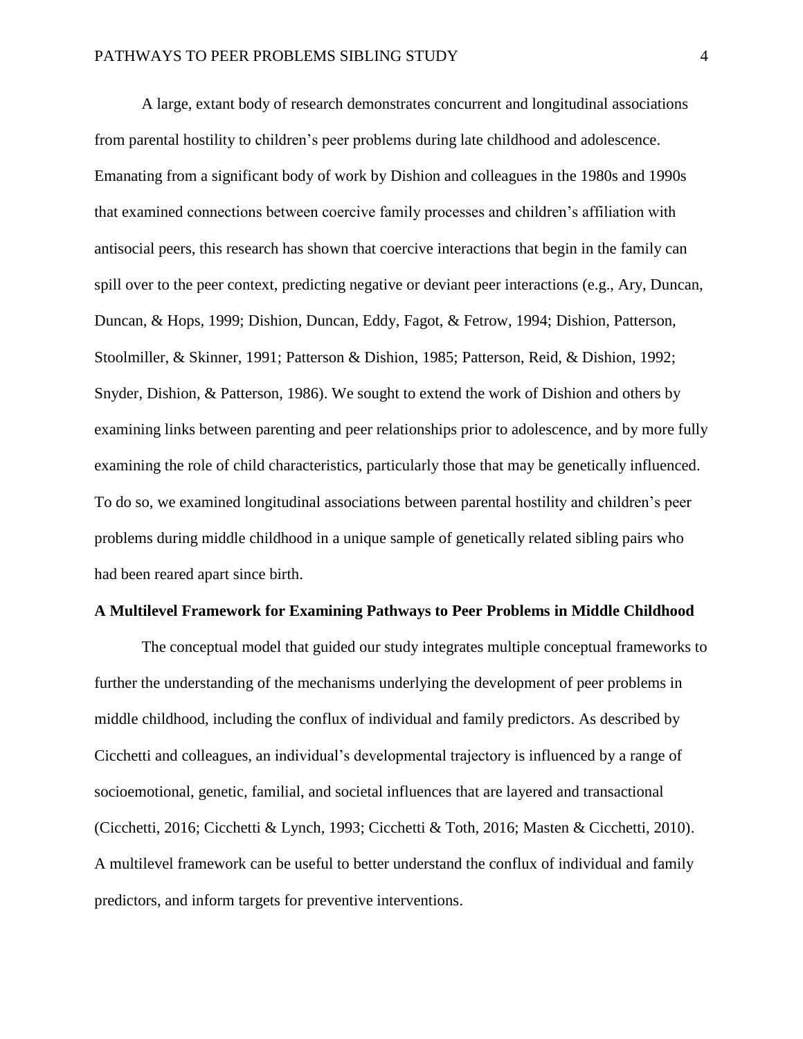A large, extant body of research demonstrates concurrent and longitudinal associations from parental hostility to children's peer problems during late childhood and adolescence. Emanating from a significant body of work by Dishion and colleagues in the 1980s and 1990s that examined connections between coercive family processes and children's affiliation with antisocial peers, this research has shown that coercive interactions that begin in the family can spill over to the peer context, predicting negative or deviant peer interactions (e.g., Ary, Duncan, Duncan, & Hops, 1999; Dishion, Duncan, Eddy, Fagot, & Fetrow, 1994; Dishion, Patterson, Stoolmiller, & Skinner, 1991; Patterson & Dishion, 1985; Patterson, Reid, & Dishion, 1992; Snyder, Dishion, & Patterson, 1986). We sought to extend the work of Dishion and others by examining links between parenting and peer relationships prior to adolescence, and by more fully examining the role of child characteristics, particularly those that may be genetically influenced. To do so, we examined longitudinal associations between parental hostility and children's peer problems during middle childhood in a unique sample of genetically related sibling pairs who had been reared apart since birth.

## A Multilevel Framework for Examining Pathways to Peer Problems in Middle Childhood

The conceptual model that guided our study integrates multiple conceptual frameworks to further the understanding of the mechanisms underlying the development of peer problems in middle childhood, including the conflux of individual and family predictors. As described by Cicchetti and colleagues, an individual's developmental trajectory is influenced by a range of socioemotional, genetic, familial, and societal influences that are layered and transactional (Cicchetti, 2016; Cicchetti & Lynch, 1993; Cicchetti & Toth, 2016; Masten & Cicchetti, 2010). A multilevel framework can be useful to better understand the conflux of individual and family predictors, and inform targets for preventive interventions.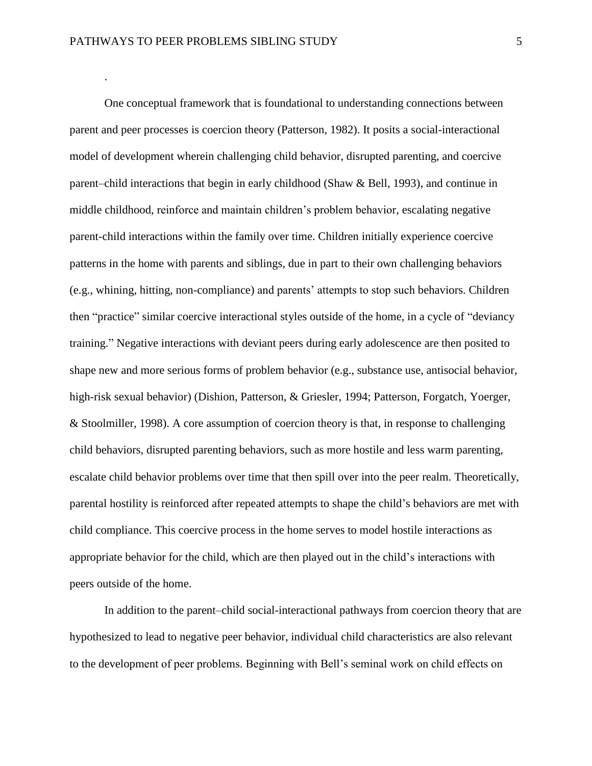.

One conceptual framework that is foundational to understanding connections between parent and peer processes is coercion theory (Patterson, 1982). It posits a social-interactional model of development wherein challenging child behavior, disrupted parenting, and coercive parent–child interactions that begin in early childhood (Shaw & Bell, 1993), and continue in middle childhood, reinforce and maintain children's problem behavior, escalating negative parent-child interactions within the family over time. Children initially experience coercive patterns in the home with parents and siblings, due in part to their own challenging behaviors (e.g., whining, hitting, non-compliance) and parents' attempts to stop such behaviors. Children then "practice" similar coercive interactional styles outside of the home, in a cycle of "deviancy training." Negative interactions with deviant peers during early adolescence are then posited to shape new and more serious forms of problem behavior (e.g., substance use, antisocial behavior, high-risk sexual behavior) (Dishion, Patterson, & Griesler, 1994; Patterson, Forgatch, Yoerger, & Stoolmiller, 1998). A core assumption of coercion theory is that, in response to challenging child behaviors, disrupted parenting behaviors, such as more hostile and less warm parenting, escalate child behavior problems over time that then spill over into the peer realm. Theoretically, parental hostility is reinforced after repeated attempts to shape the child's behaviors are met with child compliance. This coercive process in the home serves to model hostile interactions as appropriate behavior for the child, which are then played out in the child's interactions with peers outside of the home.

In addition to the parent–child social-interactional pathways from coercion theory that are hypothesized to lead to negative peer behavior, individual child characteristics are also relevant to the development of peer problems. Beginning with Bell's seminal work on child effects on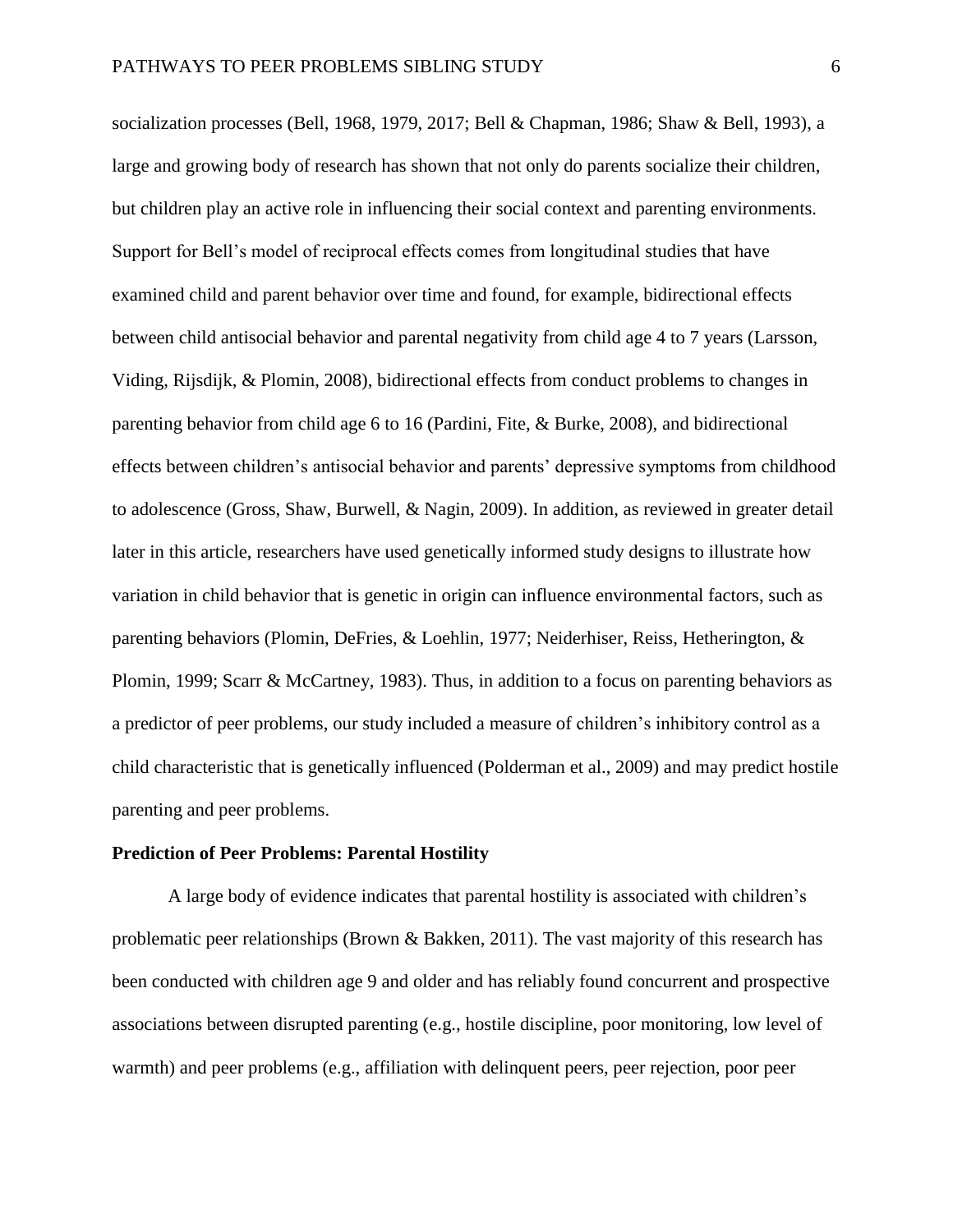socialization processes (Bell, 1968, 1979, 2017; Bell & Chapman, 1986; Shaw & Bell, 1993), a large and growing body of research has shown that not only do parents socialize their children, but children play an active role in influencing their social context and parenting environments. Support for Bell's model of reciprocal effects comes from longitudinal studies that have examined child and parent behavior over time and found, for example, bidirectional effects between child antisocial behavior and parental negativity from child age 4 to 7 years (Larsson, Viding, Rijsdijk, & Plomin, 2008), bidirectional effects from conduct problems to changes in parenting behavior from child age 6 to 16 (Pardini, Fite, & Burke, 2008), and bidirectional effects between children's antisocial behavior and parents' depressive symptoms from childhood to adolescence (Gross, Shaw, Burwell, & Nagin, 2009). In addition, as reviewed in greater detail later in this article, researchers have used genetically informed study designs to illustrate how variation in child behavior that is genetic in origin can influence environmental factors, such as parenting behaviors (Plomin, DeFries, & Loehlin, 1977; Neiderhiser, Reiss, Hetherington, & Plomin, 1999; Scarr & McCartney, 1983). Thus, in addition to a focus on parenting behaviors as a predictor of peer problems, our study included a measure of children's inhibitory control as a child characteristic that is genetically influenced (Polderman et al., 2009) and may predict hostile parenting and peer problems.

**Prediction of Peer Problems: Parental Hostility**

A large body of evidence indicates that parental hostility is associated with children's problematic peer relationships (Brown & Bakken, 2011). The vast majority of this research has been conducted with children age 9 and older and has reliably found concurrent and prospective associations between disrupted parenting (e.g., hostile discipline, poor monitoring, low level of warmth) and peer problems (e.g., affiliation with delinquent peers, peer rejection, poor peer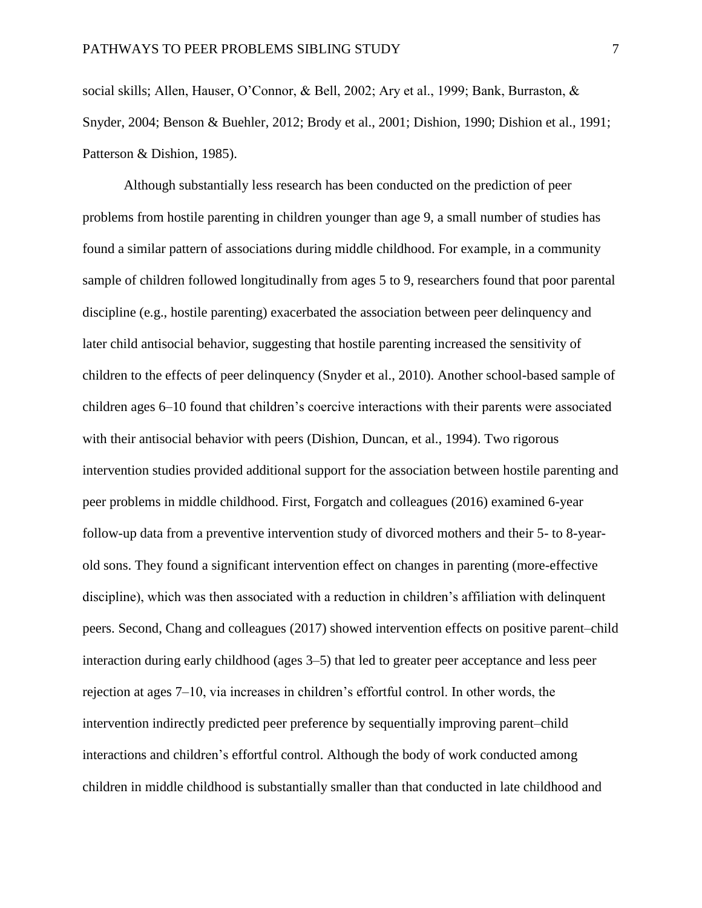social skills; Allen, Hauser, O'Connor, & Bell, 2002; Ary et al., 1999; Bank, Burraston, & Snyder, 2004; Benson & Buehler, 2012; Brody et al., 2001; Dishion, 1990; Dishion et al., 1991; Patterson & Dishion, 1985).

Although substantially less research has been conducted on the prediction of peer problems from hostile parenting in children younger than age 9, a small number of studies has found a similar pattern of associations during middle childhood. For example, in a community sample of children followed longitudinally from ages 5 to 9, researchers found that poor parental discipline (e.g., hostile parenting) exacerbated the association between peer delinquency and later child antisocial behavior, suggesting that hostile parenting increased the sensitivity of children to the effects of peer delinquency (Snyder et al., 2010). Another school-based sample of children ages 6–10 found that children's coercive interactions with their parents were associated with their antisocial behavior with peers (Dishion, Duncan, et al., 1994). Two rigorous intervention studies provided additional support for the association between hostile parenting and peer problems in middle childhood. First, Forgatch and colleagues (2016) examined 6-year follow-up data from a preventive intervention study of divorced mothers and their 5- to 8-year-old sons. They found a significant intervention effect on changes in parenting (more-effective discipline), which was then associated with a reduction in children's affiliation with delinquent peers. Second, Chang and colleagues (2017) showed intervention effects on positive parent–child interaction during early childhood (ages 3–5) that led to greater peer acceptance and less peer rejection at ages 7–10, via increases in children's effortful control. In other words, the intervention indirectly predicted peer preference by sequentially improving parent–child interactions and children's effortful control. Although the body of work conducted among children in middle childhood is substantially smaller than that conducted in late childhood and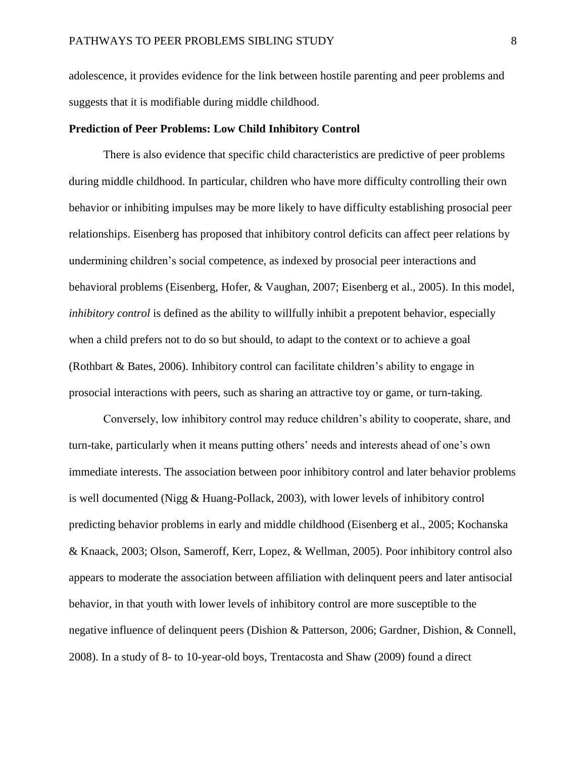adolescence, it provides evidence for the link between hostile parenting and peer problems and suggests that it is modifiable during middle childhood.

**Prediction of Peer Problems: Low Child Inhibitory Control**

There is also evidence that specific child characteristics are predictive of peer problems during middle childhood. In particular, children who have more difficulty controlling their own behavior or inhibiting impulses may be more likely to have difficulty establishing prosocial peer relationships. Eisenberg has proposed that inhibitory control deficits can affect peer relations by undermining children's social competence, as indexed by prosocial peer interactions and behavioral problems (Eisenberg, Hofer, & Vaughan, 2007; Eisenberg et al., 2005). In this model, *inhibitory control* is defined as the ability to willfully inhibit a prepotent behavior, especially when a child prefers not to do so but should, to adapt to the context or to achieve a goal (Rothbart & Bates, 2006). Inhibitory control can facilitate children's ability to engage in prosocial interactions with peers, such as sharing an attractive toy or game, or turn-taking.

Conversely, low inhibitory control may reduce children's ability to cooperate, share, and turn-take, particularly when it means putting others' needs and interests ahead of one's own immediate interests. The association between poor inhibitory control and later behavior problems is well documented (Nigg & Huang-Pollack, 2003), with lower levels of inhibitory control predicting behavior problems in early and middle childhood (Eisenberg et al., 2005; Kochanska & Knaack, 2003; Olson, Sameroff, Kerr, Lopez, & Wellman, 2005). Poor inhibitory control also appears to moderate the association between affiliation with delinquent peers and later antisocial behavior, in that youth with lower levels of inhibitory control are more susceptible to the negative influence of delinquent peers (Dishion & Patterson, 2006; Gardner, Dishion, & Connell, 2008). In a study of 8- to 10-year-old boys, Trentacosta and Shaw (2009) found a direct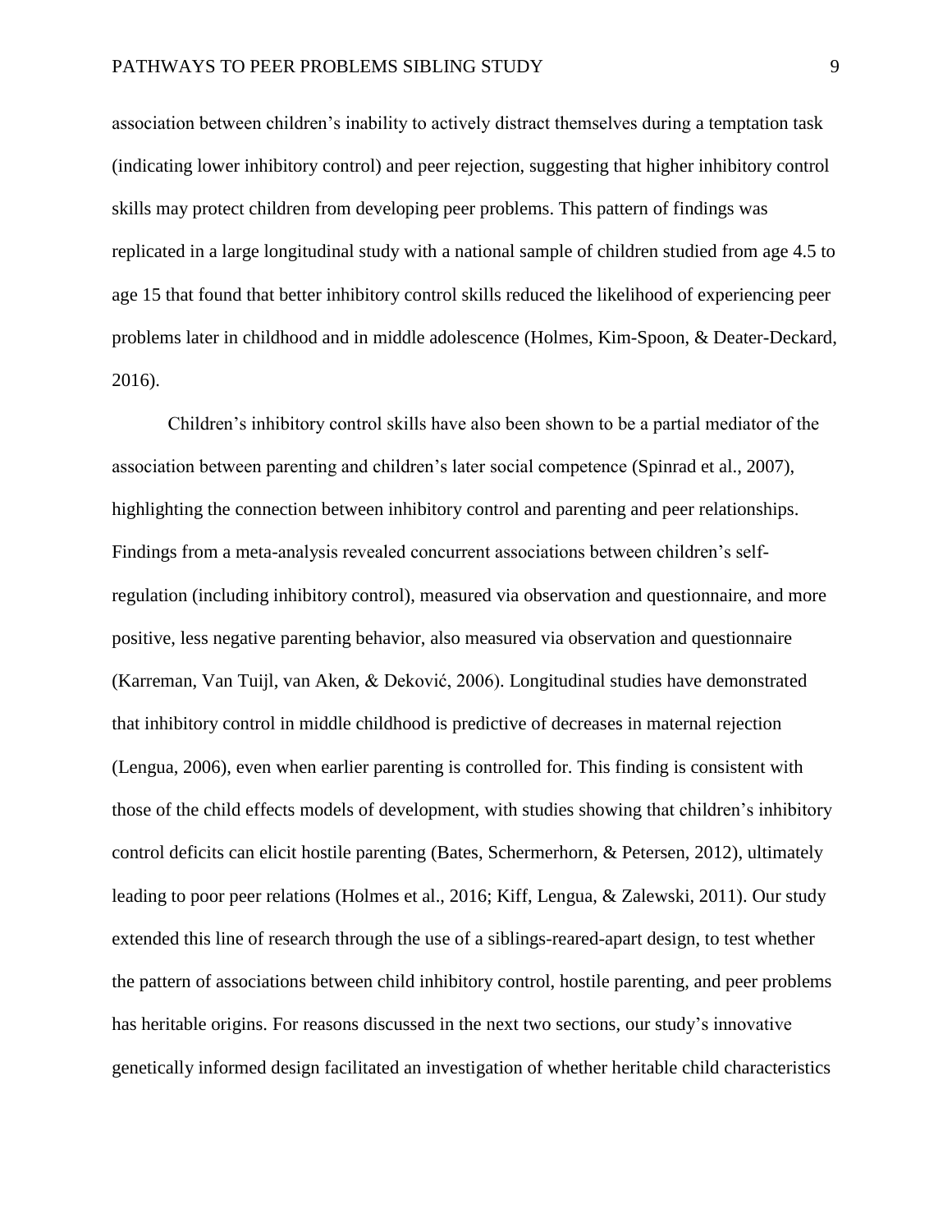association between children's inability to actively distract themselves during a temptation task (indicating lower inhibitory control) and peer rejection, suggesting that higher inhibitory control skills may protect children from developing peer problems. This pattern of findings was replicated in a large longitudinal study with a national sample of children studied from age 4.5 to age 15 that found that better inhibitory control skills reduced the likelihood of experiencing peer problems later in childhood and in middle adolescence (Holmes, Kim-Spoon, & Deater-Deckard, 2016).

Children's inhibitory control skills have also been shown to be a partial mediator of the association between parenting and children's later social competence (Spinrad et al., 2007), highlighting the connection between inhibitory control and parenting and peer relationships. Findings from a meta-analysis revealed concurrent associations between children's self-regulation (including inhibitory control), measured via observation and questionnaire, and more positive, less negative parenting behavior, also measured via observation and questionnaire (Karreman, Van Tuijl, van Aken, & Deković, 2006). Longitudinal studies have demonstrated that inhibitory control in middle childhood is predictive of decreases in maternal rejection (Lengua, 2006), even when earlier parenting is controlled for. This finding is consistent with those of the child effects models of development, with studies showing that children's inhibitory control deficits can elicit hostile parenting (Bates, Schermerhorn, & Petersen, 2012), ultimately leading to poor peer relations (Holmes et al., 2016; Kiff, Lengua, & Zalewski, 2011). Our study extended this line of research through the use of a siblings-reared-apart design, to test whether the pattern of associations between child inhibitory control, hostile parenting, and peer problems has heritable origins. For reasons discussed in the next two sections, our study's innovative genetically informed design facilitated an investigation of whether heritable child characteristics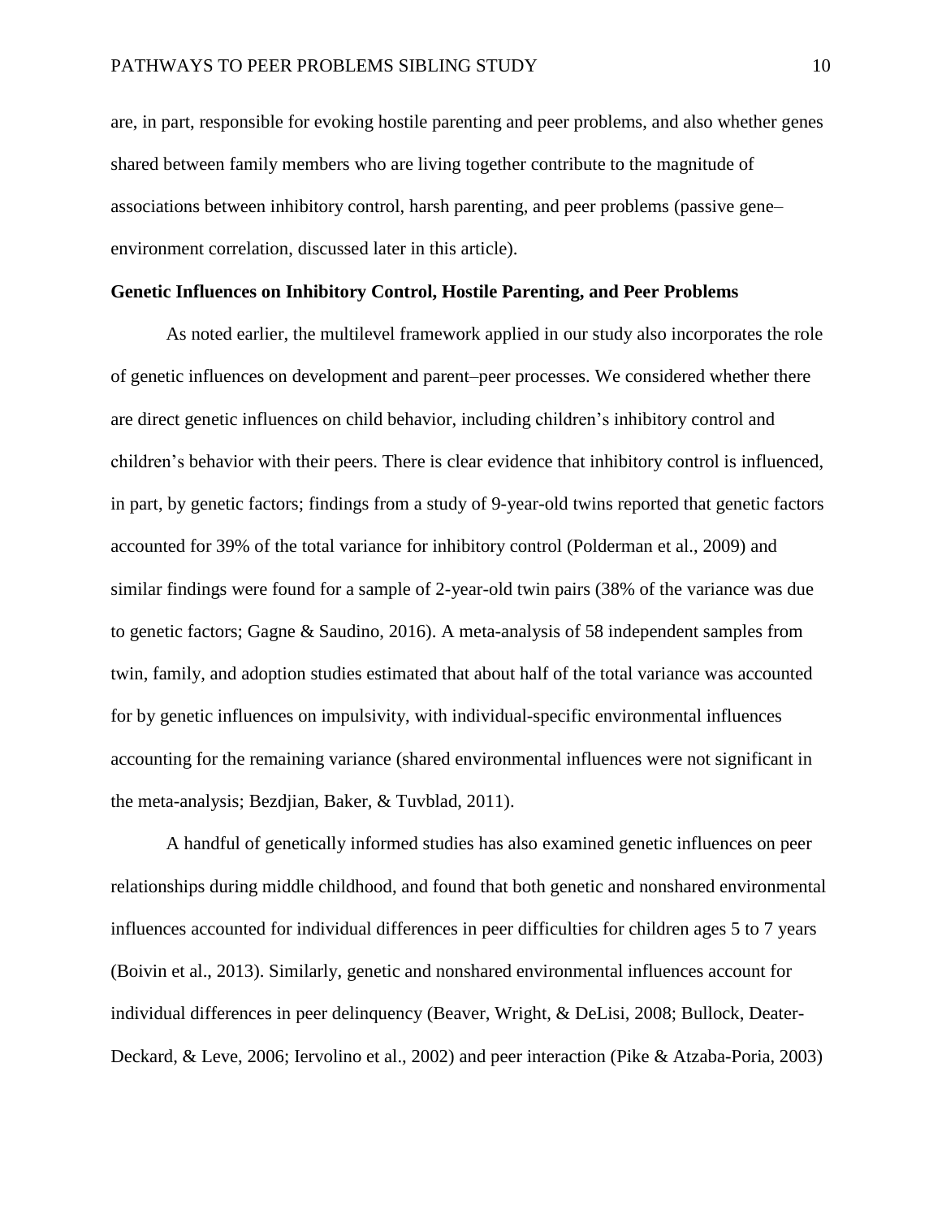are, in part, responsible for evoking hostile parenting and peer problems, and also whether genes shared between family members who are living together contribute to the magnitude of associations between inhibitory control, harsh parenting, and peer problems (passive gene–environment correlation, discussed later in this article).

**Genetic Influences on Inhibitory Control, Hostile Parenting, and Peer Problems**

As noted earlier, the multilevel framework applied in our study also incorporates the role of genetic influences on development and parent–peer processes. We considered whether there are direct genetic influences on child behavior, including children's inhibitory control and children's behavior with their peers. There is clear evidence that inhibitory control is influenced, in part, by genetic factors; findings from a study of 9-year-old twins reported that genetic factors accounted for 39% of the total variance for inhibitory control (Polderman et al., 2009) and similar findings were found for a sample of 2-year-old twin pairs (38% of the variance was due to genetic factors; Gagne & Saudino, 2016). A meta-analysis of 58 independent samples from twin, family, and adoption studies estimated that about half of the total variance was accounted for by genetic influences on impulsivity, with individual-specific environmental influences accounting for the remaining variance (shared environmental influences were not significant in the meta-analysis; Bezdjian, Baker, & Tuvblad, 2011).

A handful of genetically informed studies has also examined genetic influences on peer relationships during middle childhood, and found that both genetic and nonshared environmental influences accounted for individual differences in peer difficulties for children ages 5 to 7 years (Boivin et al., 2013). Similarly, genetic and nonshared environmental influences account for individual differences in peer delinquency (Beaver, Wright, & DeLisi, 2008; Bullock, Deater-Deckard, & Leve, 2006; Iervolino et al., 2002) and peer interaction (Pike & Atzaba-Poria, 2003)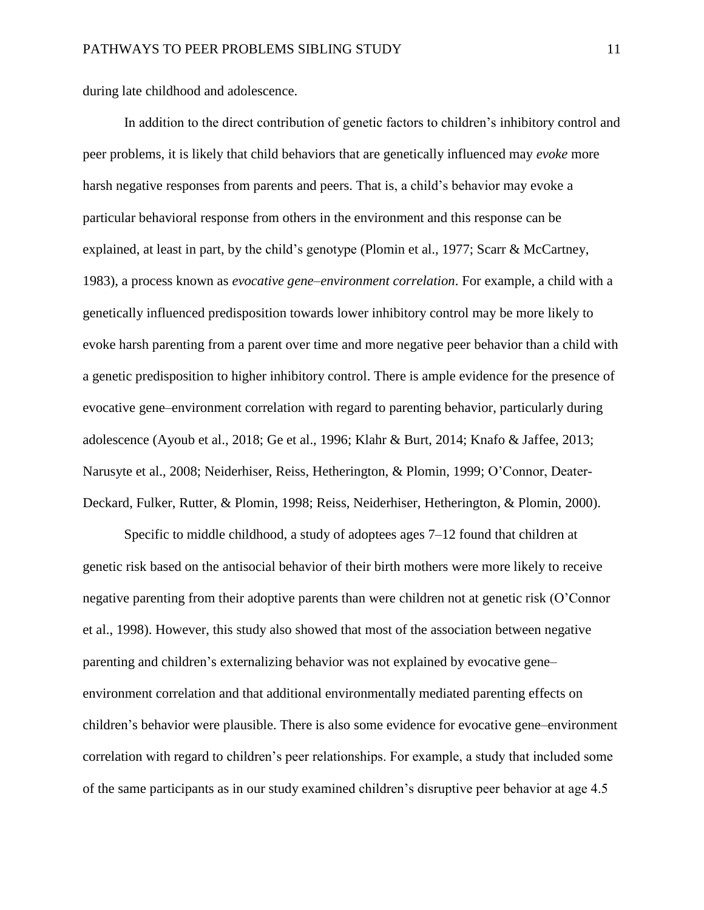during late childhood and adolescence.

In addition to the direct contribution of genetic factors to children's inhibitory control and peer problems, it is likely that child behaviors that are genetically influenced may *evoke* more harsh negative responses from parents and peers. That is, a child's behavior may evoke a particular behavioral response from others in the environment and this response can be explained, at least in part, by the child's genotype (Plomin et al., 1977; Scarr & McCartney, 1983), a process known as *evocative gene–environment correlation*. For example, a child with a genetically influenced predisposition towards lower inhibitory control may be more likely to evoke harsh parenting from a parent over time and more negative peer behavior than a child with a genetic predisposition to higher inhibitory control. There is ample evidence for the presence of evocative gene–environment correlation with regard to parenting behavior, particularly during adolescence (Ayoub et al., 2018; Ge et al., 1996; Klahr & Burt, 2014; Knafo & Jaffee, 2013; Narusyte et al., 2008; Neiderhiser, Reiss, Hetherington, & Plomin, 1999; O'Connor, Deater-Deckard, Fulker, Rutter, & Plomin, 1998; Reiss, Neiderhiser, Hetherington, & Plomin, 2000).

Specific to middle childhood, a study of adoptees ages 7–12 found that children at genetic risk based on the antisocial behavior of their birth mothers were more likely to receive negative parenting from their adoptive parents than were children not at genetic risk (O'Connor et al., 1998). However, this study also showed that most of the association between negative parenting and children's externalizing behavior was not explained by evocative gene–environment correlation and that additional environmentally mediated parenting effects on children's behavior were plausible. There is also some evidence for evocative gene–environment correlation with regard to children's peer relationships. For example, a study that included some of the same participants as in our study examined children's disruptive peer behavior at age 4.5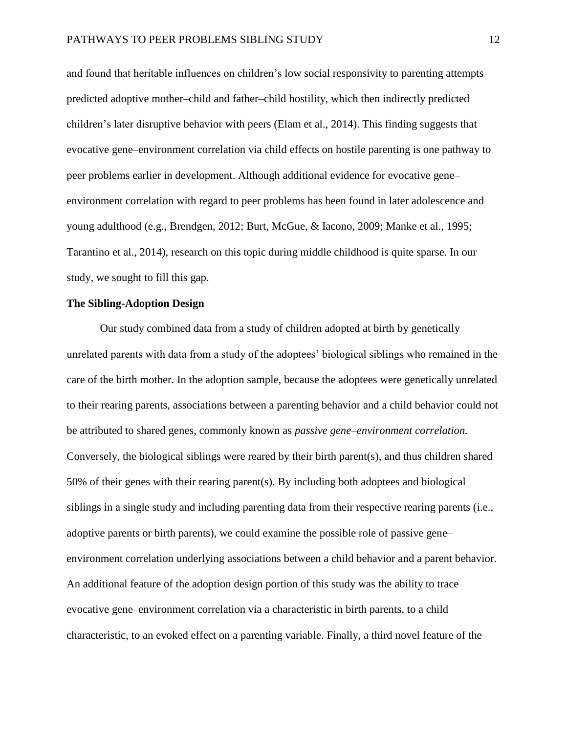and found that heritable influences on children's low social responsivity to parenting attempts predicted adoptive mother–child and father–child hostility, which then indirectly predicted children's later disruptive behavior with peers (Elam et al., 2014). This finding suggests that evocative gene–environment correlation via child effects on hostile parenting is one pathway to peer problems earlier in development. Although additional evidence for evocative gene–environment correlation with regard to peer problems has been found in later adolescence and young adulthood (e.g., Brendgen, 2012; Burt, McGue, & Iacono, 2009; Manke et al., 1995; Tarantino et al., 2014), research on this topic during middle childhood is quite sparse. In our study, we sought to fill this gap.

**The Sibling-Adoption Design**

Our study combined data from a study of children adopted at birth by genetically unrelated parents with data from a study of the adoptees' biological siblings who remained in the care of the birth mother. In the adoption sample, because the adoptees were genetically unrelated to their rearing parents, associations between a parenting behavior and a child behavior could not be attributed to shared genes, commonly known as *passive gene–environment correlation.* Conversely, the biological siblings were reared by their birth parent(s), and thus children shared 50% of their genes with their rearing parent(s). By including both adoptees and biological siblings in a single study and including parenting data from their respective rearing parents (i.e., adoptive parents or birth parents), we could examine the possible role of passive gene–environment correlation underlying associations between a child behavior and a parent behavior. An additional feature of the adoption design portion of this study was the ability to trace evocative gene–environment correlation via a characteristic in birth parents, to a child characteristic, to an evoked effect on a parenting variable. Finally, a third novel feature of the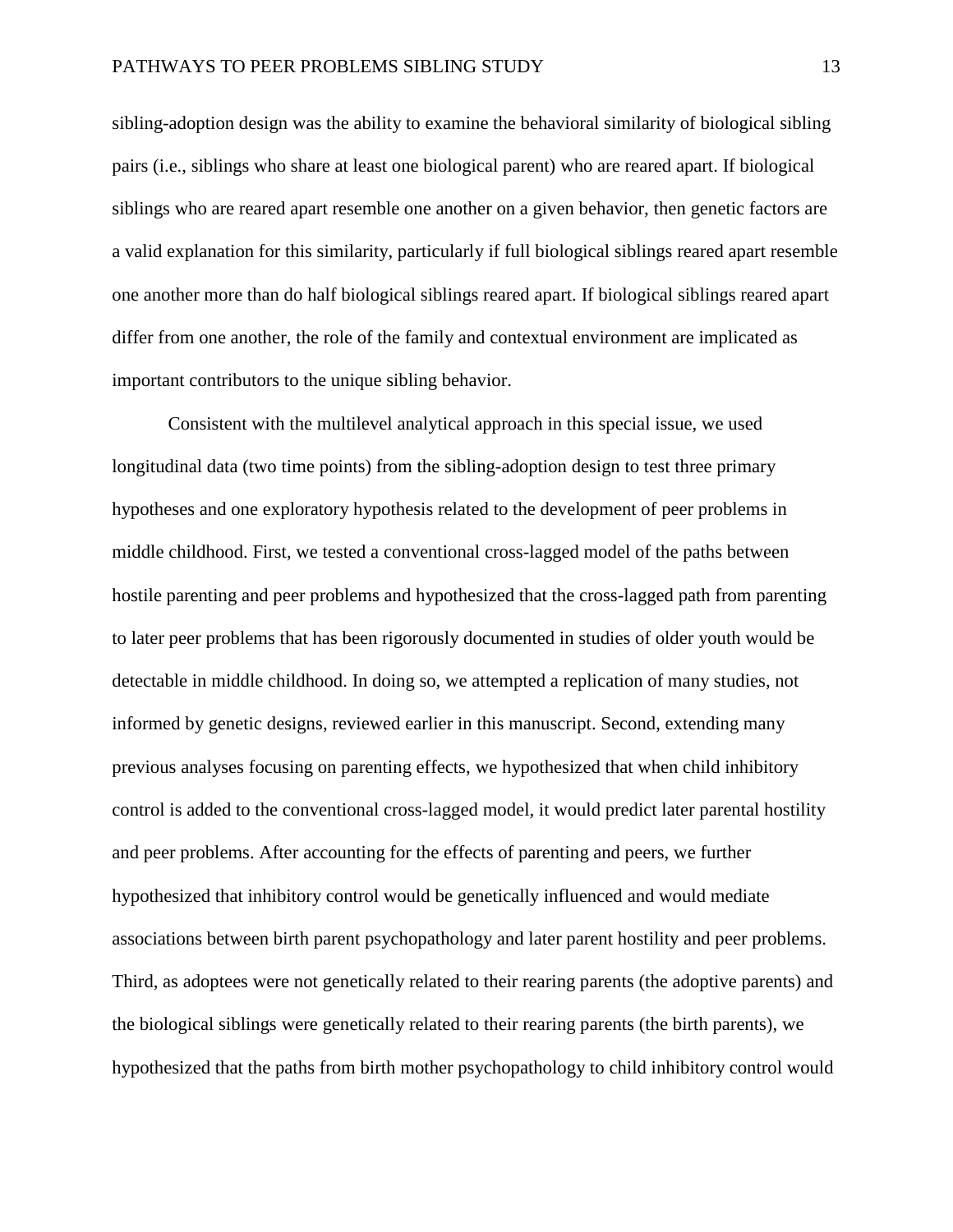sibling-adoption design was the ability to examine the behavioral similarity of biological sibling pairs (i.e., siblings who share at least one biological parent) who are reared apart. If biological siblings who are reared apart resemble one another on a given behavior, then genetic factors are a valid explanation for this similarity, particularly if full biological siblings reared apart resemble one another more than do half biological siblings reared apart. If biological siblings reared apart differ from one another, the role of the family and contextual environment are implicated as important contributors to the unique sibling behavior.

Consistent with the multilevel analytical approach in this special issue, we used longitudinal data (two time points) from the sibling-adoption design to test three primary hypotheses and one exploratory hypothesis related to the development of peer problems in middle childhood. First, we tested a conventional cross-lagged model of the paths between hostile parenting and peer problems and hypothesized that the cross-lagged path from parenting to later peer problems that has been rigorously documented in studies of older youth would be detectable in middle childhood. In doing so, we attempted a replication of many studies, not informed by genetic designs, reviewed earlier in this manuscript. Second, extending many previous analyses focusing on parenting effects, we hypothesized that when child inhibitory control is added to the conventional cross-lagged model, it would predict later parental hostility and peer problems. After accounting for the effects of parenting and peers, we further hypothesized that inhibitory control would be genetically influenced and would mediate associations between birth parent psychopathology and later parent hostility and peer problems. Third, as adoptees were not genetically related to their rearing parents (the adoptive parents) and the biological siblings were genetically related to their rearing parents (the birth parents), we hypothesized that the paths from birth mother psychopathology to child inhibitory control would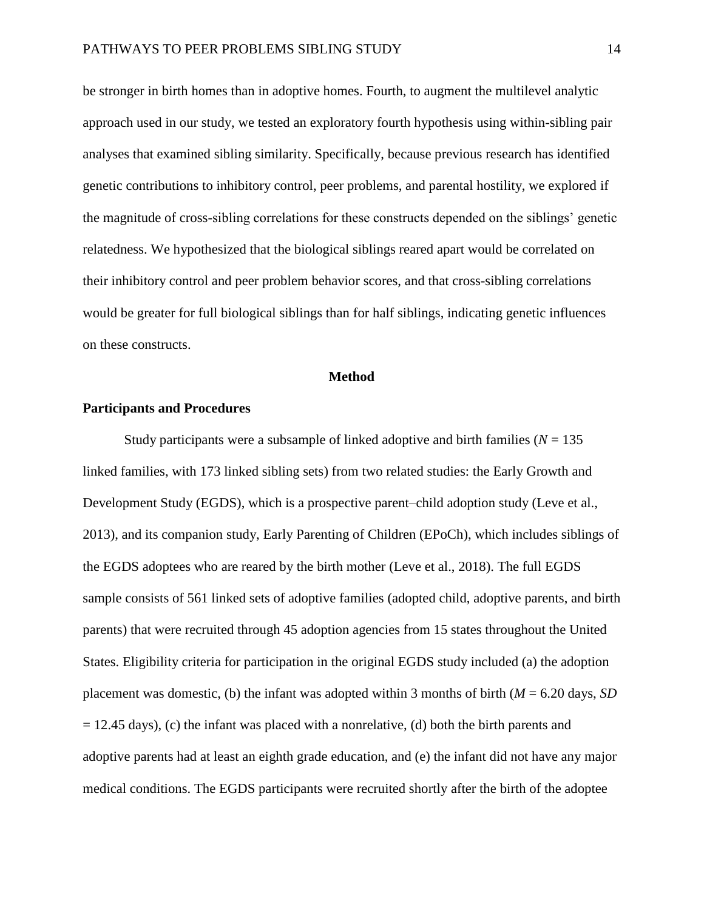be stronger in birth homes than in adoptive homes. Fourth, to augment the multilevel analytic approach used in our study, we tested an exploratory fourth hypothesis using within-sibling pair analyses that examined sibling similarity. Specifically, because previous research has identified genetic contributions to inhibitory control, peer problems, and parental hostility, we explored if the magnitude of cross-sibling correlations for these constructs depended on the siblings' genetic relatedness. We hypothesized that the biological siblings reared apart would be correlated on their inhibitory control and peer problem behavior scores, and that cross-sibling correlations would be greater for full biological siblings than for half siblings, indicating genetic influences on these constructs.

## Method

### Participants and Procedures

Study participants were a subsample of linked adoptive and birth families ($N = 135$ linked families, with 173 linked sibling sets) from two related studies: the Early Growth and Development Study (EGDS), which is a prospective parent–child adoption study (Leve et al., 2013), and its companion study, Early Parenting of Children (EPoCh), which includes siblings of the EGDS adoptees who are reared by the birth mother (Leve et al., 2018). The full EGDS sample consists of 561 linked sets of adoptive families (adopted child, adoptive parents, and birth parents) that were recruited through 45 adoption agencies from 15 states throughout the United States. Eligibility criteria for participation in the original EGDS study included (a) the adoption placement was domestic, (b) the infant was adopted within 3 months of birth ($M = 6.20$ days, $SD = 12.45$ days), (c) the infant was placed with a nonrelative, (d) both the birth parents and adoptive parents had at least an eighth grade education, and (e) the infant did not have any major medical conditions. The EGDS participants were recruited shortly after the birth of the adoptee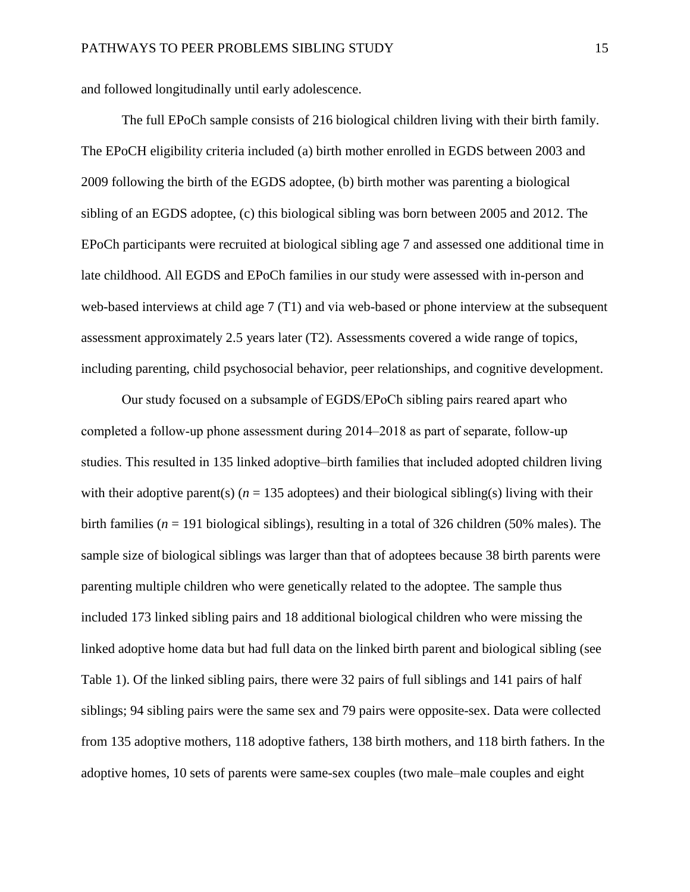and followed longitudinally until early adolescence.

The full EPoCh sample consists of 216 biological children living with their birth family. The EPoCH eligibility criteria included (a) birth mother enrolled in EGDS between 2003 and 2009 following the birth of the EGDS adoptee, (b) birth mother was parenting a biological sibling of an EGDS adoptee, (c) this biological sibling was born between 2005 and 2012. The EPoCh participants were recruited at biological sibling age 7 and assessed one additional time in late childhood. All EGDS and EPoCh families in our study were assessed with in-person and web-based interviews at child age 7 (T1) and via web-based or phone interview at the subsequent assessment approximately 2.5 years later (T2). Assessments covered a wide range of topics, including parenting, child psychosocial behavior, peer relationships, and cognitive development.

Our study focused on a subsample of EGDS/EPoCh sibling pairs reared apart who completed a follow-up phone assessment during 2014–2018 as part of separate, follow-up studies. This resulted in 135 linked adoptive–birth families that included adopted children living with their adoptive parent(s) (*n* = 135 adoptees) and their biological sibling(s) living with their birth families (*n* = 191 biological siblings), resulting in a total of 326 children (50% males). The sample size of biological siblings was larger than that of adoptees because 38 birth parents were parenting multiple children who were genetically related to the adoptee. The sample thus included 173 linked sibling pairs and 18 additional biological children who were missing the linked adoptive home data but had full data on the linked birth parent and biological sibling (see Table 1). Of the linked sibling pairs, there were 32 pairs of full siblings and 141 pairs of half siblings; 94 sibling pairs were the same sex and 79 pairs were opposite-sex. Data were collected from 135 adoptive mothers, 118 adoptive fathers, 138 birth mothers, and 118 birth fathers. In the adoptive homes, 10 sets of parents were same-sex couples (two male–male couples and eight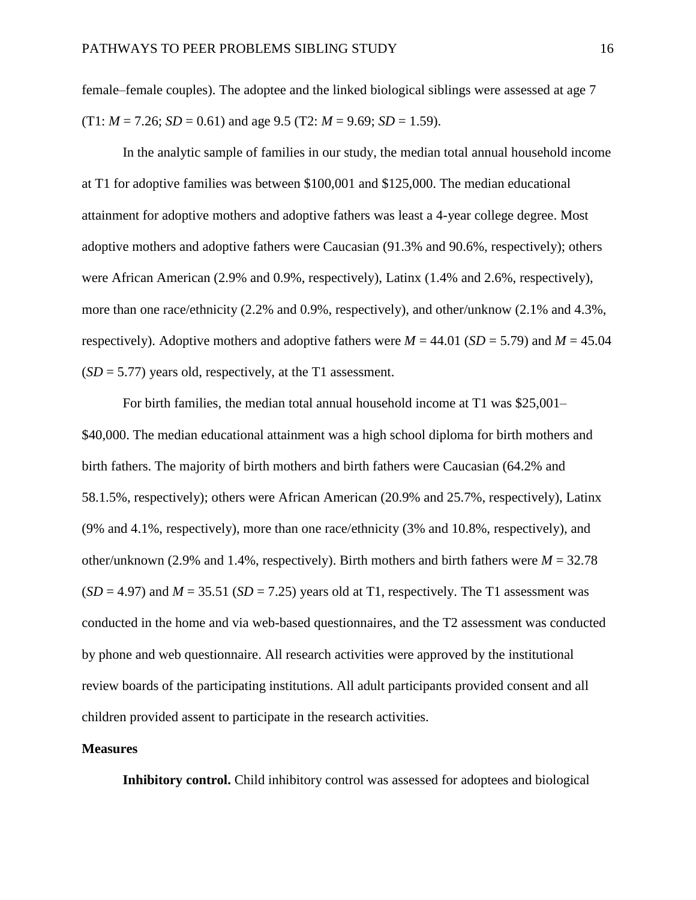female–female couples). The adoptee and the linked biological siblings were assessed at age 7 (T1: *M* = 7.26; *SD* = 0.61) and age 9.5 (T2: *M* = 9.69; *SD* = 1.59).

In the analytic sample of families in our study, the median total annual household income at T1 for adoptive families was between $100,001 and $125,000. The median educational attainment for adoptive mothers and adoptive fathers was least a 4-year college degree. Most adoptive mothers and adoptive fathers were Caucasian (91.3% and 90.6%, respectively); others were African American (2.9% and 0.9%, respectively), Latinx (1.4% and 2.6%, respectively), more than one race/ethnicity (2.2% and 0.9%, respectively), and other/unknow (2.1% and 4.3%, respectively). Adoptive mothers and adoptive fathers were *M* = 44.01 (*SD* = 5.79) and *M* = 45.04 (*SD* = 5.77) years old, respectively, at the T1 assessment.

For birth families, the median total annual household income at T1 was $25,001–$40,000. The median educational attainment was a high school diploma for birth mothers and birth fathers. The majority of birth mothers and birth fathers were Caucasian (64.2% and 58.1.5%, respectively); others were African American (20.9% and 25.7%, respectively), Latinx (9% and 4.1%, respectively), more than one race/ethnicity (3% and 10.8%, respectively), and other/unknown (2.9% and 1.4%, respectively). Birth mothers and birth fathers were *M* = 32.78 (*SD* = 4.97) and *M* = 35.51 (*SD* = 7.25) years old at T1, respectively. The T1 assessment was conducted in the home and via web-based questionnaires, and the T2 assessment was conducted by phone and web questionnaire. All research activities were approved by the institutional review boards of the participating institutions. All adult participants provided consent and all children provided assent to participate in the research activities.

## Measures

**Inhibitory control.** Child inhibitory control was assessed for adoptees and biological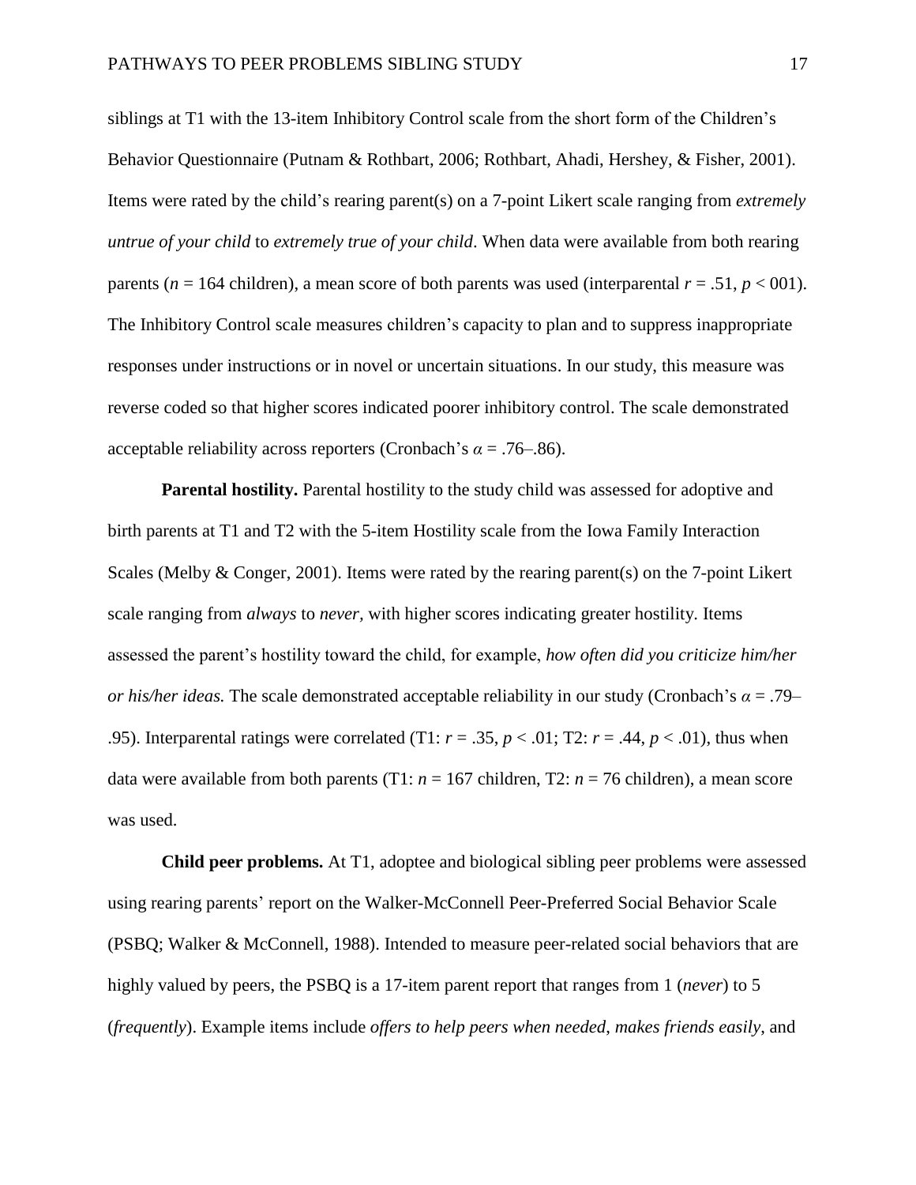siblings at T1 with the 13-item Inhibitory Control scale from the short form of the Children's Behavior Questionnaire (Putnam & Rothbart, 2006; Rothbart, Ahadi, Hershey, & Fisher, 2001). Items were rated by the child's rearing parent(s) on a 7-point Likert scale ranging from *extremely untrue of your child* to *extremely true of your child*. When data were available from both rearing parents ($n$ = 164 children), a mean score of both parents was used (interparental $r = .51$, $p < 001$). The Inhibitory Control scale measures children's capacity to plan and to suppress inappropriate responses under instructions or in novel or uncertain situations. In our study, this measure was reverse coded so that higher scores indicated poorer inhibitory control. The scale demonstrated acceptable reliability across reporters (Cronbach's $\alpha$ = .76–.86).

**Parental hostility.** Parental hostility to the study child was assessed for adoptive and birth parents at T1 and T2 with the 5-item Hostility scale from the Iowa Family Interaction Scales (Melby & Conger, 2001). Items were rated by the rearing parent(s) on the 7-point Likert scale ranging from *always* to *never*, with higher scores indicating greater hostility. Items assessed the parent's hostility toward the child, for example, *how often did you criticize him/her or his/her ideas.* The scale demonstrated acceptable reliability in our study (Cronbach's $\alpha$ = .79–.95). Interparental ratings were correlated (T1: $r = .35$, $p < .01$; T2: $r = .44$, $p < .01$), thus when data were available from both parents (T1: $n$ = 167 children, T2: $n$ = 76 children), a mean score was used.

**Child peer problems.** At T1, adoptee and biological sibling peer problems were assessed using rearing parents' report on the Walker-McConnell Peer-Preferred Social Behavior Scale (PSBQ; Walker & McConnell, 1988). Intended to measure peer-related social behaviors that are highly valued by peers, the PSBQ is a 17-item parent report that ranges from 1 (*never*) to 5 (*frequently*). Example items include *offers to help peers when needed*, *makes friends easily*, and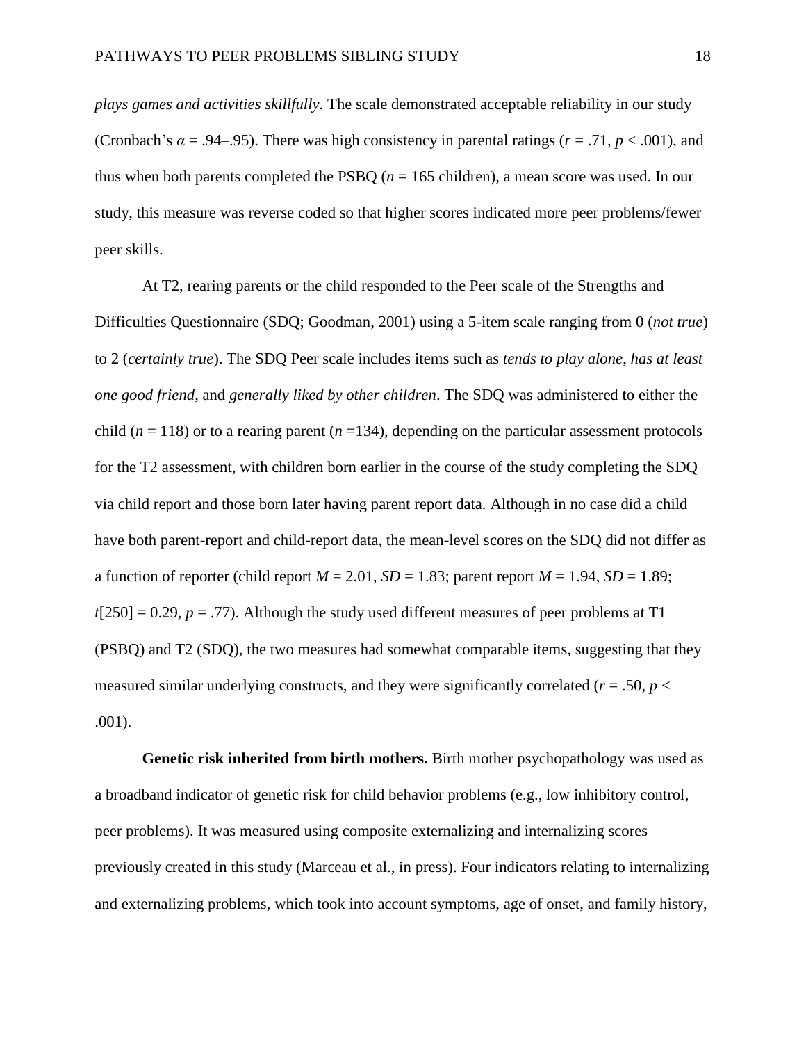*plays games and activities skillfully*. The scale demonstrated acceptable reliability in our study (Cronbach's $\alpha$ = .94–.95). There was high consistency in parental ratings ($r$ = .71, $p$ < .001), and thus when both parents completed the PSBQ ($n$ = 165 children), a mean score was used. In our study, this measure was reverse coded so that higher scores indicated more peer problems/fewer peer skills.

At T2, rearing parents or the child responded to the Peer scale of the Strengths and Difficulties Questionnaire (SDQ; Goodman, 2001) using a 5-item scale ranging from 0 (*not true*) to 2 (*certainly true*). The SDQ Peer scale includes items such as *tends to play alone*, *has at least one good friend*, and *generally liked by other children*. The SDQ was administered to either the child ($n$ = 118) or to a rearing parent ($n$ =134), depending on the particular assessment protocols for the T2 assessment, with children born earlier in the course of the study completing the SDQ via child report and those born later having parent report data. Although in no case did a child have both parent-report and child-report data, the mean-level scores on the SDQ did not differ as a function of reporter (child report $M$ = 2.01, $SD$ = 1.83; parent report $M$ = 1.94, $SD$ = 1.89; $t$[250] = 0.29, $p$ = .77). Although the study used different measures of peer problems at T1 (PSBQ) and T2 (SDQ), the two measures had somewhat comparable items, suggesting that they measured similar underlying constructs, and they were significantly correlated ($r$ = .50, $p$ < .001).

**Genetic risk inherited from birth mothers.** Birth mother psychopathology was used as a broadband indicator of genetic risk for child behavior problems (e.g., low inhibitory control, peer problems). It was measured using composite externalizing and internalizing scores previously created in this study (Marceau et al., in press). Four indicators relating to internalizing and externalizing problems, which took into account symptoms, age of onset, and family history,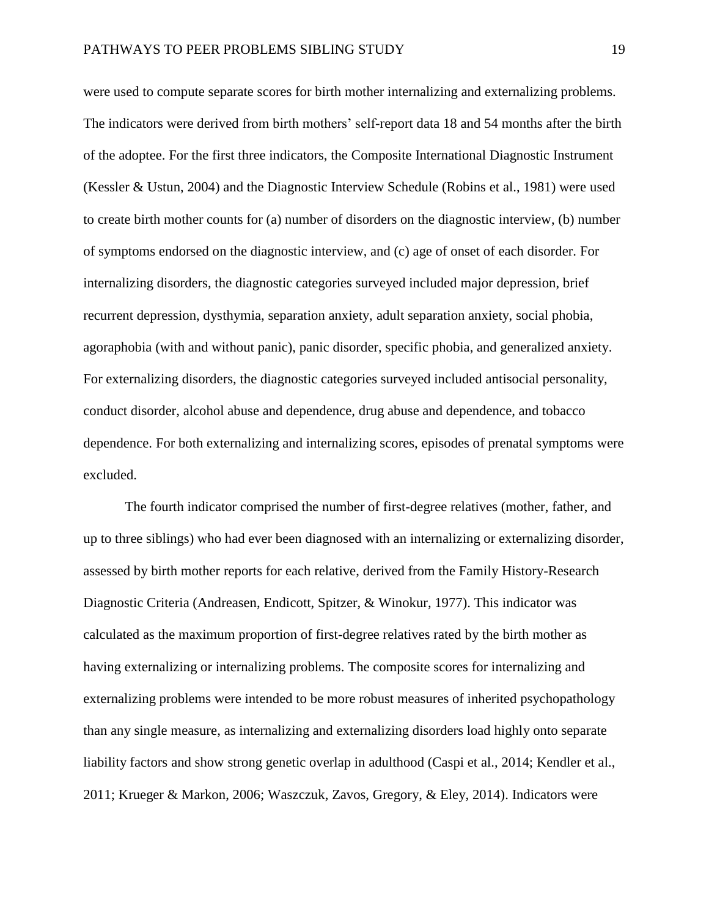were used to compute separate scores for birth mother internalizing and externalizing problems. The indicators were derived from birth mothers' self-report data 18 and 54 months after the birth of the adoptee. For the first three indicators, the Composite International Diagnostic Instrument (Kessler & Ustun, 2004) and the Diagnostic Interview Schedule (Robins et al., 1981) were used to create birth mother counts for (a) number of disorders on the diagnostic interview, (b) number of symptoms endorsed on the diagnostic interview, and (c) age of onset of each disorder. For internalizing disorders, the diagnostic categories surveyed included major depression, brief recurrent depression, dysthymia, separation anxiety, adult separation anxiety, social phobia, agoraphobia (with and without panic), panic disorder, specific phobia, and generalized anxiety. For externalizing disorders, the diagnostic categories surveyed included antisocial personality, conduct disorder, alcohol abuse and dependence, drug abuse and dependence, and tobacco dependence. For both externalizing and internalizing scores, episodes of prenatal symptoms were excluded.

The fourth indicator comprised the number of first-degree relatives (mother, father, and up to three siblings) who had ever been diagnosed with an internalizing or externalizing disorder, assessed by birth mother reports for each relative, derived from the Family History-Research Diagnostic Criteria (Andreasen, Endicott, Spitzer, & Winokur, 1977). This indicator was calculated as the maximum proportion of first-degree relatives rated by the birth mother as having externalizing or internalizing problems. The composite scores for internalizing and externalizing problems were intended to be more robust measures of inherited psychopathology than any single measure, as internalizing and externalizing disorders load highly onto separate liability factors and show strong genetic overlap in adulthood (Caspi et al., 2014; Kendler et al., 2011; Krueger & Markon, 2006; Waszczuk, Zavos, Gregory, & Eley, 2014). Indicators were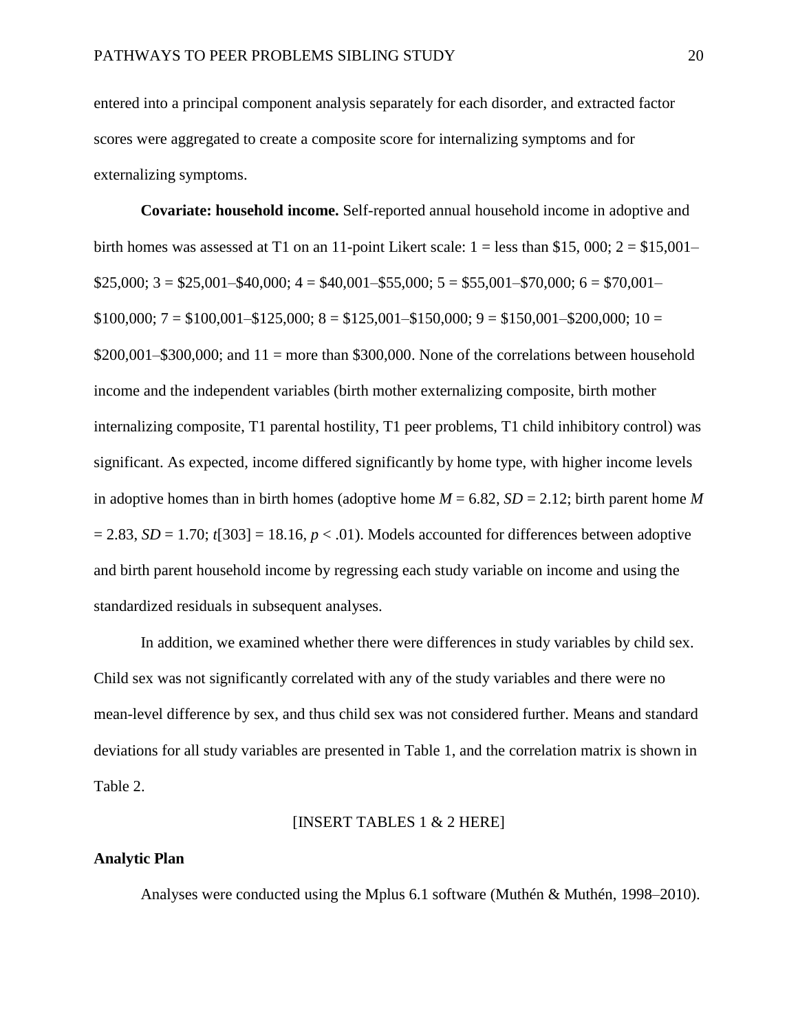entered into a principal component analysis separately for each disorder, and extracted factor scores were aggregated to create a composite score for internalizing symptoms and for externalizing symptoms.

**Covariate: household income.** Self-reported annual household income in adoptive and birth homes was assessed at T1 on an 11-point Likert scale: 1 = less than $15, 000; 2 = $15,001–$25,000; 3 = $25,001–$40,000; 4 = $40,001–$55,000; 5 = $55,001–$70,000; 6 = $70,001–$100,000; 7 = $100,001–$125,000; 8 = $125,001–$150,000; 9 = $150,001–$200,000; 10 = $200,001–$300,000; and 11 = more than $300,000. None of the correlations between household income and the independent variables (birth mother externalizing composite, birth mother internalizing composite, T1 parental hostility, T1 peer problems, T1 child inhibitory control) was significant. As expected, income differed significantly by home type, with higher income levels in adoptive homes than in birth homes (adoptive home $M = 6.82$, $SD = 2.12$; birth parent home $M = 2.83$, $SD = 1.70$; $t[303] = 18.16$, $p < .01$). Models accounted for differences between adoptive and birth parent household income by regressing each study variable on income and using the standardized residuals in subsequent analyses.

In addition, we examined whether there were differences in study variables by child sex. Child sex was not significantly correlated with any of the study variables and there were no mean-level difference by sex, and thus child sex was not considered further. Means and standard deviations for all study variables are presented in Table 1, and the correlation matrix is shown in Table 2.

[INSERT TABLES 1 & 2 HERE]

## Analytic Plan

Analyses were conducted using the Mplus 6.1 software (Muthén & Muthén, 1998–2010).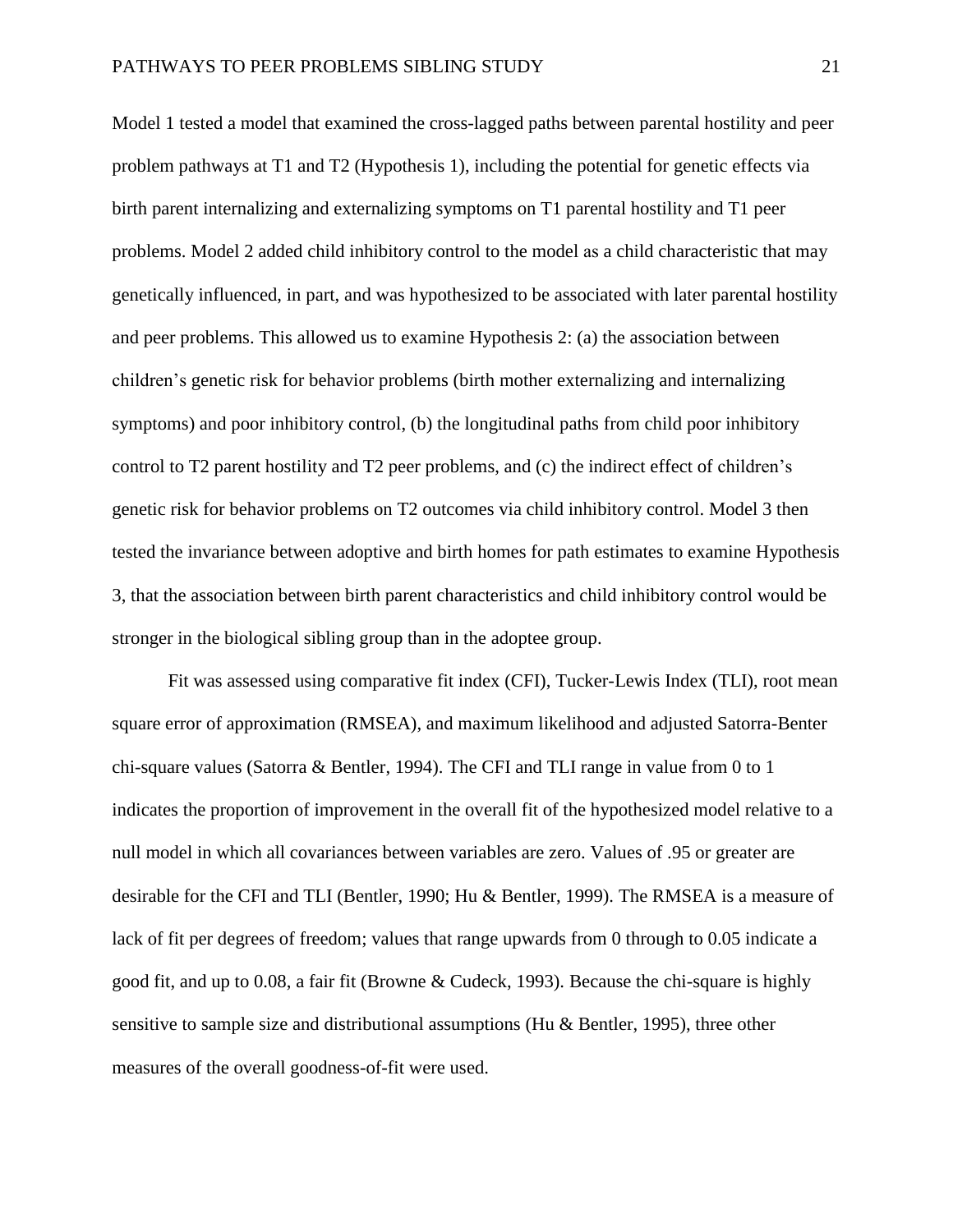Model 1 tested a model that examined the cross-lagged paths between parental hostility and peer problem pathways at T1 and T2 (Hypothesis 1), including the potential for genetic effects via birth parent internalizing and externalizing symptoms on T1 parental hostility and T1 peer problems. Model 2 added child inhibitory control to the model as a child characteristic that may genetically influenced, in part, and was hypothesized to be associated with later parental hostility and peer problems. This allowed us to examine Hypothesis 2: (a) the association between children's genetic risk for behavior problems (birth mother externalizing and internalizing symptoms) and poor inhibitory control, (b) the longitudinal paths from child poor inhibitory control to T2 parent hostility and T2 peer problems, and (c) the indirect effect of children's genetic risk for behavior problems on T2 outcomes via child inhibitory control. Model 3 then tested the invariance between adoptive and birth homes for path estimates to examine Hypothesis 3, that the association between birth parent characteristics and child inhibitory control would be stronger in the biological sibling group than in the adoptee group.

Fit was assessed using comparative fit index (CFI), Tucker-Lewis Index (TLI), root mean square error of approximation (RMSEA), and maximum likelihood and adjusted Satorra-Benter chi-square values (Satorra & Bentler, 1994). The CFI and TLI range in value from 0 to 1 indicates the proportion of improvement in the overall fit of the hypothesized model relative to a null model in which all covariances between variables are zero. Values of .95 or greater are desirable for the CFI and TLI (Bentler, 1990; Hu & Bentler, 1999). The RMSEA is a measure of lack of fit per degrees of freedom; values that range upwards from 0 through to 0.05 indicate a good fit, and up to 0.08, a fair fit (Browne & Cudeck, 1993). Because the chi-square is highly sensitive to sample size and distributional assumptions (Hu & Bentler, 1995), three other measures of the overall goodness-of-fit were used.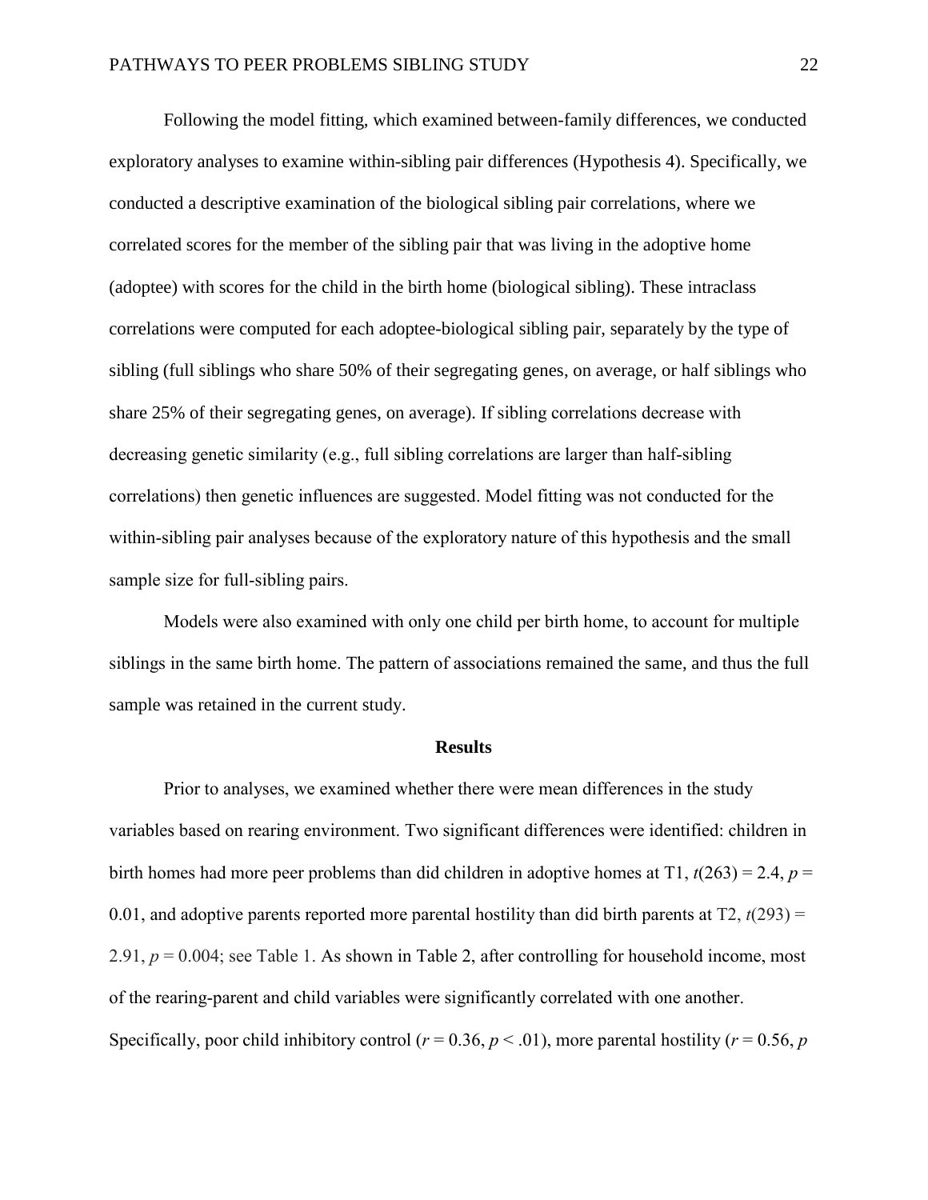Following the model fitting, which examined between-family differences, we conducted exploratory analyses to examine within-sibling pair differences (Hypothesis 4). Specifically, we conducted a descriptive examination of the biological sibling pair correlations, where we correlated scores for the member of the sibling pair that was living in the adoptive home (adoptee) with scores for the child in the birth home (biological sibling). These intraclass correlations were computed for each adoptee-biological sibling pair, separately by the type of sibling (full siblings who share 50% of their segregating genes, on average, or half siblings who share 25% of their segregating genes, on average). If sibling correlations decrease with decreasing genetic similarity (e.g., full sibling correlations are larger than half-sibling correlations) then genetic influences are suggested. Model fitting was not conducted for the within-sibling pair analyses because of the exploratory nature of this hypothesis and the small sample size for full-sibling pairs.

Models were also examined with only one child per birth home, to account for multiple siblings in the same birth home. The pattern of associations remained the same, and thus the full sample was retained in the current study.

## Results

Prior to analyses, we examined whether there were mean differences in the study variables based on rearing environment. Two significant differences were identified: children in birth homes had more peer problems than did children in adoptive homes at T1, $t(263) = 2.4$, $p = 0.01$, and adoptive parents reported more parental hostility than did birth parents at T2, $t(293) = 2.91$, $p = 0.004$; see Table 1. As shown in Table 2, after controlling for household income, most of the rearing-parent and child variables were significantly correlated with one another. Specifically, poor child inhibitory control ($r = 0.36$, $p < .01$), more parental hostility ($r = 0.56$, $p$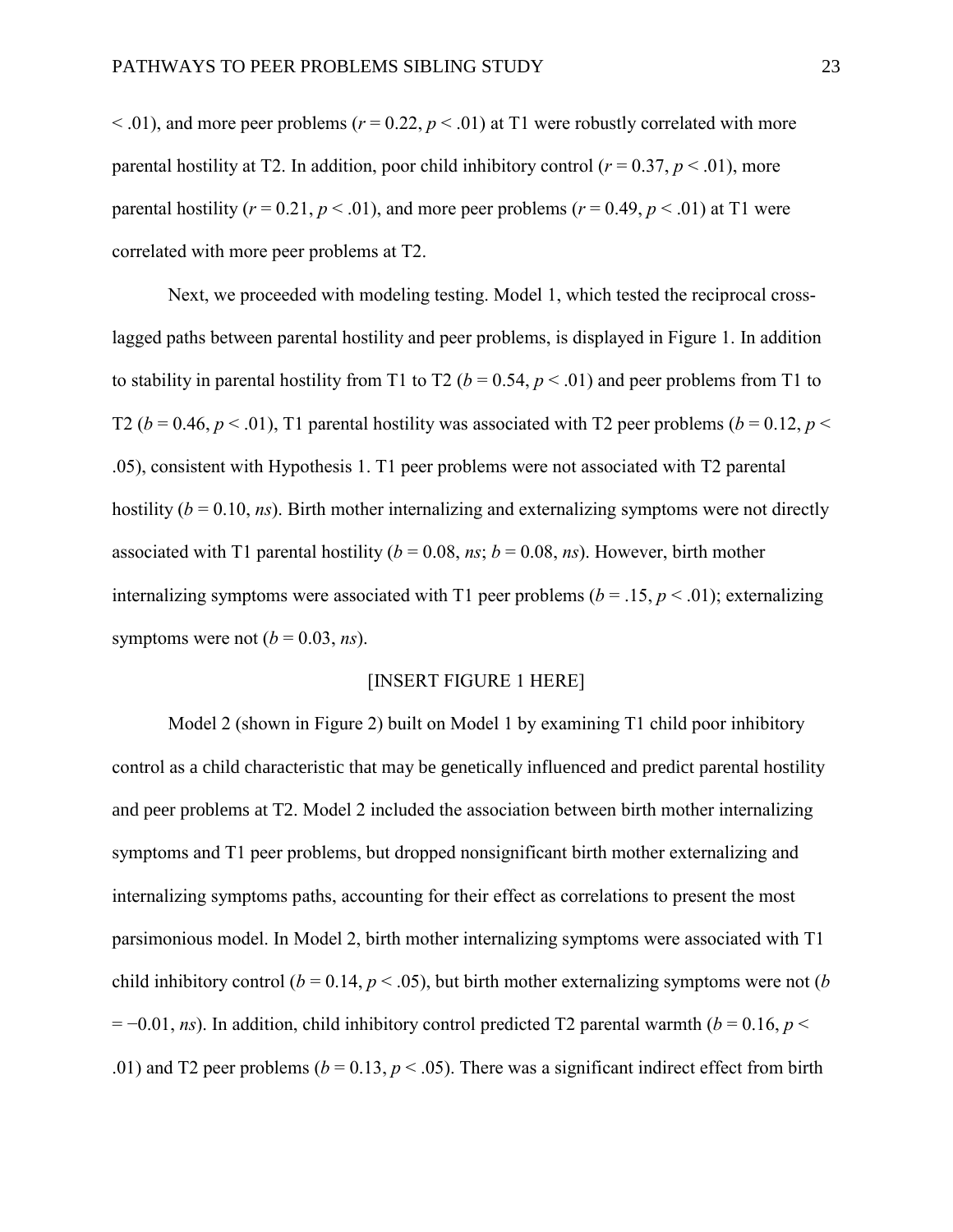$< .01$), and more peer problems ($r = 0.22$, $p < .01$) at T1 were robustly correlated with more parental hostility at T2. In addition, poor child inhibitory control ($r = 0.37$, $p < .01$), more parental hostility ($r = 0.21$, $p < .01$), and more peer problems ($r = 0.49$, $p < .01$) at T1 were correlated with more peer problems at T2.

Next, we proceeded with modeling testing. Model 1, which tested the reciprocal cross-lagged paths between parental hostility and peer problems, is displayed in Figure 1. In addition to stability in parental hostility from T1 to T2 ($b = 0.54$, $p < .01$) and peer problems from T1 to T2 ($b = 0.46$, $p < .01$), T1 parental hostility was associated with T2 peer problems ($b = 0.12$, $p < .05$), consistent with Hypothesis 1. T1 peer problems were not associated with T2 parental hostility ($b = 0.10$, *ns*). Birth mother internalizing and externalizing symptoms were not directly associated with T1 parental hostility ($b = 0.08$, *ns*; $b = 0.08$, *ns*). However, birth mother internalizing symptoms were associated with T1 peer problems ($b = .15$, $p < .01$); externalizing symptoms were not ($b = 0.03$, *ns*).

[INSERT FIGURE 1 HERE]

Model 2 (shown in Figure 2) built on Model 1 by examining T1 child poor inhibitory control as a child characteristic that may be genetically influenced and predict parental hostility and peer problems at T2. Model 2 included the association between birth mother internalizing symptoms and T1 peer problems, but dropped nonsignificant birth mother externalizing and internalizing symptoms paths, accounting for their effect as correlations to present the most parsimonious model. In Model 2, birth mother internalizing symptoms were associated with T1 child inhibitory control ($b = 0.14$, $p < .05$), but birth mother externalizing symptoms were not ($b = -0.01$, *ns*). In addition, child inhibitory control predicted T2 parental warmth ($b = 0.16$, $p < .01$) and T2 peer problems ($b = 0.13$, $p < .05$). There was a significant indirect effect from birth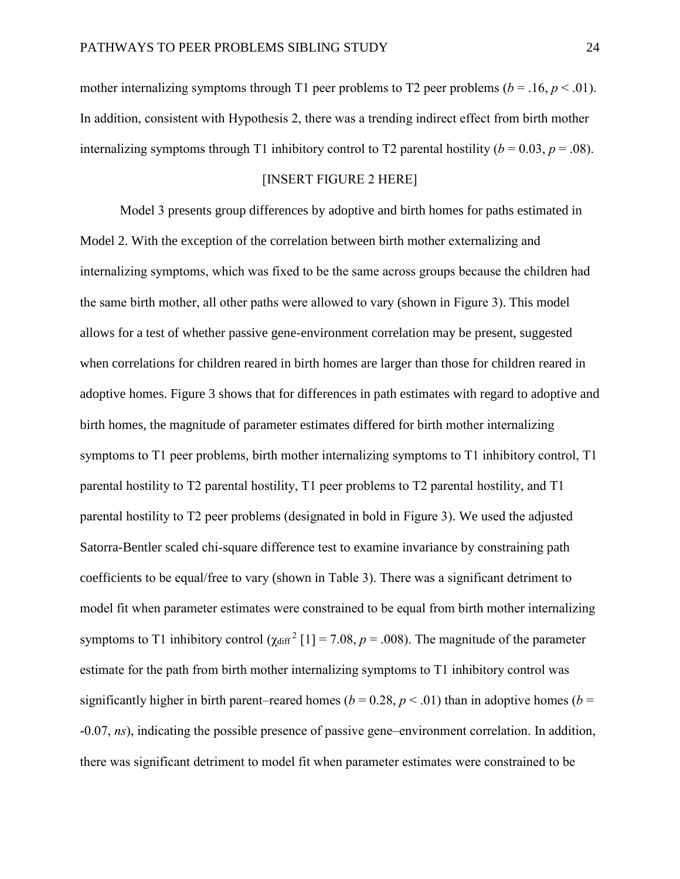mother internalizing symptoms through T1 peer problems to T2 peer problems ($b = .16$, $p < .01$). In addition, consistent with Hypothesis 2, there was a trending indirect effect from birth mother internalizing symptoms through T1 inhibitory control to T2 parental hostility ($b = 0.03$, $p = .08$).

[INSERT FIGURE 2 HERE]

Model 3 presents group differences by adoptive and birth homes for paths estimated in Model 2. With the exception of the correlation between birth mother externalizing and internalizing symptoms, which was fixed to be the same across groups because the children had the same birth mother, all other paths were allowed to vary (shown in Figure 3). This model allows for a test of whether passive gene-environment correlation may be present, suggested when correlations for children reared in birth homes are larger than those for children reared in adoptive homes. Figure 3 shows that for differences in path estimates with regard to adoptive and birth homes, the magnitude of parameter estimates differed for birth mother internalizing symptoms to T1 peer problems, birth mother internalizing symptoms to T1 inhibitory control, T1 parental hostility to T2 parental hostility, T1 peer problems to T2 parental hostility, and T1 parental hostility to T2 peer problems (designated in bold in Figure 3). We used the adjusted Satorra-Bentler scaled chi-square difference test to examine invariance by constraining path coefficients to be equal/free to vary (shown in Table 3). There was a significant detriment to model fit when parameter estimates were constrained to be equal from birth mother internalizing symptoms to T1 inhibitory control ($\chi_{\text{diff}}^2$ [1] = 7.08, $p = .008$). The magnitude of the parameter estimate for the path from birth mother internalizing symptoms to T1 inhibitory control was significantly higher in birth parent–reared homes ($b = 0.28$, $p < .01$) than in adoptive homes ($b = -0.07$, *ns*), indicating the possible presence of passive gene–environment correlation. In addition, there was significant detriment to model fit when parameter estimates were constrained to be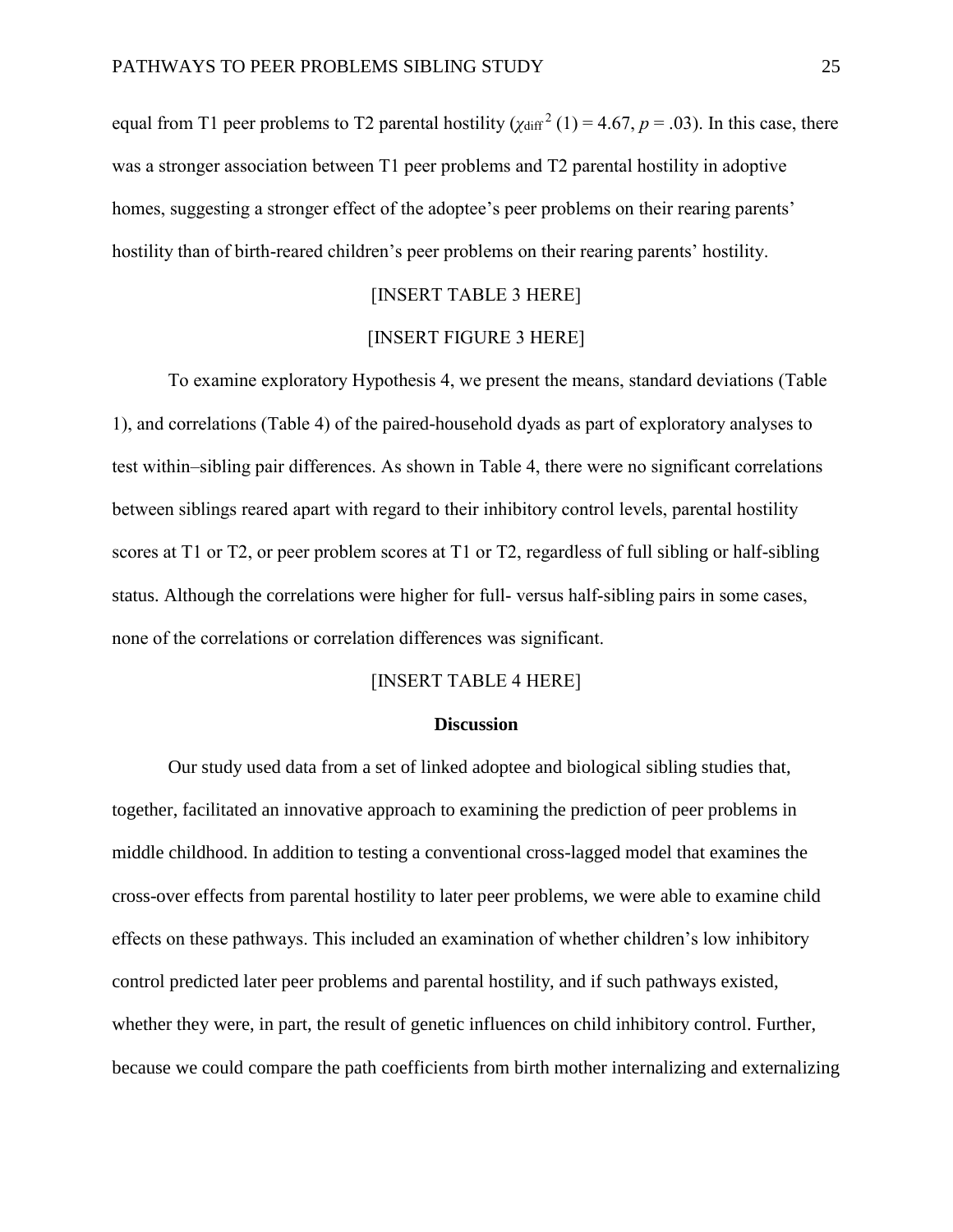equal from T1 peer problems to T2 parental hostility ($\chi_{\text{diff}}^2$ (1) = 4.67, $p$ = .03). In this case, there was a stronger association between T1 peer problems and T2 parental hostility in adoptive homes, suggesting a stronger effect of the adoptee's peer problems on their rearing parents' hostility than of birth-reared children's peer problems on their rearing parents' hostility.

[INSERT TABLE 3 HERE]

[INSERT FIGURE 3 HERE]

To examine exploratory Hypothesis 4, we present the means, standard deviations (Table 1), and correlations (Table 4) of the paired-household dyads as part of exploratory analyses to test within–sibling pair differences. As shown in Table 4, there were no significant correlations between siblings reared apart with regard to their inhibitory control levels, parental hostility scores at T1 or T2, or peer problem scores at T1 or T2, regardless of full sibling or half-sibling status. Although the correlations were higher for full- versus half-sibling pairs in some cases, none of the correlations or correlation differences was significant.

[INSERT TABLE 4 HERE]

## Discussion

Our study used data from a set of linked adoptee and biological sibling studies that, together, facilitated an innovative approach to examining the prediction of peer problems in middle childhood. In addition to testing a conventional cross-lagged model that examines the cross-over effects from parental hostility to later peer problems, we were able to examine child effects on these pathways. This included an examination of whether children's low inhibitory control predicted later peer problems and parental hostility, and if such pathways existed, whether they were, in part, the result of genetic influences on child inhibitory control. Further, because we could compare the path coefficients from birth mother internalizing and externalizing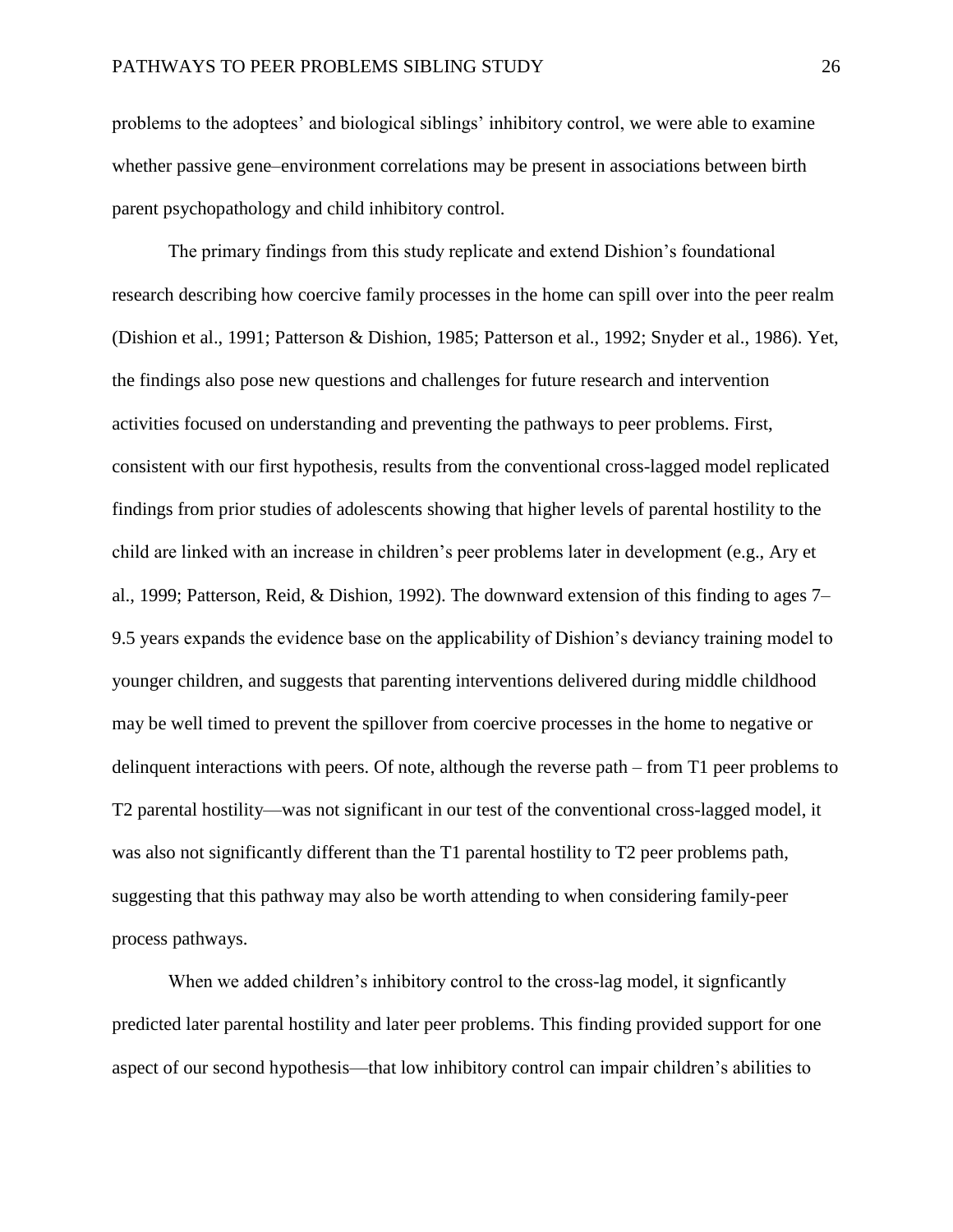problems to the adoptees' and biological siblings' inhibitory control, we were able to examine whether passive gene–environment correlations may be present in associations between birth parent psychopathology and child inhibitory control.

The primary findings from this study replicate and extend Dishion's foundational research describing how coercive family processes in the home can spill over into the peer realm (Dishion et al., 1991; Patterson & Dishion, 1985; Patterson et al., 1992; Snyder et al., 1986). Yet, the findings also pose new questions and challenges for future research and intervention activities focused on understanding and preventing the pathways to peer problems. First, consistent with our first hypothesis, results from the conventional cross-lagged model replicated findings from prior studies of adolescents showing that higher levels of parental hostility to the child are linked with an increase in children's peer problems later in development (e.g., Ary et al., 1999; Patterson, Reid, & Dishion, 1992). The downward extension of this finding to ages 7–9.5 years expands the evidence base on the applicability of Dishion's deviancy training model to younger children, and suggests that parenting interventions delivered during middle childhood may be well timed to prevent the spillover from coercive processes in the home to negative or delinquent interactions with peers. Of note, although the reverse path – from T1 peer problems to T2 parental hostility—was not significant in our test of the conventional cross-lagged model, it was also not significantly different than the T1 parental hostility to T2 peer problems path, suggesting that this pathway may also be worth attending to when considering family-peer process pathways.

When we added children's inhibitory control to the cross-lag model, it signficantly predicted later parental hostility and later peer problems. This finding provided support for one aspect of our second hypothesis—that low inhibitory control can impair children's abilities to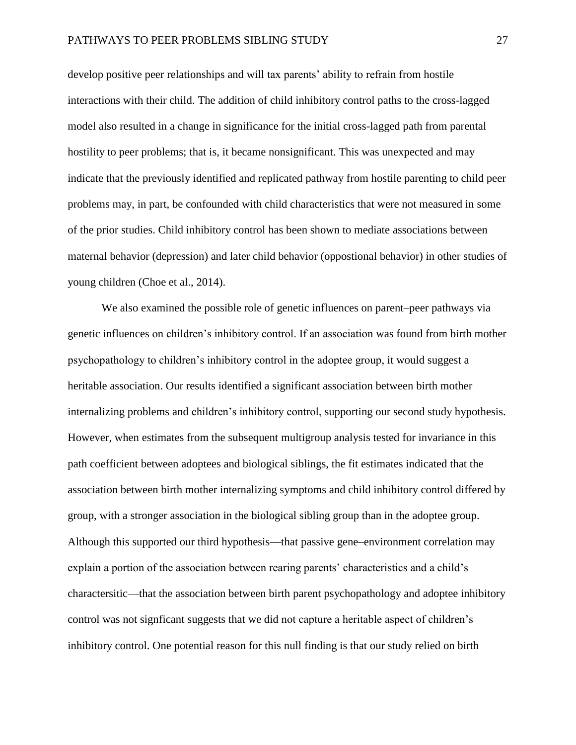develop positive peer relationships and will tax parents' ability to refrain from hostile interactions with their child. The addition of child inhibitory control paths to the cross-lagged model also resulted in a change in significance for the initial cross-lagged path from parental hostility to peer problems; that is, it became nonsignificant. This was unexpected and may indicate that the previously identified and replicated pathway from hostile parenting to child peer problems may, in part, be confounded with child characteristics that were not measured in some of the prior studies. Child inhibitory control has been shown to mediate associations between maternal behavior (depression) and later child behavior (oppostional behavior) in other studies of young children (Choe et al., 2014).

We also examined the possible role of genetic influences on parent–peer pathways via genetic influences on children's inhibitory control. If an association was found from birth mother psychopathology to children's inhibitory control in the adoptee group, it would suggest a heritable association. Our results identified a significant association between birth mother internalizing problems and children's inhibitory control, supporting our second study hypothesis. However, when estimates from the subsequent multigroup analysis tested for invariance in this path coefficient between adoptees and biological siblings, the fit estimates indicated that the association between birth mother internalizing symptoms and child inhibitory control differed by group, with a stronger association in the biological sibling group than in the adoptee group. Although this supported our third hypothesis—that passive gene–environment correlation may explain a portion of the association between rearing parents' characteristics and a child's charactersitic—that the association between birth parent psychopathology and adoptee inhibitory control was not signficant suggests that we did not capture a heritable aspect of children's inhibitory control. One potential reason for this null finding is that our study relied on birth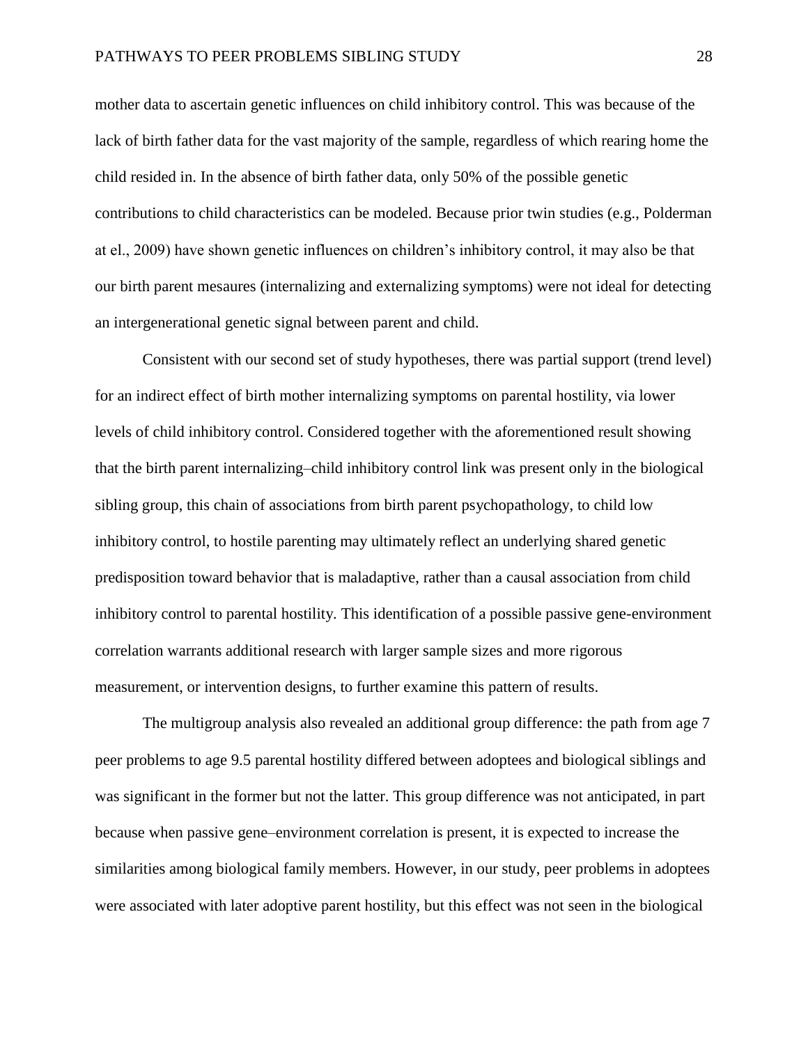mother data to ascertain genetic influences on child inhibitory control. This was because of the lack of birth father data for the vast majority of the sample, regardless of which rearing home the child resided in. In the absence of birth father data, only 50% of the possible genetic contributions to child characteristics can be modeled. Because prior twin studies (e.g., Polderman at el., 2009) have shown genetic influences on children's inhibitory control, it may also be that our birth parent mesaures (internalizing and externalizing symptoms) were not ideal for detecting an intergenerational genetic signal between parent and child.

Consistent with our second set of study hypotheses, there was partial support (trend level) for an indirect effect of birth mother internalizing symptoms on parental hostility, via lower levels of child inhibitory control. Considered together with the aforementioned result showing that the birth parent internalizing–child inhibitory control link was present only in the biological sibling group, this chain of associations from birth parent psychopathology, to child low inhibitory control, to hostile parenting may ultimately reflect an underlying shared genetic predisposition toward behavior that is maladaptive, rather than a causal association from child inhibitory control to parental hostility. This identification of a possible passive gene-environment correlation warrants additional research with larger sample sizes and more rigorous measurement, or intervention designs, to further examine this pattern of results.

The multigroup analysis also revealed an additional group difference: the path from age 7 peer problems to age 9.5 parental hostility differed between adoptees and biological siblings and was significant in the former but not the latter. This group difference was not anticipated, in part because when passive gene–environment correlation is present, it is expected to increase the similarities among biological family members. However, in our study, peer problems in adoptees were associated with later adoptive parent hostility, but this effect was not seen in the biological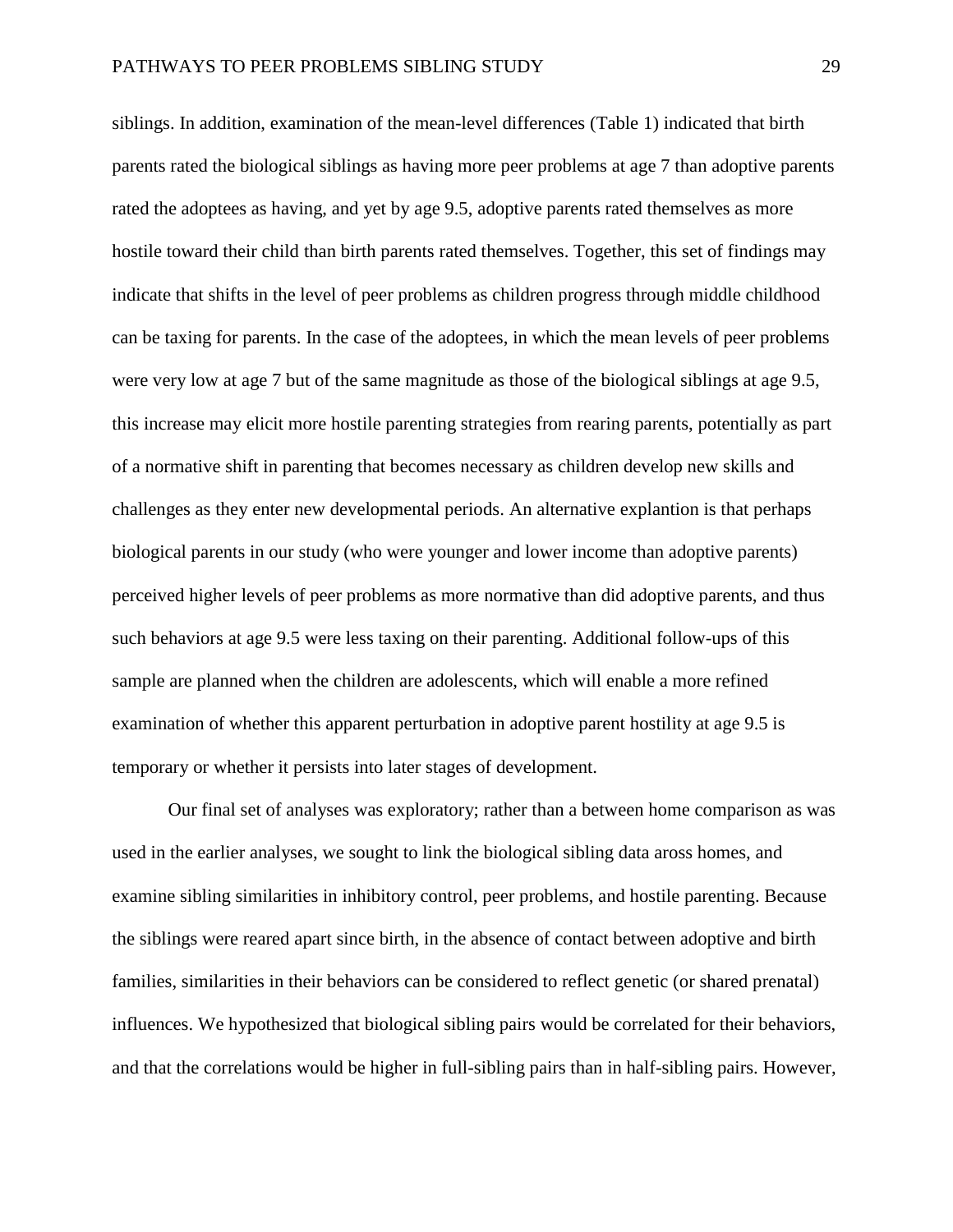siblings. In addition, examination of the mean-level differences (Table 1) indicated that birth parents rated the biological siblings as having more peer problems at age 7 than adoptive parents rated the adoptees as having, and yet by age 9.5, adoptive parents rated themselves as more hostile toward their child than birth parents rated themselves. Together, this set of findings may indicate that shifts in the level of peer problems as children progress through middle childhood can be taxing for parents. In the case of the adoptees, in which the mean levels of peer problems were very low at age 7 but of the same magnitude as those of the biological siblings at age 9.5, this increase may elicit more hostile parenting strategies from rearing parents, potentially as part of a normative shift in parenting that becomes necessary as children develop new skills and challenges as they enter new developmental periods. An alternative explantion is that perhaps biological parents in our study (who were younger and lower income than adoptive parents) perceived higher levels of peer problems as more normative than did adoptive parents, and thus such behaviors at age 9.5 were less taxing on their parenting. Additional follow-ups of this sample are planned when the children are adolescents, which will enable a more refined examination of whether this apparent perturbation in adoptive parent hostility at age 9.5 is temporary or whether it persists into later stages of development.

Our final set of analyses was exploratory; rather than a between home comparison as was used in the earlier analyses, we sought to link the biological sibling data aross homes, and examine sibling similarities in inhibitory control, peer problems, and hostile parenting. Because the siblings were reared apart since birth, in the absence of contact between adoptive and birth families, similarities in their behaviors can be considered to reflect genetic (or shared prenatal) influences. We hypothesized that biological sibling pairs would be correlated for their behaviors, and that the correlations would be higher in full-sibling pairs than in half-sibling pairs. However,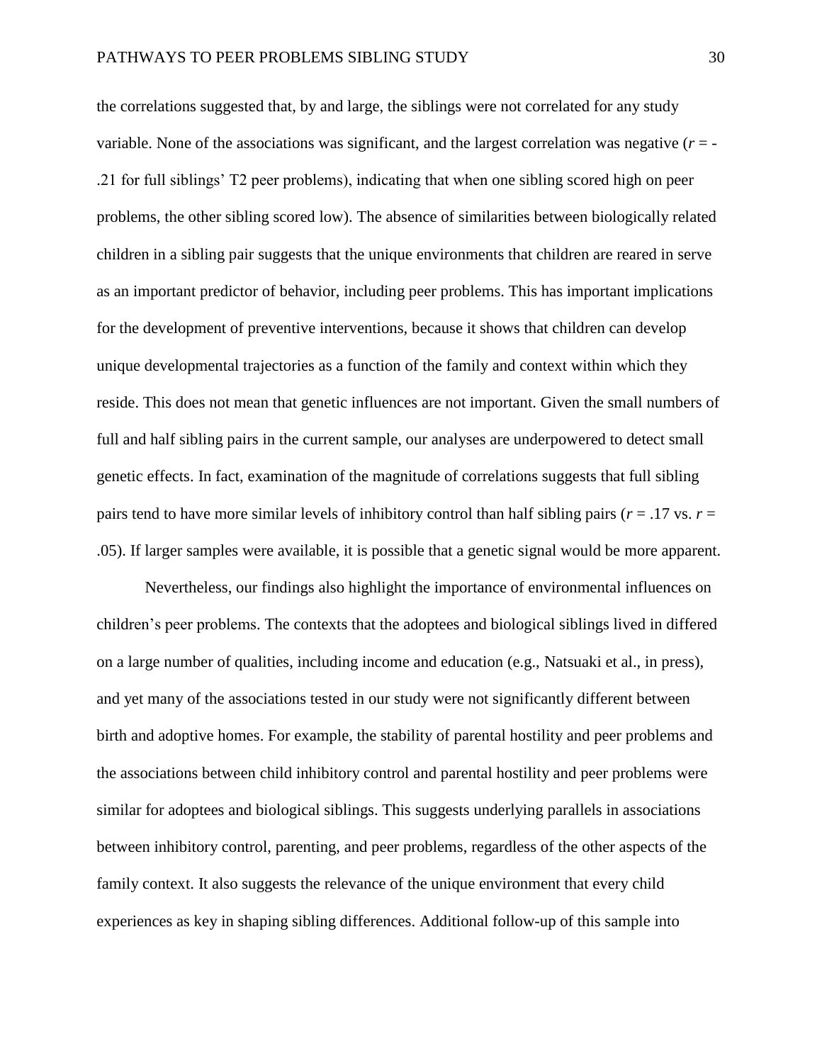the correlations suggested that, by and large, the siblings were not correlated for any study variable. None of the associations was significant, and the largest correlation was negative ($r$ = -.21 for full siblings' T2 peer problems), indicating that when one sibling scored high on peer problems, the other sibling scored low). The absence of similarities between biologically related children in a sibling pair suggests that the unique environments that children are reared in serve as an important predictor of behavior, including peer problems. This has important implications for the development of preventive interventions, because it shows that children can develop unique developmental trajectories as a function of the family and context within which they reside. This does not mean that genetic influences are not important. Given the small numbers of full and half sibling pairs in the current sample, our analyses are underpowered to detect small genetic effects. In fact, examination of the magnitude of correlations suggests that full sibling pairs tend to have more similar levels of inhibitory control than half sibling pairs ($r$ = .17 vs. $r$ = .05). If larger samples were available, it is possible that a genetic signal would be more apparent.

Nevertheless, our findings also highlight the importance of environmental influences on children's peer problems. The contexts that the adoptees and biological siblings lived in differed on a large number of qualities, including income and education (e.g., Natsuaki et al., in press), and yet many of the associations tested in our study were not significantly different between birth and adoptive homes. For example, the stability of parental hostility and peer problems and the associations between child inhibitory control and parental hostility and peer problems were similar for adoptees and biological siblings. This suggests underlying parallels in associations between inhibitory control, parenting, and peer problems, regardless of the other aspects of the family context. It also suggests the relevance of the unique environment that every child experiences as key in shaping sibling differences. Additional follow-up of this sample into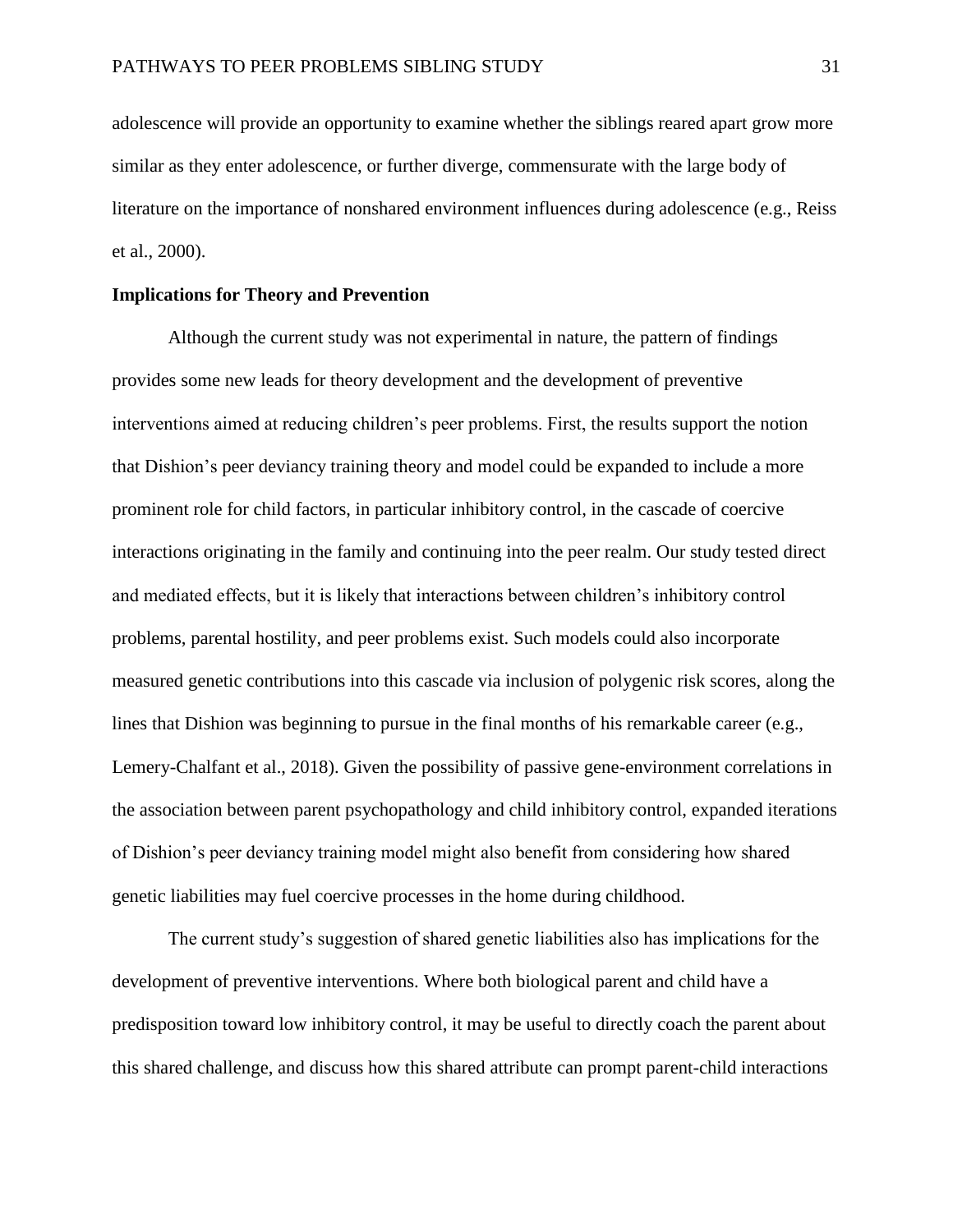adolescence will provide an opportunity to examine whether the siblings reared apart grow more similar as they enter adolescence, or further diverge, commensurate with the large body of literature on the importance of nonshared environment influences during adolescence (e.g., Reiss et al., 2000).

**Implications for Theory and Prevention**

Although the current study was not experimental in nature, the pattern of findings provides some new leads for theory development and the development of preventive interventions aimed at reducing children's peer problems. First, the results support the notion that Dishion's peer deviancy training theory and model could be expanded to include a more prominent role for child factors, in particular inhibitory control, in the cascade of coercive interactions originating in the family and continuing into the peer realm. Our study tested direct and mediated effects, but it is likely that interactions between children's inhibitory control problems, parental hostility, and peer problems exist. Such models could also incorporate measured genetic contributions into this cascade via inclusion of polygenic risk scores, along the lines that Dishion was beginning to pursue in the final months of his remarkable career (e.g., Lemery-Chalfant et al., 2018). Given the possibility of passive gene-environment correlations in the association between parent psychopathology and child inhibitory control, expanded iterations of Dishion's peer deviancy training model might also benefit from considering how shared genetic liabilities may fuel coercive processes in the home during childhood.

The current study's suggestion of shared genetic liabilities also has implications for the development of preventive interventions. Where both biological parent and child have a predisposition toward low inhibitory control, it may be useful to directly coach the parent about this shared challenge, and discuss how this shared attribute can prompt parent-child interactions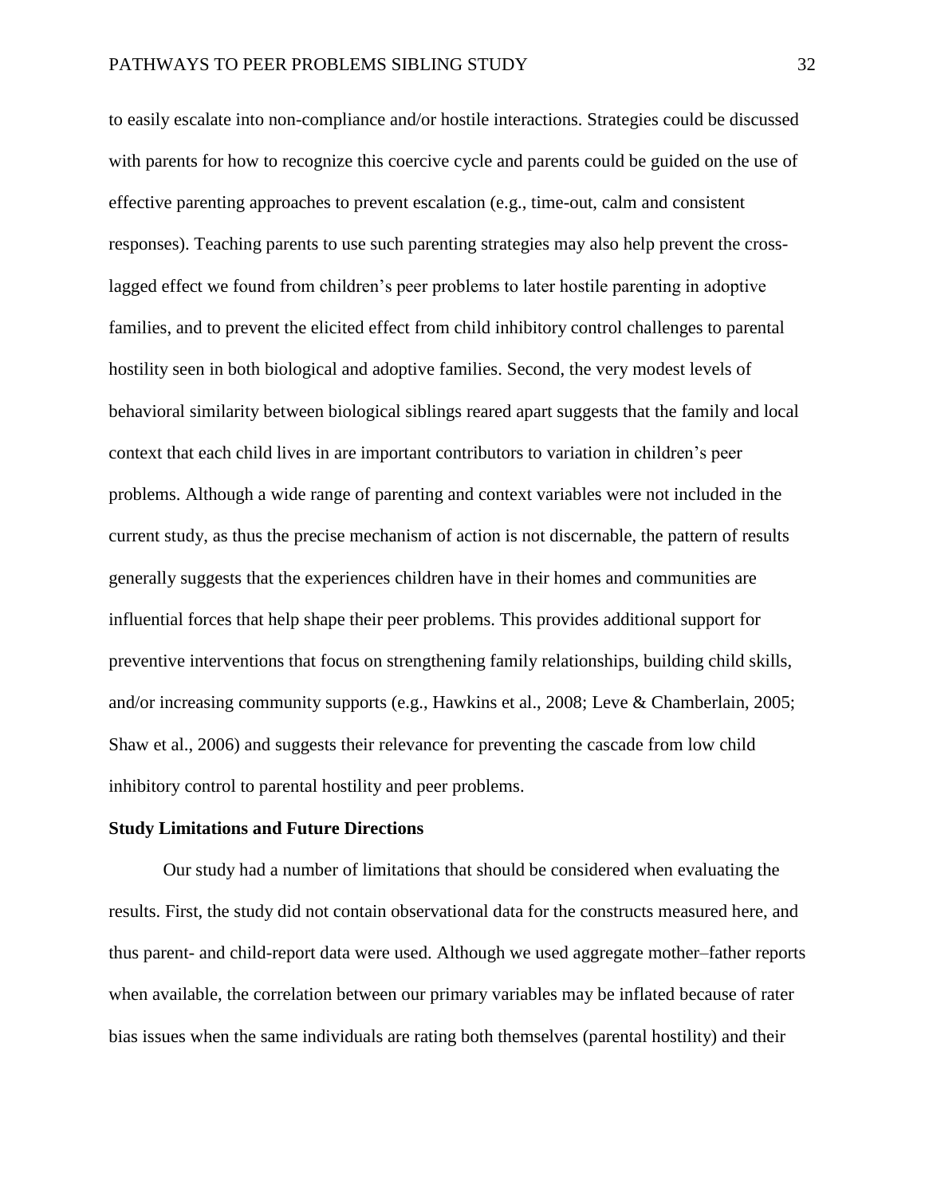to easily escalate into non-compliance and/or hostile interactions. Strategies could be discussed with parents for how to recognize this coercive cycle and parents could be guided on the use of effective parenting approaches to prevent escalation (e.g., time-out, calm and consistent responses). Teaching parents to use such parenting strategies may also help prevent the cross-lagged effect we found from children's peer problems to later hostile parenting in adoptive families, and to prevent the elicited effect from child inhibitory control challenges to parental hostility seen in both biological and adoptive families. Second, the very modest levels of behavioral similarity between biological siblings reared apart suggests that the family and local context that each child lives in are important contributors to variation in children's peer problems. Although a wide range of parenting and context variables were not included in the current study, as thus the precise mechanism of action is not discernable, the pattern of results generally suggests that the experiences children have in their homes and communities are influential forces that help shape their peer problems. This provides additional support for preventive interventions that focus on strengthening family relationships, building child skills, and/or increasing community supports (e.g., Hawkins et al., 2008; Leve & Chamberlain, 2005; Shaw et al., 2006) and suggests their relevance for preventing the cascade from low child inhibitory control to parental hostility and peer problems.

**Study Limitations and Future Directions**

Our study had a number of limitations that should be considered when evaluating the results. First, the study did not contain observational data for the constructs measured here, and thus parent- and child-report data were used. Although we used aggregate mother–father reports when available, the correlation between our primary variables may be inflated because of rater bias issues when the same individuals are rating both themselves (parental hostility) and their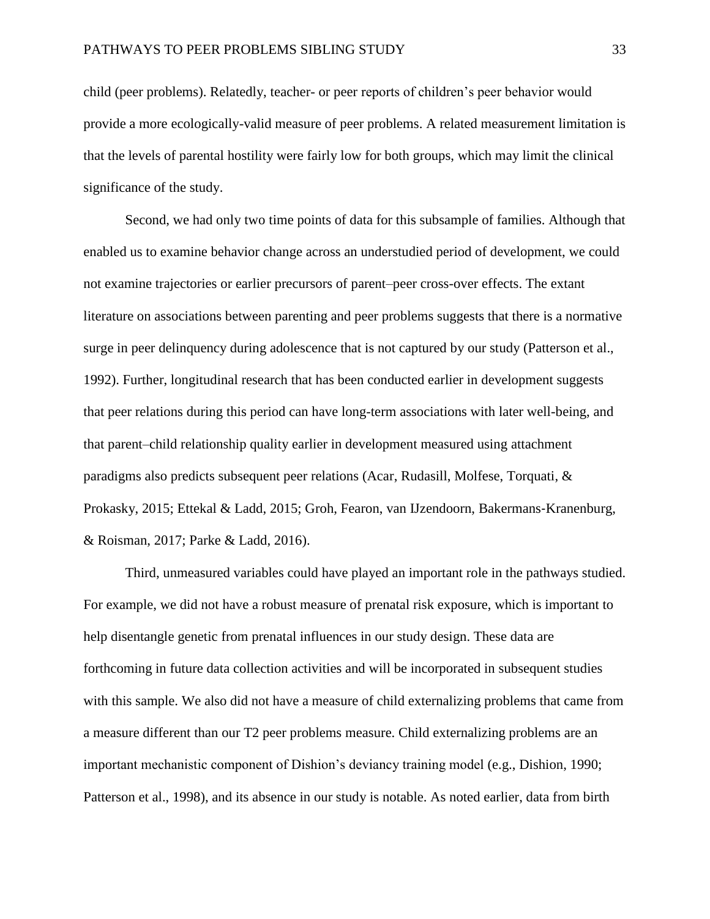child (peer problems). Relatedly, teacher- or peer reports of children's peer behavior would provide a more ecologically-valid measure of peer problems. A related measurement limitation is that the levels of parental hostility were fairly low for both groups, which may limit the clinical significance of the study.

Second, we had only two time points of data for this subsample of families. Although that enabled us to examine behavior change across an understudied period of development, we could not examine trajectories or earlier precursors of parent–peer cross-over effects. The extant literature on associations between parenting and peer problems suggests that there is a normative surge in peer delinquency during adolescence that is not captured by our study (Patterson et al., 1992). Further, longitudinal research that has been conducted earlier in development suggests that peer relations during this period can have long-term associations with later well-being, and that parent–child relationship quality earlier in development measured using attachment paradigms also predicts subsequent peer relations (Acar, Rudasill, Molfese, Torquati, & Prokasky, 2015; Ettekal & Ladd, 2015; Groh, Fearon, van IJzendoorn, Bakermans-Kranenburg, & Roisman, 2017; Parke & Ladd, 2016).

Third, unmeasured variables could have played an important role in the pathways studied. For example, we did not have a robust measure of prenatal risk exposure, which is important to help disentangle genetic from prenatal influences in our study design. These data are forthcoming in future data collection activities and will be incorporated in subsequent studies with this sample. We also did not have a measure of child externalizing problems that came from a measure different than our T2 peer problems measure. Child externalizing problems are an important mechanistic component of Dishion's deviancy training model (e.g., Dishion, 1990; Patterson et al., 1998), and its absence in our study is notable. As noted earlier, data from birth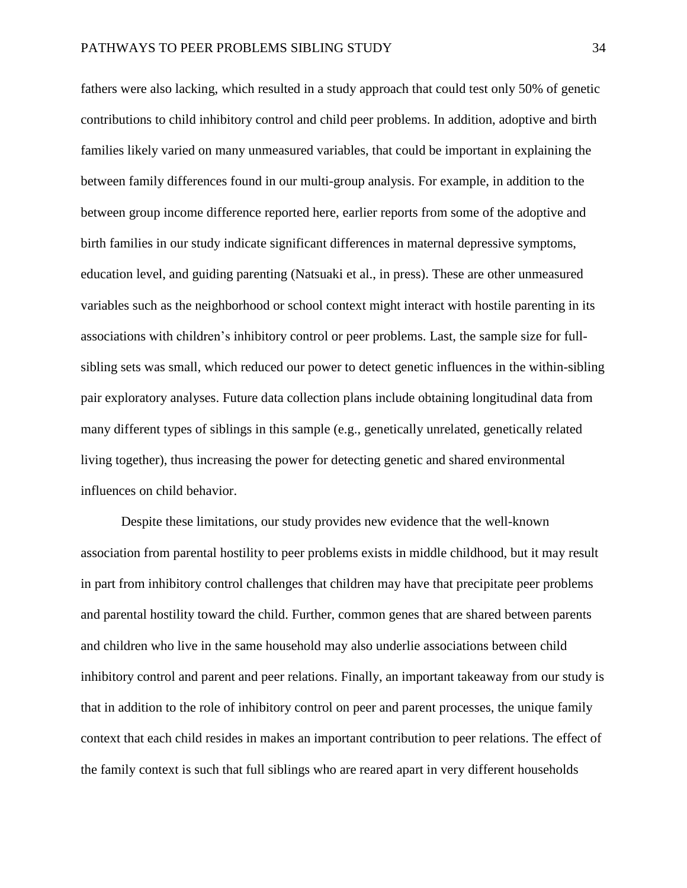fathers were also lacking, which resulted in a study approach that could test only 50% of genetic contributions to child inhibitory control and child peer problems. In addition, adoptive and birth families likely varied on many unmeasured variables, that could be important in explaining the between family differences found in our multi-group analysis. For example, in addition to the between group income difference reported here, earlier reports from some of the adoptive and birth families in our study indicate significant differences in maternal depressive symptoms, education level, and guiding parenting (Natsuaki et al., in press). These are other unmeasured variables such as the neighborhood or school context might interact with hostile parenting in its associations with children's inhibitory control or peer problems. Last, the sample size for full-sibling sets was small, which reduced our power to detect genetic influences in the within-sibling pair exploratory analyses. Future data collection plans include obtaining longitudinal data from many different types of siblings in this sample (e.g., genetically unrelated, genetically related living together), thus increasing the power for detecting genetic and shared environmental influences on child behavior.

Despite these limitations, our study provides new evidence that the well-known association from parental hostility to peer problems exists in middle childhood, but it may result in part from inhibitory control challenges that children may have that precipitate peer problems and parental hostility toward the child. Further, common genes that are shared between parents and children who live in the same household may also underlie associations between child inhibitory control and parent and peer relations. Finally, an important takeaway from our study is that in addition to the role of inhibitory control on peer and parent processes, the unique family context that each child resides in makes an important contribution to peer relations. The effect of the family context is such that full siblings who are reared apart in very different households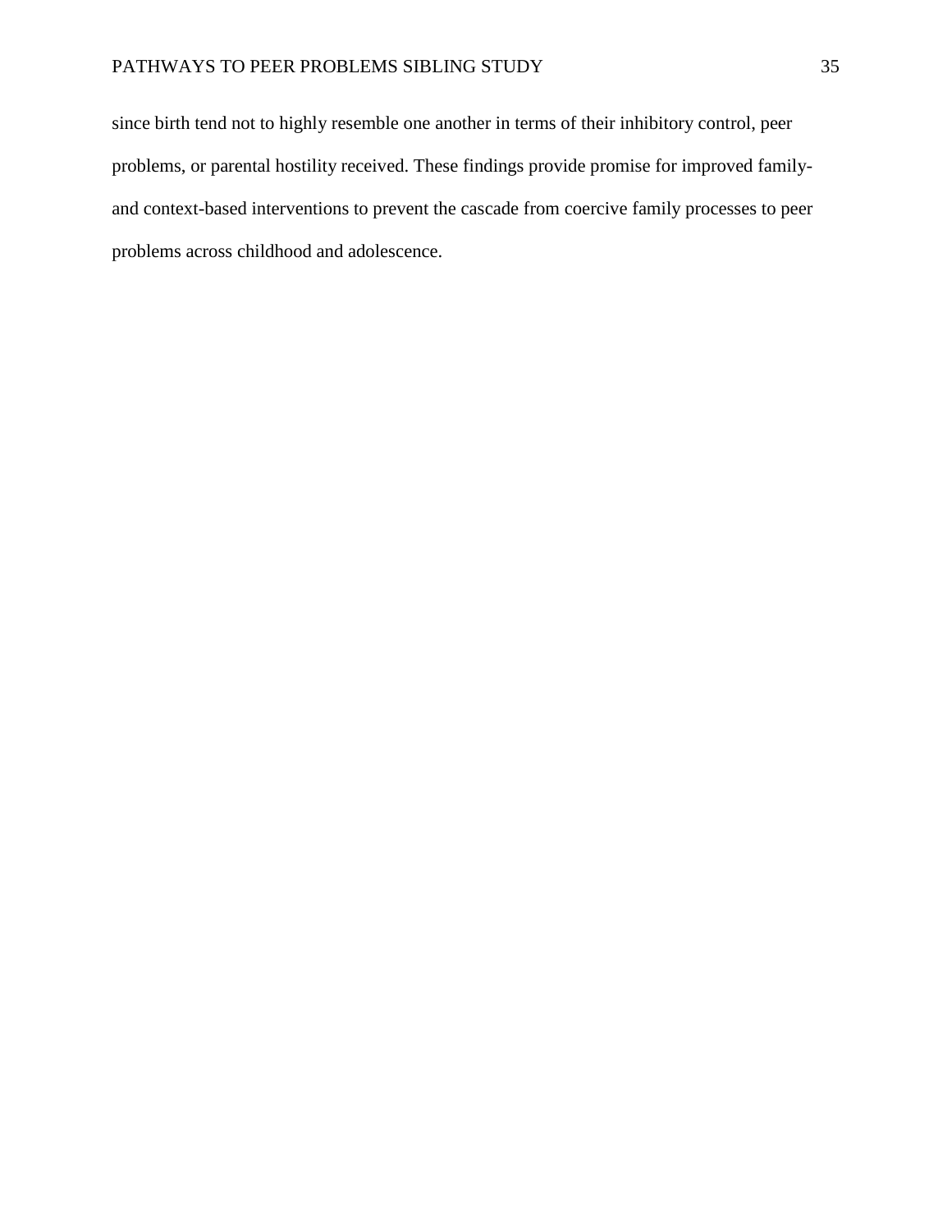since birth tend not to highly resemble one another in terms of their inhibitory control, peer problems, or parental hostility received. These findings provide promise for improved family- and context-based interventions to prevent the cascade from coercive family processes to peer problems across childhood and adolescence.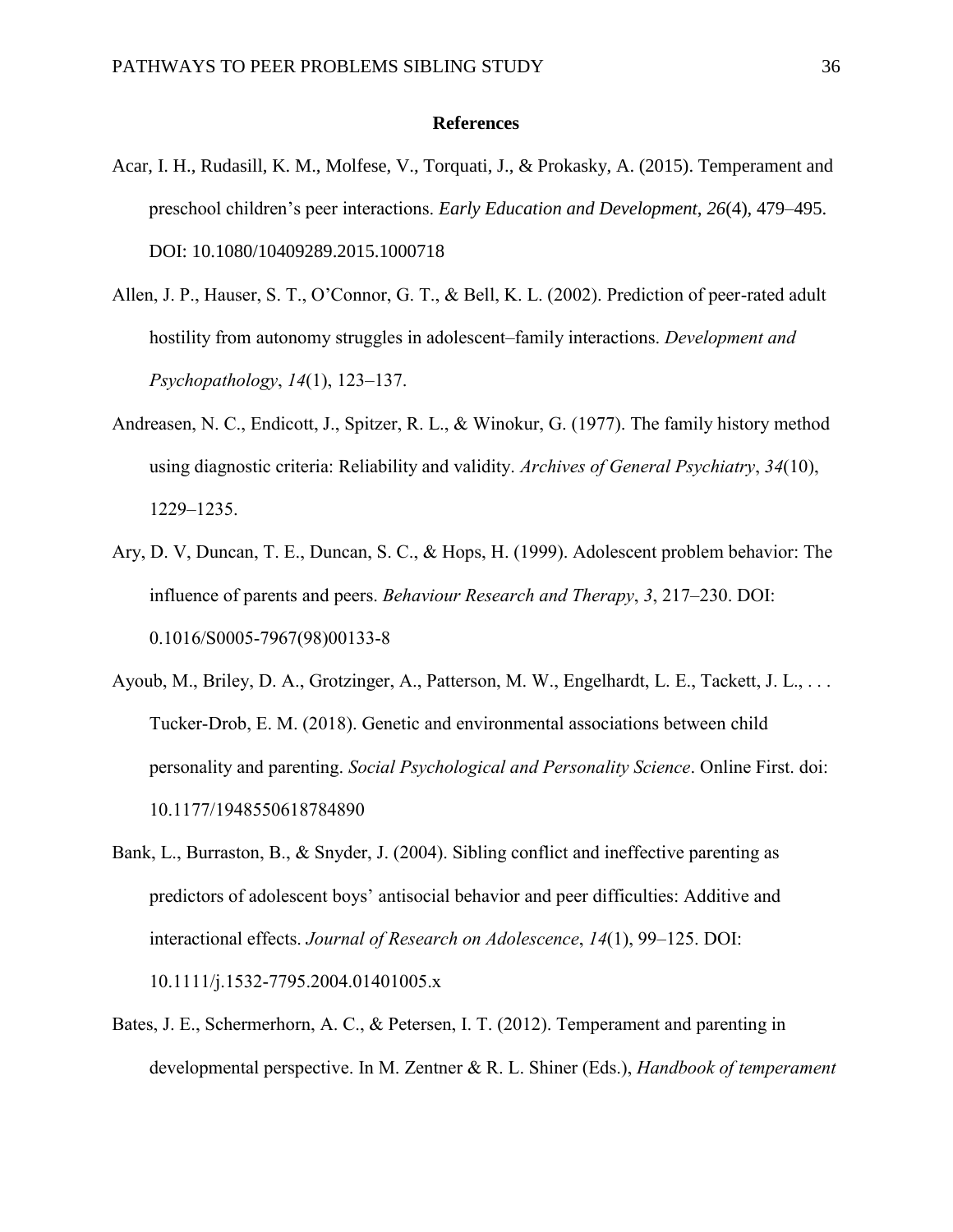**References**

Acar, I. H., Rudasill, K. M., Molfese, V., Torquati, J., & Prokasky, A. (2015). Temperament and preschool children's peer interactions. *Early Education and Development*, *26*(4), 479–495. DOI: 10.1080/10409289.2015.1000718

Allen, J. P., Hauser, S. T., O'Connor, G. T., & Bell, K. L. (2002). Prediction of peer-rated adult hostility from autonomy struggles in adolescent–family interactions. *Development and Psychopathology*, *14*(1), 123–137.

Andreasen, N. C., Endicott, J., Spitzer, R. L., & Winokur, G. (1977). The family history method using diagnostic criteria: Reliability and validity. *Archives of General Psychiatry*, *34*(10), 1229–1235.

Ary, D. V, Duncan, T. E., Duncan, S. C., & Hops, H. (1999). Adolescent problem behavior: The influence of parents and peers. *Behaviour Research and Therapy*, *3*, 217–230. DOI: 0.1016/S0005-7967(98)00133-8

Ayoub, M., Briley, D. A., Grotzinger, A., Patterson, M. W., Engelhardt, L. E., Tackett, J. L., . . . Tucker-Drob, E. M. (2018). Genetic and environmental associations between child personality and parenting. *Social Psychological and Personality Science*. Online First. doi: 10.1177/1948550618784890

Bank, L., Burraston, B., & Snyder, J. (2004). Sibling conflict and ineffective parenting as predictors of adolescent boys' antisocial behavior and peer difficulties: Additive and interactional effects. *Journal of Research on Adolescence*, *14*(1), 99–125. DOI: 10.1111/j.1532-7795.2004.01401005.x

Bates, J. E., Schermerhorn, A. C., & Petersen, I. T. (2012). Temperament and parenting in developmental perspective. In M. Zentner & R. L. Shiner (Eds.), *Handbook of temperament*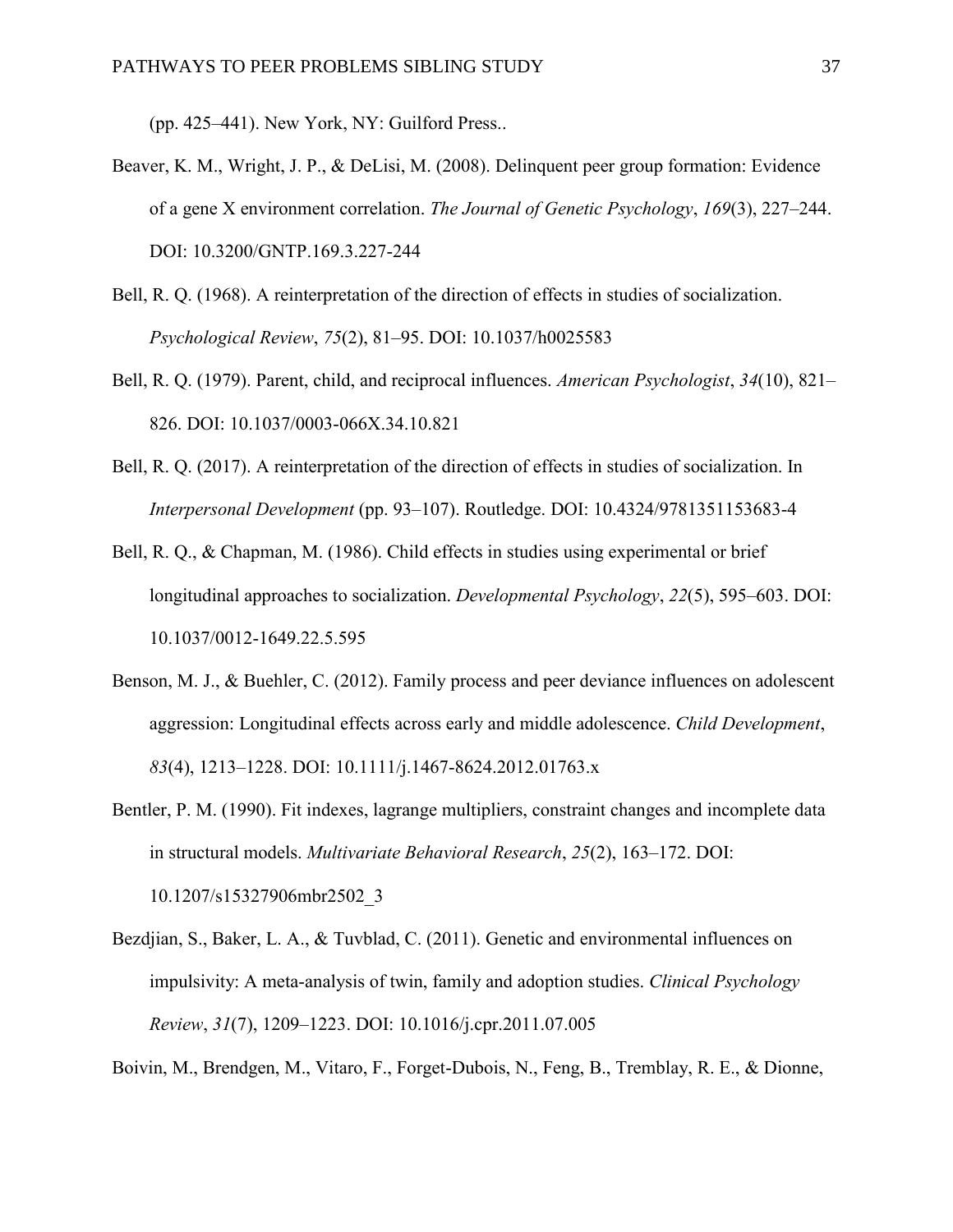(pp. 425–441). New York, NY: Guilford Press..

Beaver, K. M., Wright, J. P., & DeLisi, M. (2008). Delinquent peer group formation: Evidence of a gene X environment correlation. *The Journal of Genetic Psychology*, *169*(3), 227–244. DOI: 10.3200/GNTP.169.3.227-244

Bell, R. Q. (1968). A reinterpretation of the direction of effects in studies of socialization. *Psychological Review*, *75*(2), 81–95. DOI: 10.1037/h0025583

Bell, R. Q. (1979). Parent, child, and reciprocal influences. *American Psychologist*, *34*(10), 821–826. DOI: 10.1037/0003-066X.34.10.821

Bell, R. Q. (2017). A reinterpretation of the direction of effects in studies of socialization. In *Interpersonal Development* (pp. 93–107). Routledge. DOI: 10.4324/9781351153683-4

Bell, R. Q., & Chapman, M. (1986). Child effects in studies using experimental or brief longitudinal approaches to socialization. *Developmental Psychology*, *22*(5), 595–603. DOI: 10.1037/0012-1649.22.5.595

Benson, M. J., & Buehler, C. (2012). Family process and peer deviance influences on adolescent aggression: Longitudinal effects across early and middle adolescence. *Child Development*, *83*(4), 1213–1228. DOI: 10.1111/j.1467-8624.2012.01763.x

Bentler, P. M. (1990). Fit indexes, lagrange multipliers, constraint changes and incomplete data in structural models. *Multivariate Behavioral Research*, *25*(2), 163–172. DOI: 10.1207/s15327906mbr2502_3

Bezdjian, S., Baker, L. A., & Tuvblad, C. (2011). Genetic and environmental influences on impulsivity: A meta-analysis of twin, family and adoption studies. *Clinical Psychology Review*, *31*(7), 1209–1223. DOI: 10.1016/j.cpr.2011.07.005

Boivin, M., Brendgen, M., Vitaro, F., Forget-Dubois, N., Feng, B., Tremblay, R. E., & Dionne,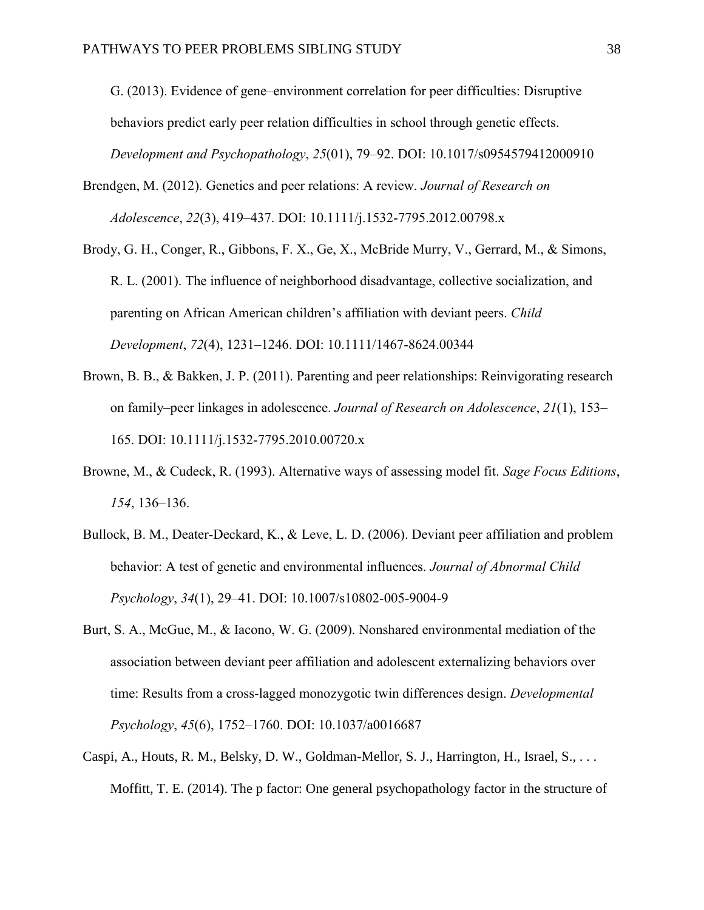G. (2013). Evidence of gene–environment correlation for peer difficulties: Disruptive behaviors predict early peer relation difficulties in school through genetic effects. *Development and Psychopathology*, *25*(01), 79–92. DOI: 10.1017/s0954579412000910

Brendgen, M. (2012). Genetics and peer relations: A review. *Journal of Research on Adolescence*, *22*(3), 419–437. DOI: 10.1111/j.1532-7795.2012.00798.x

Brody, G. H., Conger, R., Gibbons, F. X., Ge, X., McBride Murry, V., Gerrard, M., & Simons, R. L. (2001). The influence of neighborhood disadvantage, collective socialization, and parenting on African American children's affiliation with deviant peers. *Child Development*, *72*(4), 1231–1246. DOI: 10.1111/1467-8624.00344

Brown, B. B., & Bakken, J. P. (2011). Parenting and peer relationships: Reinvigorating research on family–peer linkages in adolescence. *Journal of Research on Adolescence*, *21*(1), 153–165. DOI: 10.1111/j.1532-7795.2010.00720.x

Browne, M., & Cudeck, R. (1993). Alternative ways of assessing model fit. *Sage Focus Editions*, *154*, 136–136.

Bullock, B. M., Deater-Deckard, K., & Leve, L. D. (2006). Deviant peer affiliation and problem behavior: A test of genetic and environmental influences. *Journal of Abnormal Child Psychology*, *34*(1), 29–41. DOI: 10.1007/s10802-005-9004-9

Burt, S. A., McGue, M., & Iacono, W. G. (2009). Nonshared environmental mediation of the association between deviant peer affiliation and adolescent externalizing behaviors over time: Results from a cross-lagged monozygotic twin differences design. *Developmental Psychology*, *45*(6), 1752–1760. DOI: 10.1037/a0016687

Caspi, A., Houts, R. M., Belsky, D. W., Goldman-Mellor, S. J., Harrington, H., Israel, S., . . . Moffitt, T. E. (2014). The p factor: One general psychopathology factor in the structure of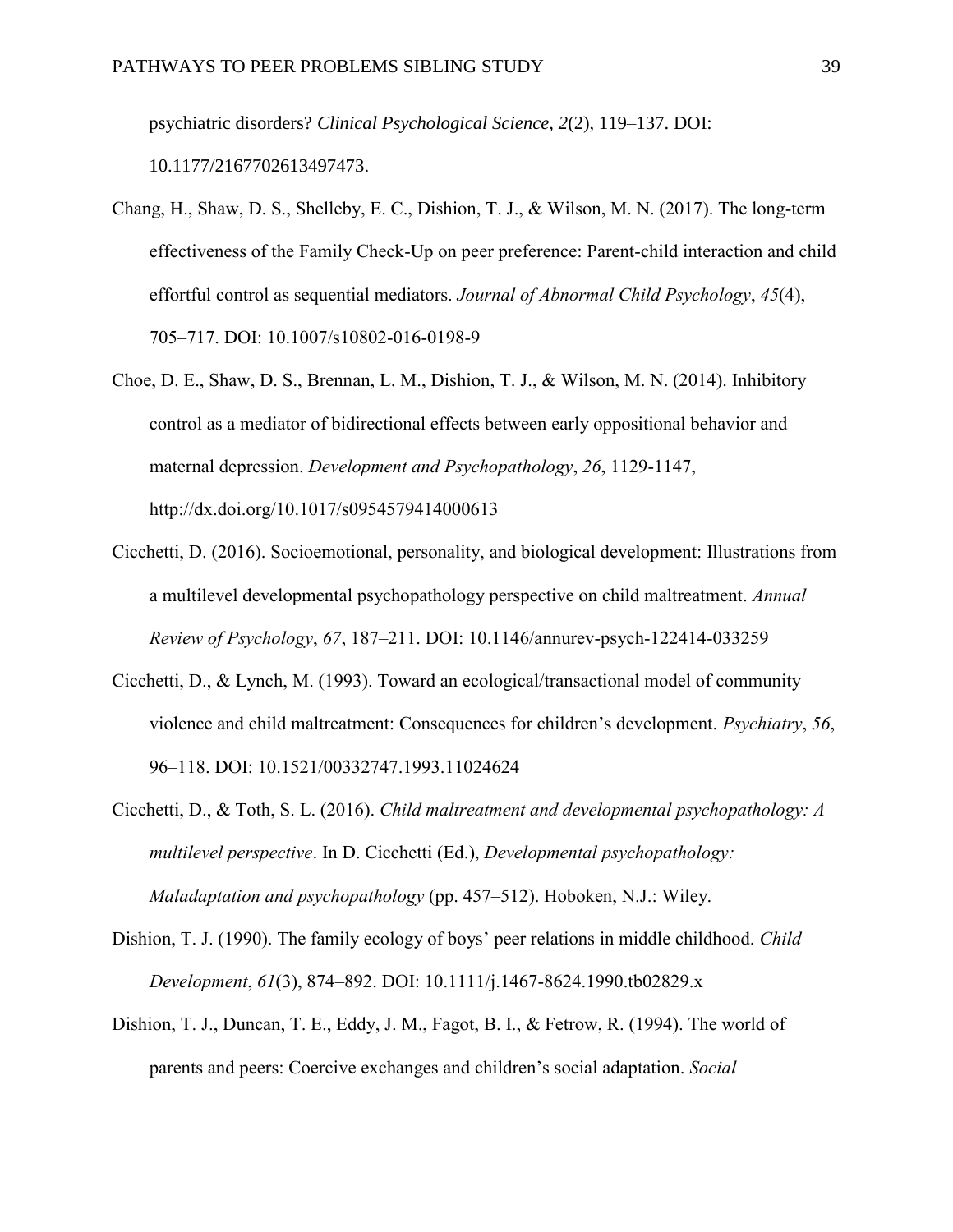psychiatric disorders? *Clinical Psychological Science, 2*(2), 119–137. DOI: 10.1177/2167702613497473.

Chang, H., Shaw, D. S., Shelleby, E. C., Dishion, T. J., & Wilson, M. N. (2017). The long-term effectiveness of the Family Check-Up on peer preference: Parent-child interaction and child effortful control as sequential mediators. *Journal of Abnormal Child Psychology*, *45*(4), 705–717. DOI: 10.1007/s10802-016-0198-9

Choe, D. E., Shaw, D. S., Brennan, L. M., Dishion, T. J., & Wilson, M. N. (2014). Inhibitory control as a mediator of bidirectional effects between early oppositional behavior and maternal depression. *Development and Psychopathology*, *26*, 1129-1147, http://dx.doi.org/10.1017/s0954579414000613

Cicchetti, D. (2016). Socioemotional, personality, and biological development: Illustrations from a multilevel developmental psychopathology perspective on child maltreatment. *Annual Review of Psychology*, *67*, 187–211. DOI: 10.1146/annurev-psych-122414-033259

Cicchetti, D., & Lynch, M. (1993). Toward an ecological/transactional model of community violence and child maltreatment: Consequences for children's development. *Psychiatry*, *56*, 96–118. DOI: 10.1521/00332747.1993.11024624

Cicchetti, D., & Toth, S. L. (2016). *Child maltreatment and developmental psychopathology: A multilevel perspective*. In D. Cicchetti (Ed.), *Developmental psychopathology: Maladaptation and psychopathology* (pp. 457–512). Hoboken, N.J.: Wiley.

Dishion, T. J. (1990). The family ecology of boys' peer relations in middle childhood. *Child Development*, *61*(3), 874–892. DOI: 10.1111/j.1467-8624.1990.tb02829.x

Dishion, T. J., Duncan, T. E., Eddy, J. M., Fagot, B. I., & Fetrow, R. (1994). The world of parents and peers: Coercive exchanges and children's social adaptation. *Social*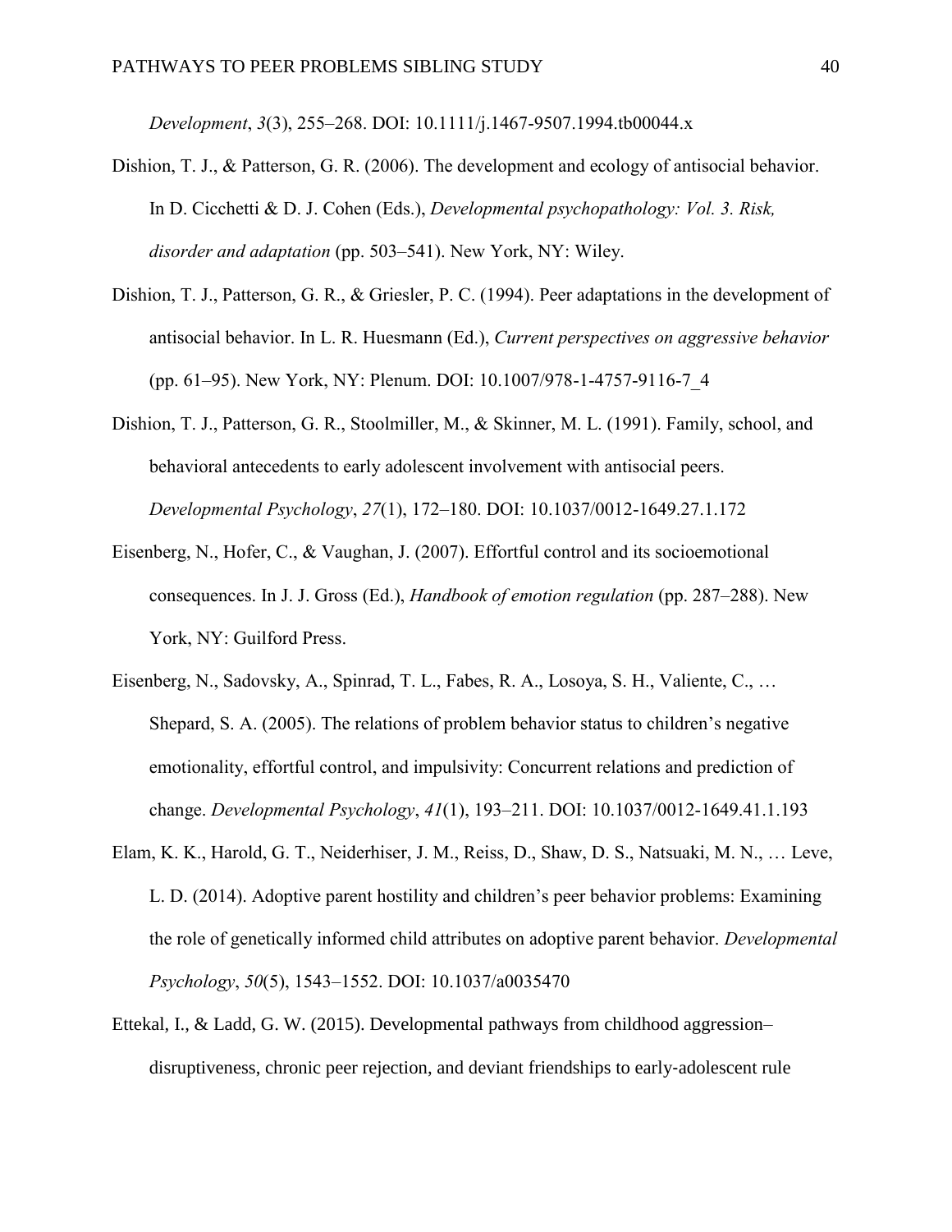*Development*, *3*(3), 255–268. DOI: 10.1111/j.1467-9507.1994.tb00044.x

Dishion, T. J., & Patterson, G. R. (2006). The development and ecology of antisocial behavior. In D. Cicchetti & D. J. Cohen (Eds.), *Developmental psychopathology: Vol. 3. Risk, disorder and adaptation* (pp. 503–541). New York, NY: Wiley.

Dishion, T. J., Patterson, G. R., & Griesler, P. C. (1994). Peer adaptations in the development of antisocial behavior. In L. R. Huesmann (Ed.), *Current perspectives on aggressive behavior* (pp. 61–95). New York, NY: Plenum. DOI: 10.1007/978-1-4757-9116-7_4

Dishion, T. J., Patterson, G. R., Stoolmiller, M., & Skinner, M. L. (1991). Family, school, and behavioral antecedents to early adolescent involvement with antisocial peers. *Developmental Psychology*, *27*(1), 172–180. DOI: 10.1037/0012-1649.27.1.172

Eisenberg, N., Hofer, C., & Vaughan, J. (2007). Effortful control and its socioemotional consequences. In J. J. Gross (Ed.), *Handbook of emotion regulation* (pp. 287–288). New York, NY: Guilford Press.

Eisenberg, N., Sadovsky, A., Spinrad, T. L., Fabes, R. A., Losoya, S. H., Valiente, C., … Shepard, S. A. (2005). The relations of problem behavior status to children's negative emotionality, effortful control, and impulsivity: Concurrent relations and prediction of change. *Developmental Psychology*, *41*(1), 193–211. DOI: 10.1037/0012-1649.41.1.193

Elam, K. K., Harold, G. T., Neiderhiser, J. M., Reiss, D., Shaw, D. S., Natsuaki, M. N., … Leve, L. D. (2014). Adoptive parent hostility and children's peer behavior problems: Examining the role of genetically informed child attributes on adoptive parent behavior. *Developmental Psychology*, *50*(5), 1543–1552. DOI: 10.1037/a0035470

Ettekal, I., & Ladd, G. W. (2015). Developmental pathways from childhood aggression–disruptiveness, chronic peer rejection, and deviant friendships to early-adolescent rule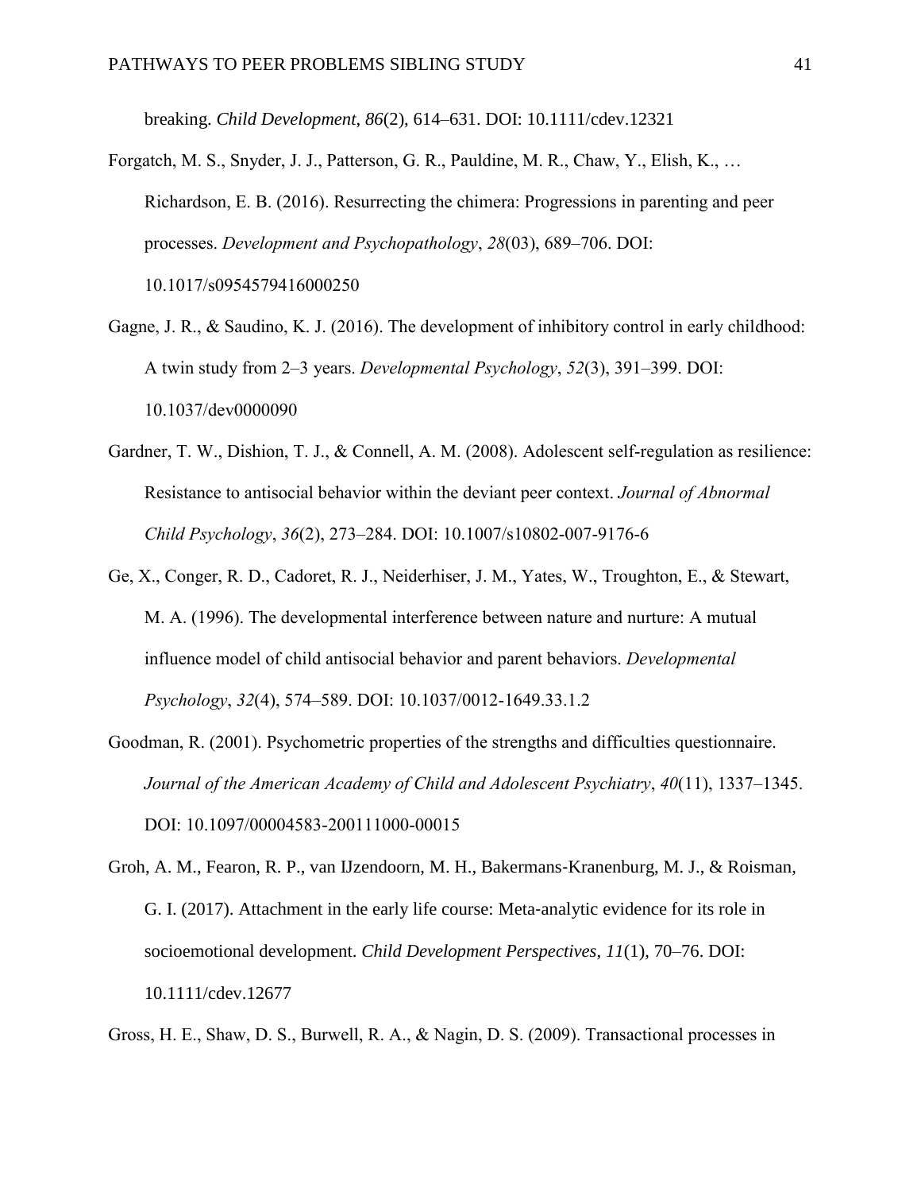breaking. *Child Development*, *86*(2), 614–631. DOI: 10.1111/cdev.12321

Forgatch, M. S., Snyder, J. J., Patterson, G. R., Pauldine, M. R., Chaw, Y., Elish, K., … Richardson, E. B. (2016). Resurrecting the chimera: Progressions in parenting and peer processes. *Development and Psychopathology*, *28*(03), 689–706. DOI: 10.1017/s0954579416000250

Gagne, J. R., & Saudino, K. J. (2016). The development of inhibitory control in early childhood: A twin study from 2–3 years. *Developmental Psychology*, *52*(3), 391–399. DOI: 10.1037/dev0000090

Gardner, T. W., Dishion, T. J., & Connell, A. M. (2008). Adolescent self-regulation as resilience: Resistance to antisocial behavior within the deviant peer context. *Journal of Abnormal Child Psychology*, *36*(2), 273–284. DOI: 10.1007/s10802-007-9176-6

Ge, X., Conger, R. D., Cadoret, R. J., Neiderhiser, J. M., Yates, W., Troughton, E., & Stewart, M. A. (1996). The developmental interference between nature and nurture: A mutual influence model of child antisocial behavior and parent behaviors. *Developmental Psychology*, *32*(4), 574–589. DOI: 10.1037/0012-1649.33.1.2

Goodman, R. (2001). Psychometric properties of the strengths and difficulties questionnaire. *Journal of the American Academy of Child and Adolescent Psychiatry*, *40*(11), 1337–1345. DOI: 10.1097/00004583-200111000-00015

Groh, A. M., Fearon, R. P., van IJzendoorn, M. H., Bakermans-Kranenburg, M. J., & Roisman, G. I. (2017). Attachment in the early life course: Meta-analytic evidence for its role in socioemotional development. *Child Development Perspectives*, *11*(1), 70–76. DOI: 10.1111/cdev.12677

Gross, H. E., Shaw, D. S., Burwell, R. A., & Nagin, D. S. (2009). Transactional processes in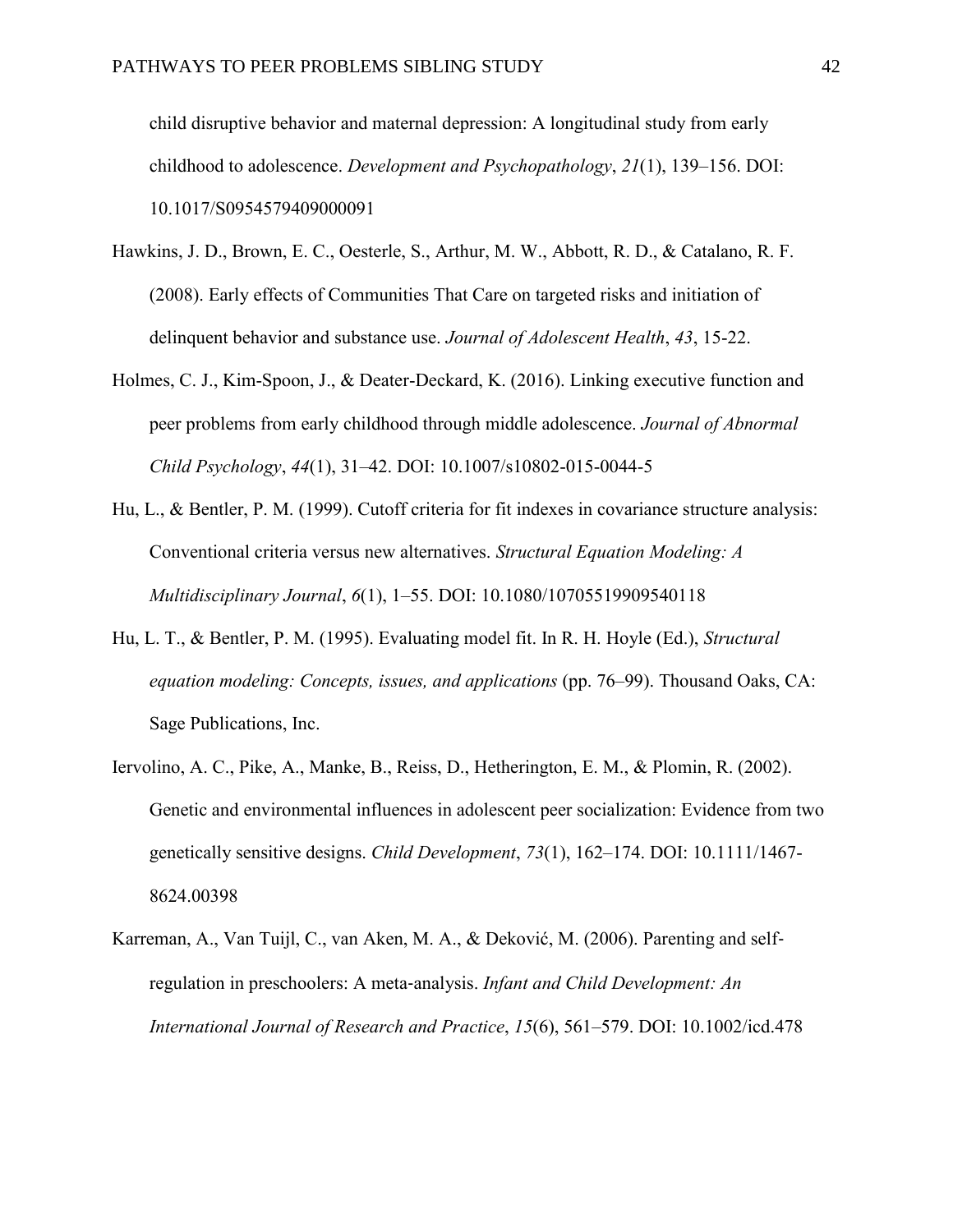child disruptive behavior and maternal depression: A longitudinal study from early childhood to adolescence. *Development and Psychopathology*, *21*(1), 139–156. DOI: 10.1017/S0954579409000091

Hawkins, J. D., Brown, E. C., Oesterle, S., Arthur, M. W., Abbott, R. D., & Catalano, R. F. (2008). Early effects of Communities That Care on targeted risks and initiation of delinquent behavior and substance use. *Journal of Adolescent Health*, *43*, 15-22.

Holmes, C. J., Kim-Spoon, J., & Deater-Deckard, K. (2016). Linking executive function and peer problems from early childhood through middle adolescence. *Journal of Abnormal Child Psychology*, *44*(1), 31–42. DOI: 10.1007/s10802-015-0044-5

Hu, L., & Bentler, P. M. (1999). Cutoff criteria for fit indexes in covariance structure analysis: Conventional criteria versus new alternatives. *Structural Equation Modeling: A Multidisciplinary Journal*, *6*(1), 1–55. DOI: 10.1080/10705519909540118

Hu, L. T., & Bentler, P. M. (1995). Evaluating model fit. In R. H. Hoyle (Ed.), *Structural equation modeling: Concepts, issues, and applications* (pp. 76–99). Thousand Oaks, CA: Sage Publications, Inc.

Iervolino, A. C., Pike, A., Manke, B., Reiss, D., Hetherington, E. M., & Plomin, R. (2002). Genetic and environmental influences in adolescent peer socialization: Evidence from two genetically sensitive designs. *Child Development*, *73*(1), 162–174. DOI: 10.1111/1467-8624.00398

Karreman, A., Van Tuijl, C., van Aken, M. A., & Deković, M. (2006). Parenting and self-regulation in preschoolers: A meta-analysis. *Infant and Child Development: An International Journal of Research and Practice*, *15*(6), 561–579. DOI: 10.1002/icd.478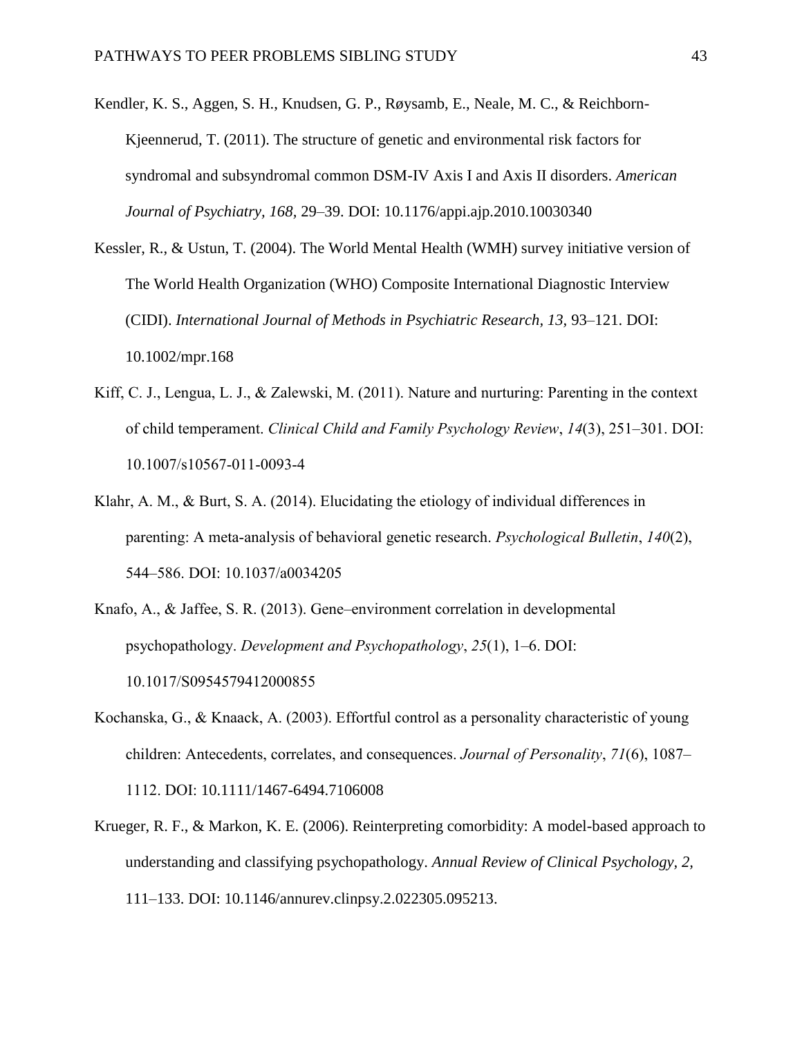Kendler, K. S., Aggen, S. H., Knudsen, G. P., Røysamb, E., Neale, M. C., & Reichborn-Kjeennerud, T. (2011). The structure of genetic and environmental risk factors for syndromal and subsyndromal common DSM-IV Axis I and Axis II disorders. *American Journal of Psychiatry, 168,* 29–39. DOI: 10.1176/appi.ajp.2010.10030340

Kessler, R., & Ustun, T. (2004). The World Mental Health (WMH) survey initiative version of The World Health Organization (WHO) Composite International Diagnostic Interview (CIDI). *International Journal of Methods in Psychiatric Research, 13,* 93–121. DOI: 10.1002/mpr.168

Kiff, C. J., Lengua, L. J., & Zalewski, M. (2011). Nature and nurturing: Parenting in the context of child temperament. *Clinical Child and Family Psychology Review*, *14*(3), 251–301. DOI: 10.1007/s10567-011-0093-4

Klahr, A. M., & Burt, S. A. (2014). Elucidating the etiology of individual differences in parenting: A meta-analysis of behavioral genetic research. *Psychological Bulletin*, *140*(2), 544–586. DOI: 10.1037/a0034205

Knafo, A., & Jaffee, S. R. (2013). Gene–environment correlation in developmental psychopathology. *Development and Psychopathology*, *25*(1), 1–6. DOI: 10.1017/S0954579412000855

Kochanska, G., & Knaack, A. (2003). Effortful control as a personality characteristic of young children: Antecedents, correlates, and consequences. *Journal of Personality*, *71*(6), 1087–1112. DOI: 10.1111/1467-6494.7106008

Krueger, R. F., & Markon, K. E. (2006). Reinterpreting comorbidity: A model-based approach to understanding and classifying psychopathology. *Annual Review of Clinical Psychology, 2,* 111–133. DOI: 10.1146/annurev.clinpsy.2.022305.095213.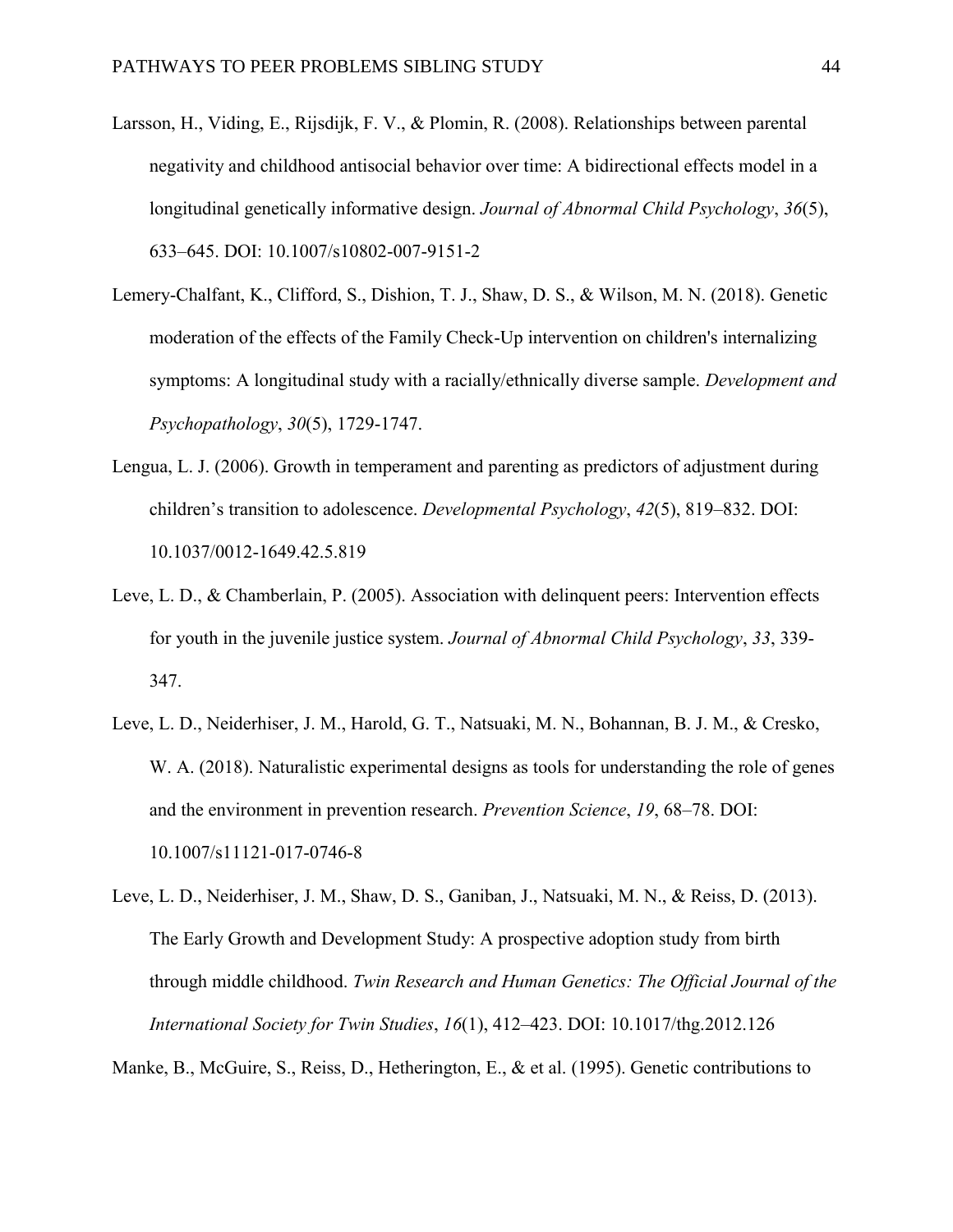Larsson, H., Viding, E., Rijsdijk, F. V., & Plomin, R. (2008). Relationships between parental negativity and childhood antisocial behavior over time: A bidirectional effects model in a longitudinal genetically informative design. *Journal of Abnormal Child Psychology*, *36*(5), 633–645. DOI: 10.1007/s10802-007-9151-2

Lemery-Chalfant, K., Clifford, S., Dishion, T. J., Shaw, D. S., & Wilson, M. N. (2018). Genetic moderation of the effects of the Family Check-Up intervention on children's internalizing symptoms: A longitudinal study with a racially/ethnically diverse sample. *Development and Psychopathology*, *30*(5), 1729-1747.

Lengua, L. J. (2006). Growth in temperament and parenting as predictors of adjustment during children's transition to adolescence. *Developmental Psychology*, *42*(5), 819–832. DOI: 10.1037/0012-1649.42.5.819

Leve, L. D., & Chamberlain, P. (2005). Association with delinquent peers: Intervention effects for youth in the juvenile justice system. *Journal of Abnormal Child Psychology*, *33*, 339-347.

Leve, L. D., Neiderhiser, J. M., Harold, G. T., Natsuaki, M. N., Bohannan, B. J. M., & Cresko, W. A. (2018). Naturalistic experimental designs as tools for understanding the role of genes and the environment in prevention research. *Prevention Science*, *19*, 68–78. DOI: 10.1007/s11121-017-0746-8

Leve, L. D., Neiderhiser, J. M., Shaw, D. S., Ganiban, J., Natsuaki, M. N., & Reiss, D. (2013). The Early Growth and Development Study: A prospective adoption study from birth through middle childhood. *Twin Research and Human Genetics: The Official Journal of the International Society for Twin Studies*, *16*(1), 412–423. DOI: 10.1017/thg.2012.126

Manke, B., McGuire, S., Reiss, D., Hetherington, E., & et al. (1995). Genetic contributions to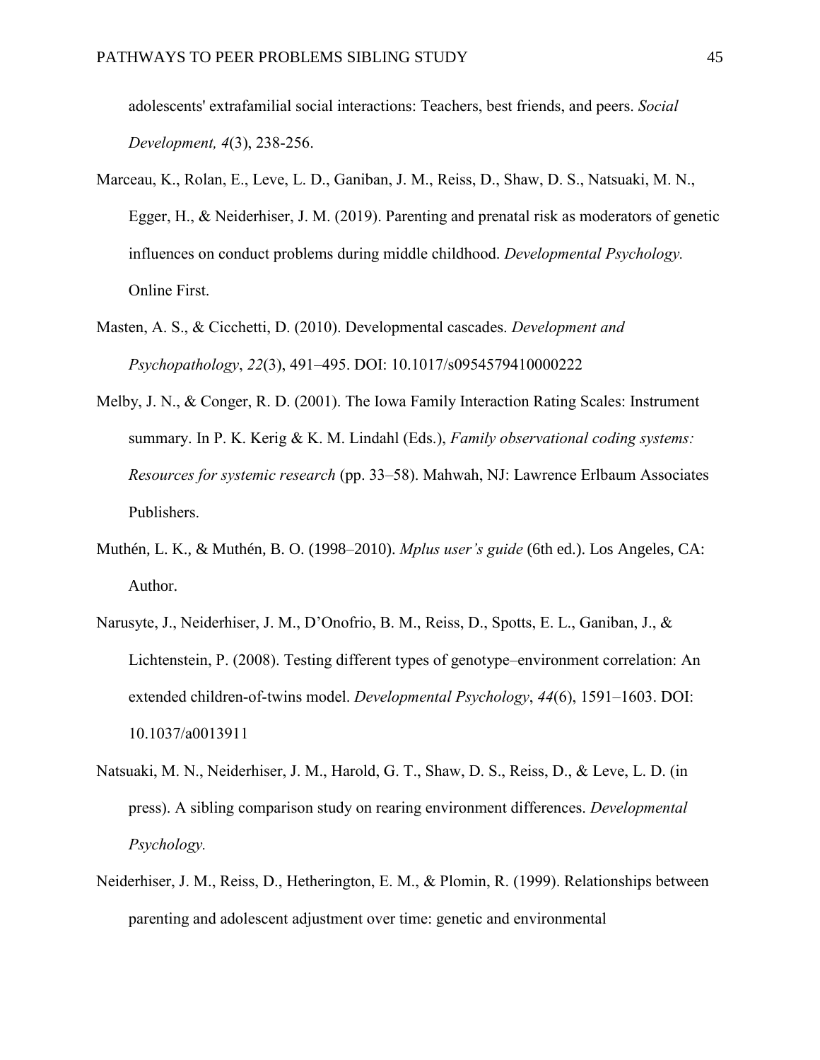adolescents' extrafamilial social interactions: Teachers, best friends, and peers. *Social Development, 4*(3), 238-256.

Marceau, K., Rolan, E., Leve, L. D., Ganiban, J. M., Reiss, D., Shaw, D. S., Natsuaki, M. N., Egger, H., & Neiderhiser, J. M. (2019). Parenting and prenatal risk as moderators of genetic influences on conduct problems during middle childhood. *Developmental Psychology.* Online First.

Masten, A. S., & Cicchetti, D. (2010). Developmental cascades. *Development and Psychopathology*, *22*(3), 491–495. DOI: 10.1017/s0954579410000222

Melby, J. N., & Conger, R. D. (2001). The Iowa Family Interaction Rating Scales: Instrument summary. In P. K. Kerig & K. M. Lindahl (Eds.), *Family observational coding systems: Resources for systemic research* (pp. 33–58). Mahwah, NJ: Lawrence Erlbaum Associates Publishers.

Muthén, L. K., & Muthén, B. O. (1998–2010). *Mplus user's guide* (6th ed.). Los Angeles, CA: Author.

Narusyte, J., Neiderhiser, J. M., D'Onofrio, B. M., Reiss, D., Spotts, E. L., Ganiban, J., & Lichtenstein, P. (2008). Testing different types of genotype–environment correlation: An extended children-of-twins model. *Developmental Psychology*, *44*(6), 1591–1603. DOI: 10.1037/a0013911

Natsuaki, M. N., Neiderhiser, J. M., Harold, G. T., Shaw, D. S., Reiss, D., & Leve, L. D. (in press). A sibling comparison study on rearing environment differences. *Developmental Psychology.*

Neiderhiser, J. M., Reiss, D., Hetherington, E. M., & Plomin, R. (1999). Relationships between parenting and adolescent adjustment over time: genetic and environmental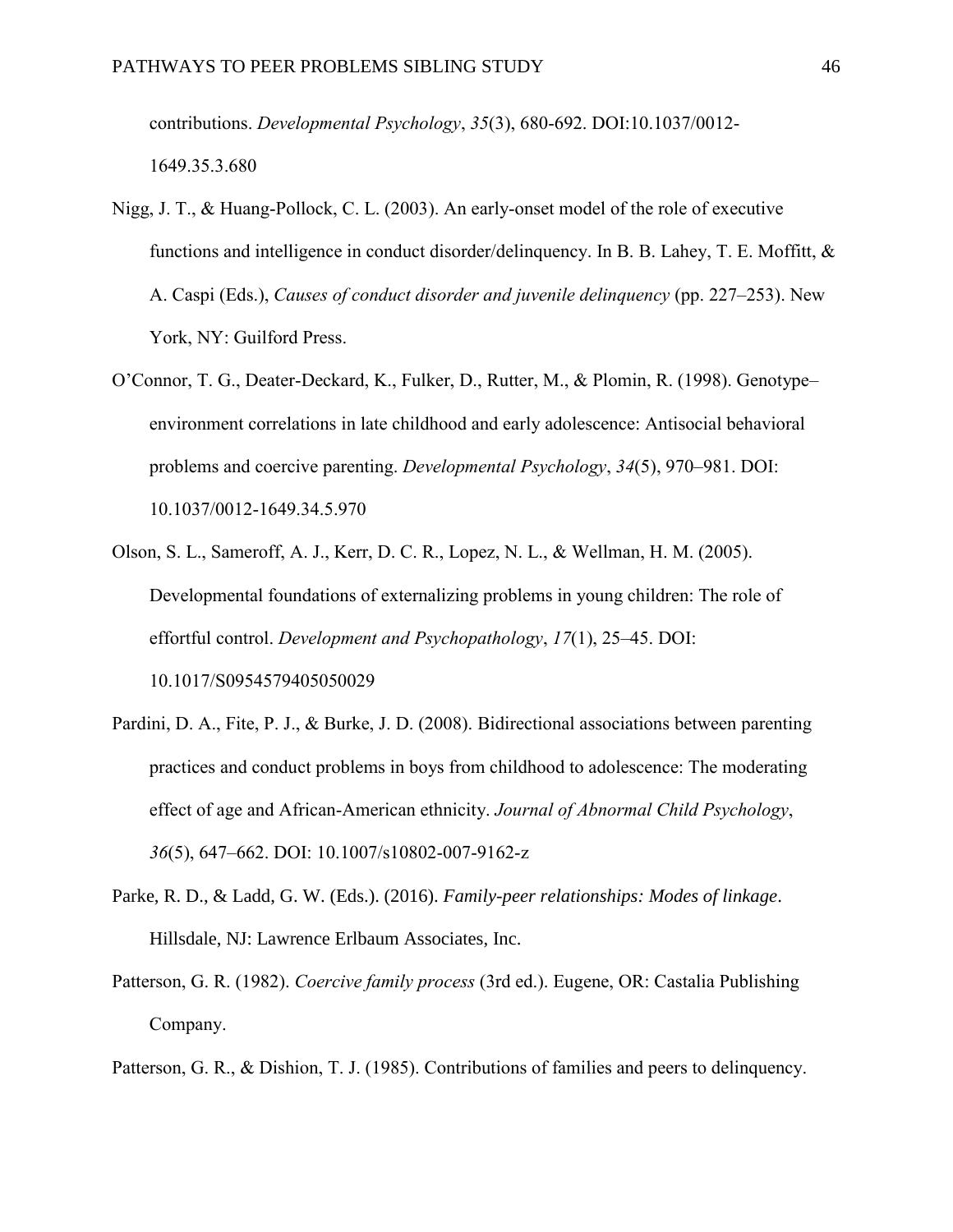contributions. *Developmental Psychology*, *35*(3), 680-692. DOI:10.1037/0012-1649.35.3.680

Nigg, J. T., & Huang-Pollock, C. L. (2003). An early-onset model of the role of executive functions and intelligence in conduct disorder/delinquency. In B. B. Lahey, T. E. Moffitt, & A. Caspi (Eds.), *Causes of conduct disorder and juvenile delinquency* (pp. 227–253). New York, NY: Guilford Press.

O'Connor, T. G., Deater-Deckard, K., Fulker, D., Rutter, M., & Plomin, R. (1998). Genotype–environment correlations in late childhood and early adolescence: Antisocial behavioral problems and coercive parenting. *Developmental Psychology*, *34*(5), 970–981. DOI: 10.1037/0012-1649.34.5.970

Olson, S. L., Sameroff, A. J., Kerr, D. C. R., Lopez, N. L., & Wellman, H. M. (2005). Developmental foundations of externalizing problems in young children: The role of effortful control. *Development and Psychopathology*, *17*(1), 25–45. DOI: 10.1017/S0954579405050029

Pardini, D. A., Fite, P. J., & Burke, J. D. (2008). Bidirectional associations between parenting practices and conduct problems in boys from childhood to adolescence: The moderating effect of age and African-American ethnicity. *Journal of Abnormal Child Psychology*, *36*(5), 647–662. DOI: 10.1007/s10802-007-9162-z

Parke, R. D., & Ladd, G. W. (Eds.). (2016). *Family-peer relationships: Modes of linkage*. Hillsdale, NJ: Lawrence Erlbaum Associates, Inc.

Patterson, G. R. (1982). *Coercive family process* (3rd ed.). Eugene, OR: Castalia Publishing Company.

Patterson, G. R., & Dishion, T. J. (1985). Contributions of families and peers to delinquency.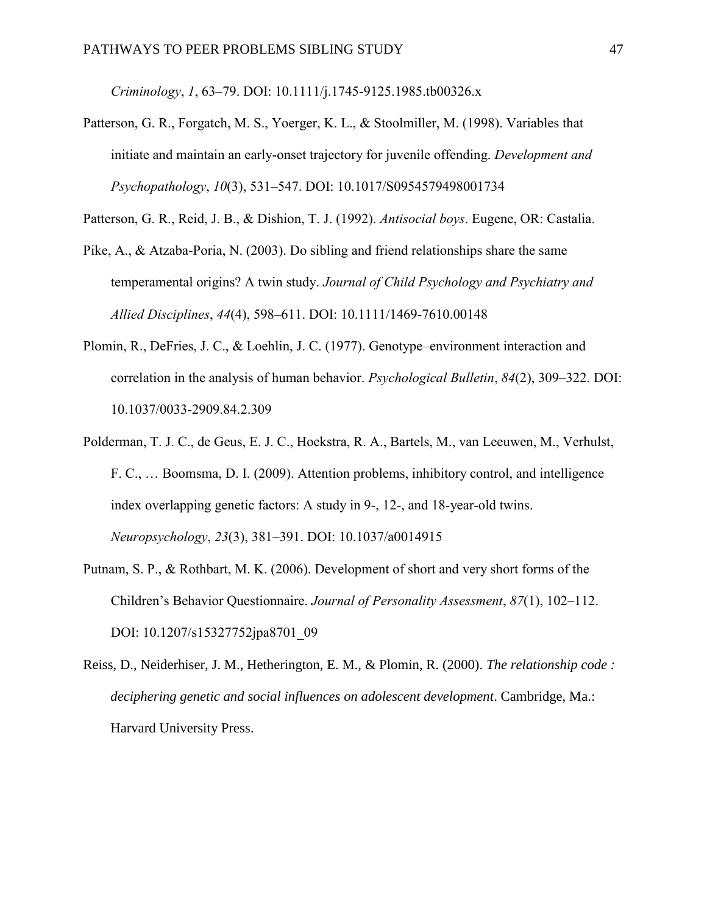*Criminology*, *1*, 63–79. DOI: 10.1111/j.1745-9125.1985.tb00326.x

Patterson, G. R., Forgatch, M. S., Yoerger, K. L., & Stoolmiller, M. (1998). Variables that initiate and maintain an early-onset trajectory for juvenile offending. *Development and Psychopathology*, *10*(3), 531–547. DOI: 10.1017/S0954579498001734

Patterson, G. R., Reid, J. B., & Dishion, T. J. (1992). *Antisocial boys*. Eugene, OR: Castalia.

Pike, A., & Atzaba-Poria, N. (2003). Do sibling and friend relationships share the same temperamental origins? A twin study. *Journal of Child Psychology and Psychiatry and Allied Disciplines*, *44*(4), 598–611. DOI: 10.1111/1469-7610.00148

Plomin, R., DeFries, J. C., & Loehlin, J. C. (1977). Genotype–environment interaction and correlation in the analysis of human behavior. *Psychological Bulletin*, *84*(2), 309–322. DOI: 10.1037/0033-2909.84.2.309

Polderman, T. J. C., de Geus, E. J. C., Hoekstra, R. A., Bartels, M., van Leeuwen, M., Verhulst, F. C., … Boomsma, D. I. (2009). Attention problems, inhibitory control, and intelligence index overlapping genetic factors: A study in 9-, 12-, and 18-year-old twins. *Neuropsychology*, *23*(3), 381–391. DOI: 10.1037/a0014915

Putnam, S. P., & Rothbart, M. K. (2006). Development of short and very short forms of the Children's Behavior Questionnaire. *Journal of Personality Assessment*, *87*(1), 102–112. DOI: 10.1207/s15327752jpa8701_09

Reiss, D., Neiderhiser, J. M., Hetherington, E. M., & Plomin, R. (2000). *The relationship code : deciphering genetic and social influences on adolescent development*. Cambridge, Ma.: Harvard University Press.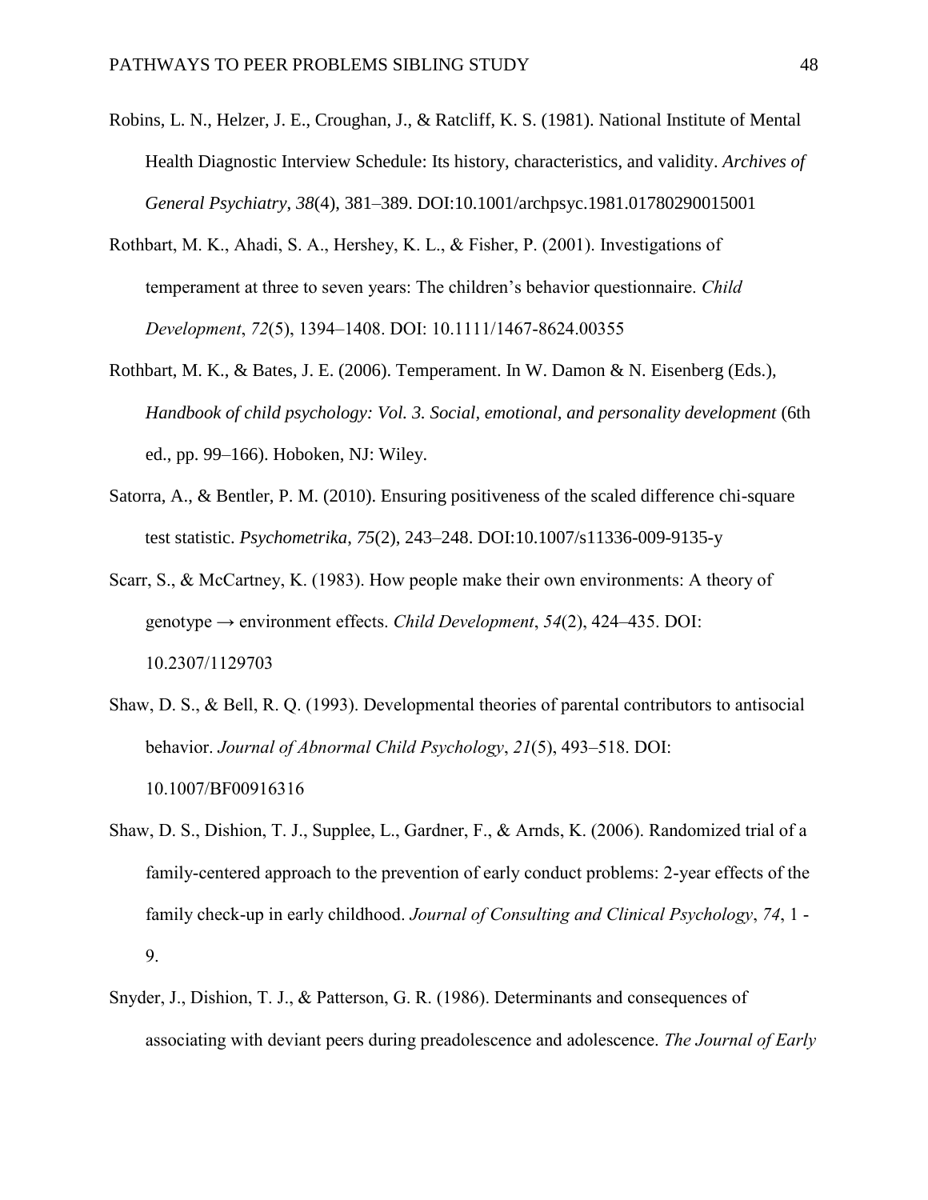Robins, L. N., Helzer, J. E., Croughan, J., & Ratcliff, K. S. (1981). National Institute of Mental Health Diagnostic Interview Schedule: Its history, characteristics, and validity. *Archives of General Psychiatry*, *38*(4), 381–389. DOI:10.1001/archpsyc.1981.01780290015001

Rothbart, M. K., Ahadi, S. A., Hershey, K. L., & Fisher, P. (2001). Investigations of temperament at three to seven years: The children's behavior questionnaire. *Child Development*, *72*(5), 1394–1408. DOI: 10.1111/1467-8624.00355

Rothbart, M. K., & Bates, J. E. (2006). Temperament. In W. Damon & N. Eisenberg (Eds.), *Handbook of child psychology: Vol. 3. Social, emotional, and personality development* (6th ed., pp. 99–166). Hoboken, NJ: Wiley.

Satorra, A., & Bentler, P. M. (2010). Ensuring positiveness of the scaled difference chi-square test statistic. *Psychometrika*, *75*(2), 243–248. DOI:10.1007/s11336-009-9135-y

Scarr, S., & McCartney, K. (1983). How people make their own environments: A theory of genotype → environment effects. *Child Development*, *54*(2), 424–435. DOI: 10.2307/1129703

Shaw, D. S., & Bell, R. Q. (1993). Developmental theories of parental contributors to antisocial behavior. *Journal of Abnormal Child Psychology*, *21*(5), 493–518. DOI: 10.1007/BF00916316

Shaw, D. S., Dishion, T. J., Supplee, L., Gardner, F., & Arnds, K. (2006). Randomized trial of a family-centered approach to the prevention of early conduct problems: 2-year effects of the family check-up in early childhood. *Journal of Consulting and Clinical Psychology*, *74*, 1 - 9.

Snyder, J., Dishion, T. J., & Patterson, G. R. (1986). Determinants and consequences of associating with deviant peers during preadolescence and adolescence. *The Journal of Early*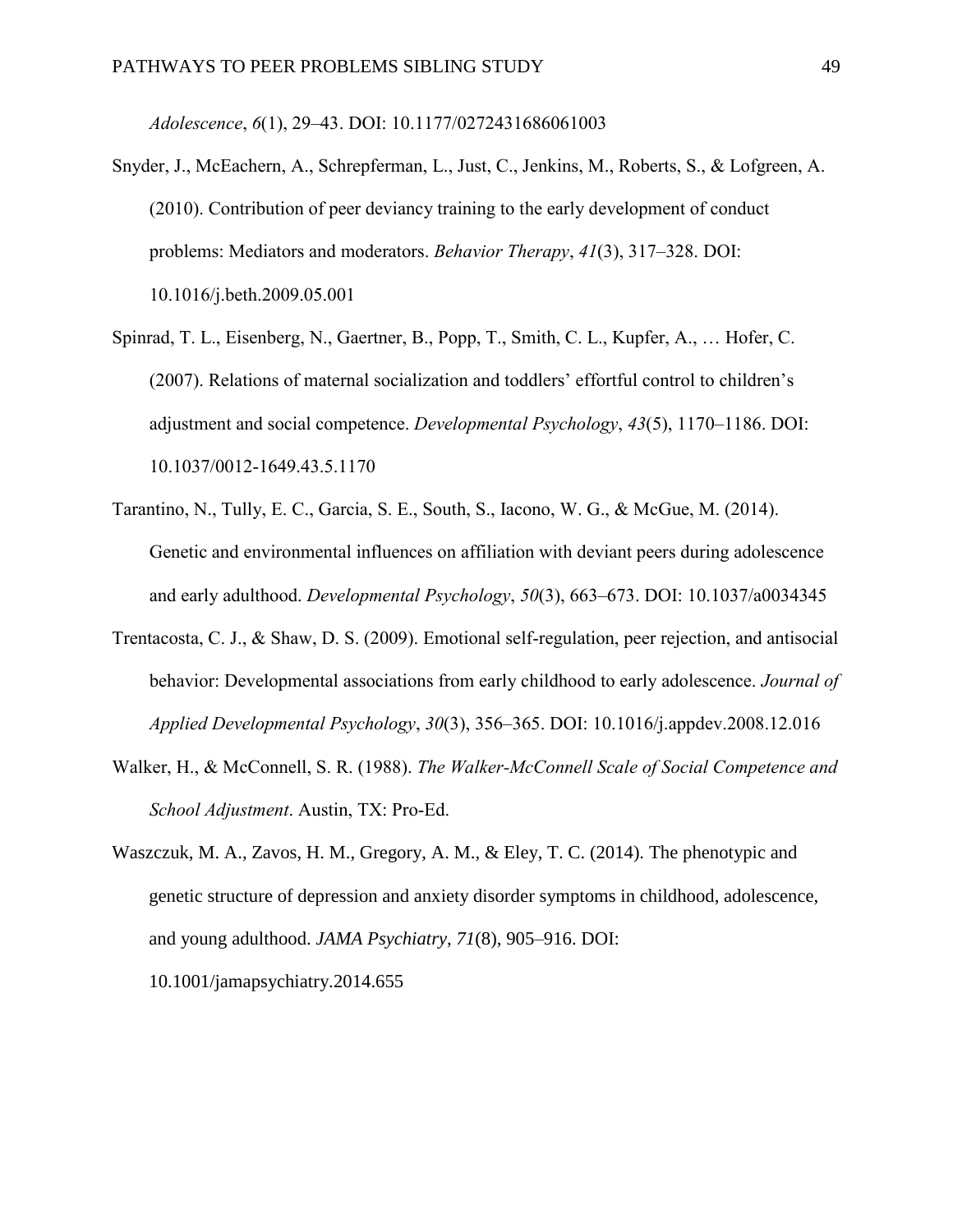*Adolescence*, *6*(1), 29–43. DOI: 10.1177/0272431686061003

Snyder, J., McEachern, A., Schrepferman, L., Just, C., Jenkins, M., Roberts, S., & Lofgreen, A. (2010). Contribution of peer deviancy training to the early development of conduct problems: Mediators and moderators. *Behavior Therapy*, *41*(3), 317–328. DOI: 10.1016/j.beth.2009.05.001

Spinrad, T. L., Eisenberg, N., Gaertner, B., Popp, T., Smith, C. L., Kupfer, A., … Hofer, C. (2007). Relations of maternal socialization and toddlers' effortful control to children's adjustment and social competence. *Developmental Psychology*, *43*(5), 1170–1186. DOI: 10.1037/0012-1649.43.5.1170

Tarantino, N., Tully, E. C., Garcia, S. E., South, S., Iacono, W. G., & McGue, M. (2014). Genetic and environmental influences on affiliation with deviant peers during adolescence and early adulthood. *Developmental Psychology*, *50*(3), 663–673. DOI: 10.1037/a0034345

Trentacosta, C. J., & Shaw, D. S. (2009). Emotional self-regulation, peer rejection, and antisocial behavior: Developmental associations from early childhood to early adolescence. *Journal of Applied Developmental Psychology*, *30*(3), 356–365. DOI: 10.1016/j.appdev.2008.12.016

Walker, H., & McConnell, S. R. (1988). *The Walker-McConnell Scale of Social Competence and School Adjustment*. Austin, TX: Pro-Ed.

Waszczuk, M. A., Zavos, H. M., Gregory, A. M., & Eley, T. C. (2014). The phenotypic and genetic structure of depression and anxiety disorder symptoms in childhood, adolescence, and young adulthood. *JAMA Psychiatry*, *71*(8), 905–916. DOI: 10.1001/jamapsychiatry.2014.655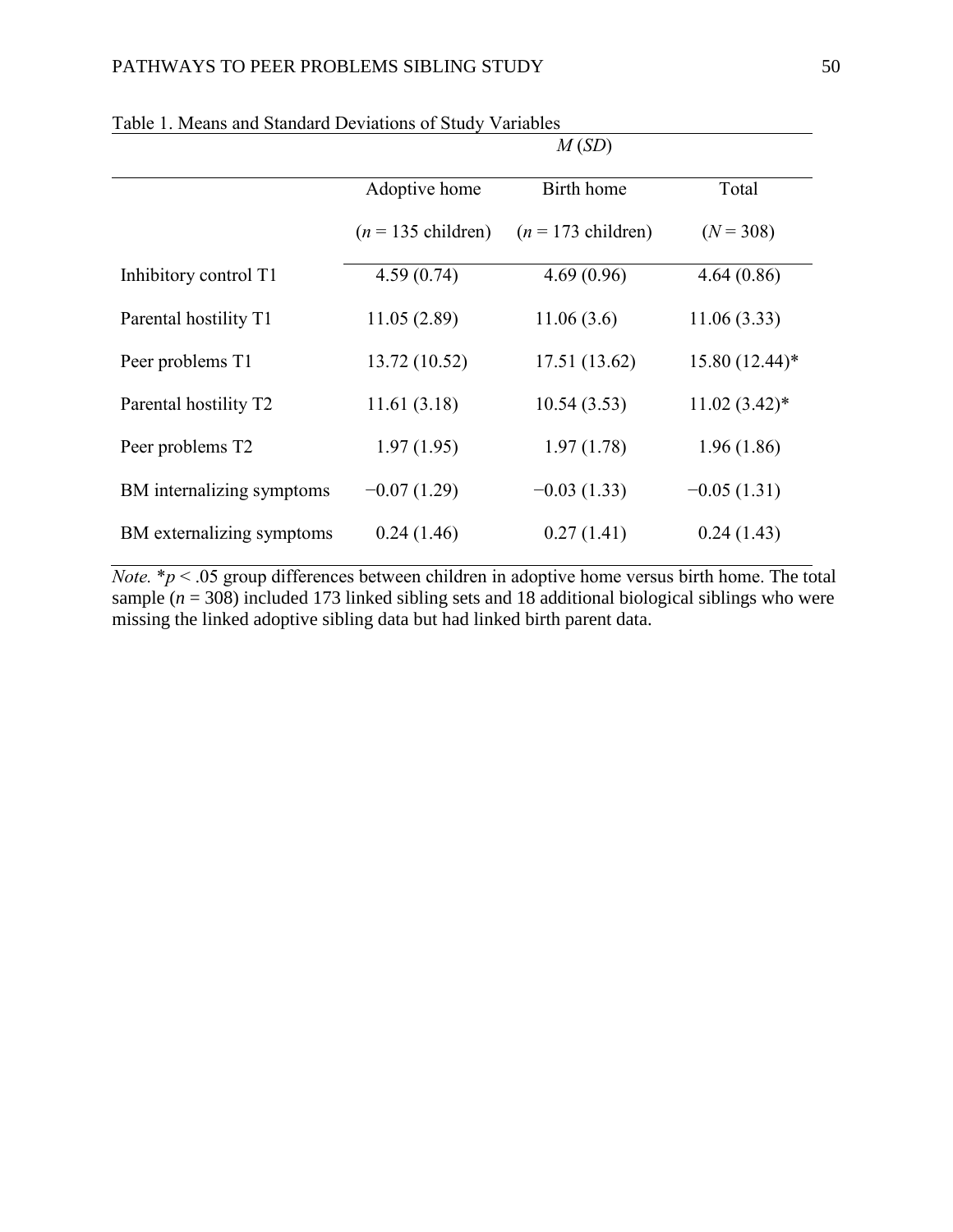Table 1. Means and Standard Deviations of Study Variables

| | *M* (*SD*) | | |
|---|---|---|---|
| | Adoptive home ($n$ = 135 children) | Birth home ($n$ = 173 children) | Total ($N$ = 308) |
| Inhibitory control T1 | 4.59 (0.74) | 4.69 (0.96) | 4.64 (0.86) |
| Parental hostility T1 | 11.05 (2.89) | 11.06 (3.6) | 11.06 (3.33) |
| Peer problems T1 | 13.72 (10.52) | 17.51 (13.62) | 15.80 (12.44)* |
| Parental hostility T2 | 11.61 (3.18) | 10.54 (3.53) | 11.02 (3.42)* |
| Peer problems T2 | 1.97 (1.95) | 1.97 (1.78) | 1.96 (1.86) |
| BM internalizing symptoms | −0.07 (1.29) | −0.03 (1.33) | −0.05 (1.31) |
| BM externalizing symptoms | 0.24 (1.46) | 0.27 (1.41) | 0.24 (1.43) |

*Note.* *$p < .05$ group differences between children in adoptive home versus birth home. The total sample ($n$ = 308) included 173 linked sibling sets and 18 additional biological siblings who were missing the linked adoptive sibling data but had linked birth parent data.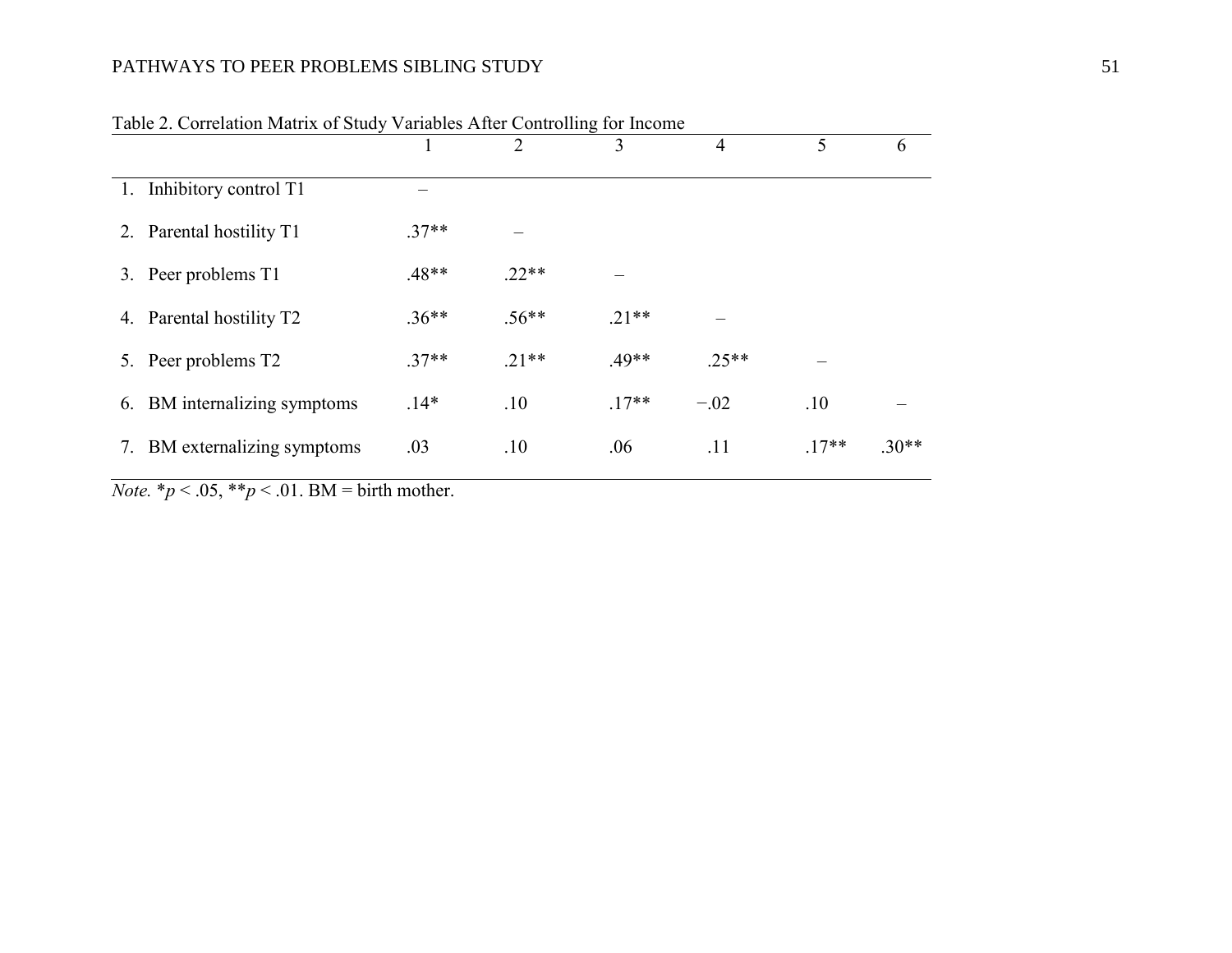Table 2. Correlation Matrix of Study Variables After Controlling for Income

| | 1 | 2 | 3 | 4 | 5 | 6 |
|---|---|---|---|---|---|---|
| 1. Inhibitory control T1 | – | | | | | |
| 2. Parental hostility T1 | .37** | – | | | | |
| 3. Peer problems T1 | .48** | .22** | – | | | |
| 4. Parental hostility T2 | .36** | .56** | .21** | – | | |
| 5. Peer problems T2 | .37** | .21** | .49** | .25** | – | |
| 6. BM internalizing symptoms | .14* | .10 | .17** | −.02 | .10 | – |
| 7. BM externalizing symptoms | .03 | .10 | .06 | .11 | .17** | .30** |

*Note.* $^*p < .05$, $^{**}p < .01$. BM = birth mother.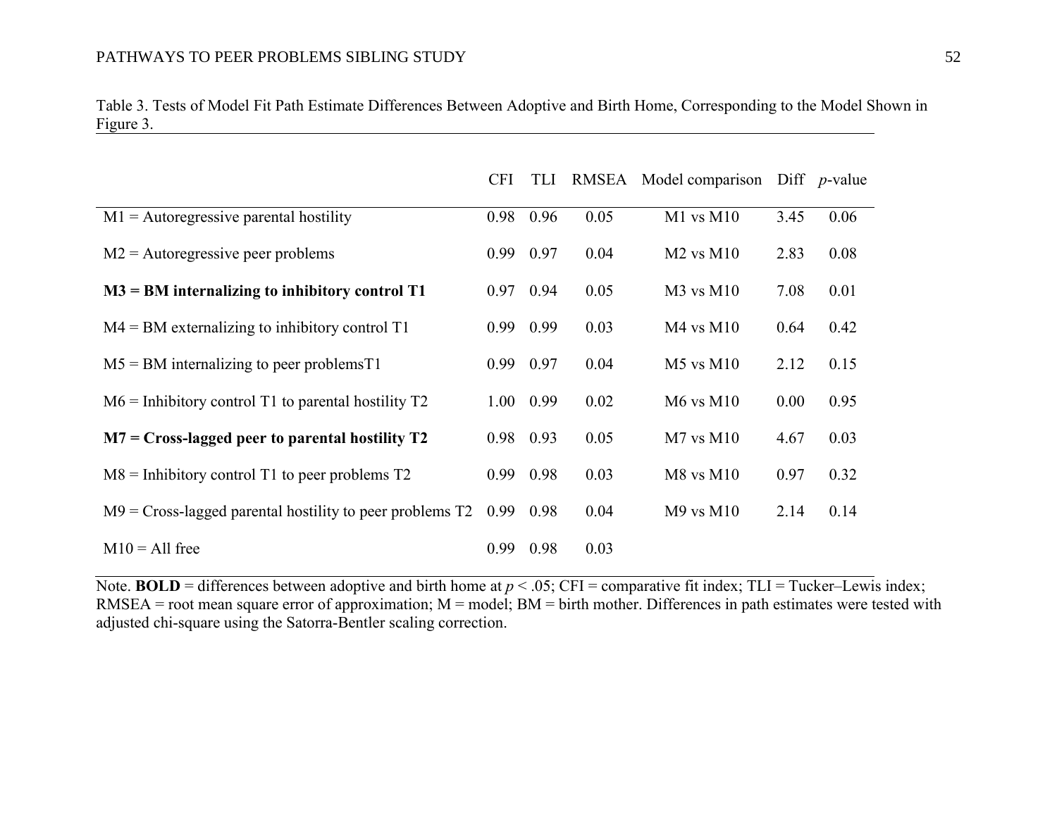Table 3. Tests of Model Fit Path Estimate Differences Between Adoptive and Birth Home, Corresponding to the Model Shown in Figure 3.

| | CFI | TLI | RMSEA | Model comparison | Diff | *p*-value |
|---|---|---|---|---|---|---|
| M1 = Autoregressive parental hostility | 0.98 | 0.96 | 0.05 | M1 vs M10 | 3.45 | 0.06 |
| M2 = Autoregressive peer problems | 0.99 | 0.97 | 0.04 | M2 vs M10 | 2.83 | 0.08 |
| **M3 = BM internalizing to inhibitory control T1** | 0.97 | 0.94 | 0.05 | M3 vs M10 | 7.08 | 0.01 |
| M4 = BM externalizing to inhibitory control T1 | 0.99 | 0.99 | 0.03 | M4 vs M10 | 0.64 | 0.42 |
| M5 = BM internalizing to peer problemsT1 | 0.99 | 0.97 | 0.04 | M5 vs M10 | 2.12 | 0.15 |
| M6 = Inhibitory control T1 to parental hostility T2 | 1.00 | 0.99 | 0.02 | M6 vs M10 | 0.00 | 0.95 |
| **M7 = Cross-lagged peer to parental hostility T2** | 0.98 | 0.93 | 0.05 | M7 vs M10 | 4.67 | 0.03 |
| M8 = Inhibitory control T1 to peer problems T2 | 0.99 | 0.98 | 0.03 | M8 vs M10 | 0.97 | 0.32 |
| M9 = Cross-lagged parental hostility to peer problems T2 | 0.99 | 0.98 | 0.04 | M9 vs M10 | 2.14 | 0.14 |
| M10 = All free | 0.99 | 0.98 | 0.03 | | | |

Note. **BOLD** = differences between adoptive and birth home at $p < .05$; CFI = comparative fit index; TLI = Tucker–Lewis index; RMSEA = root mean square error of approximation; M = model; BM = birth mother. Differences in path estimates were tested with adjusted chi-square using the Satorra-Bentler scaling correction.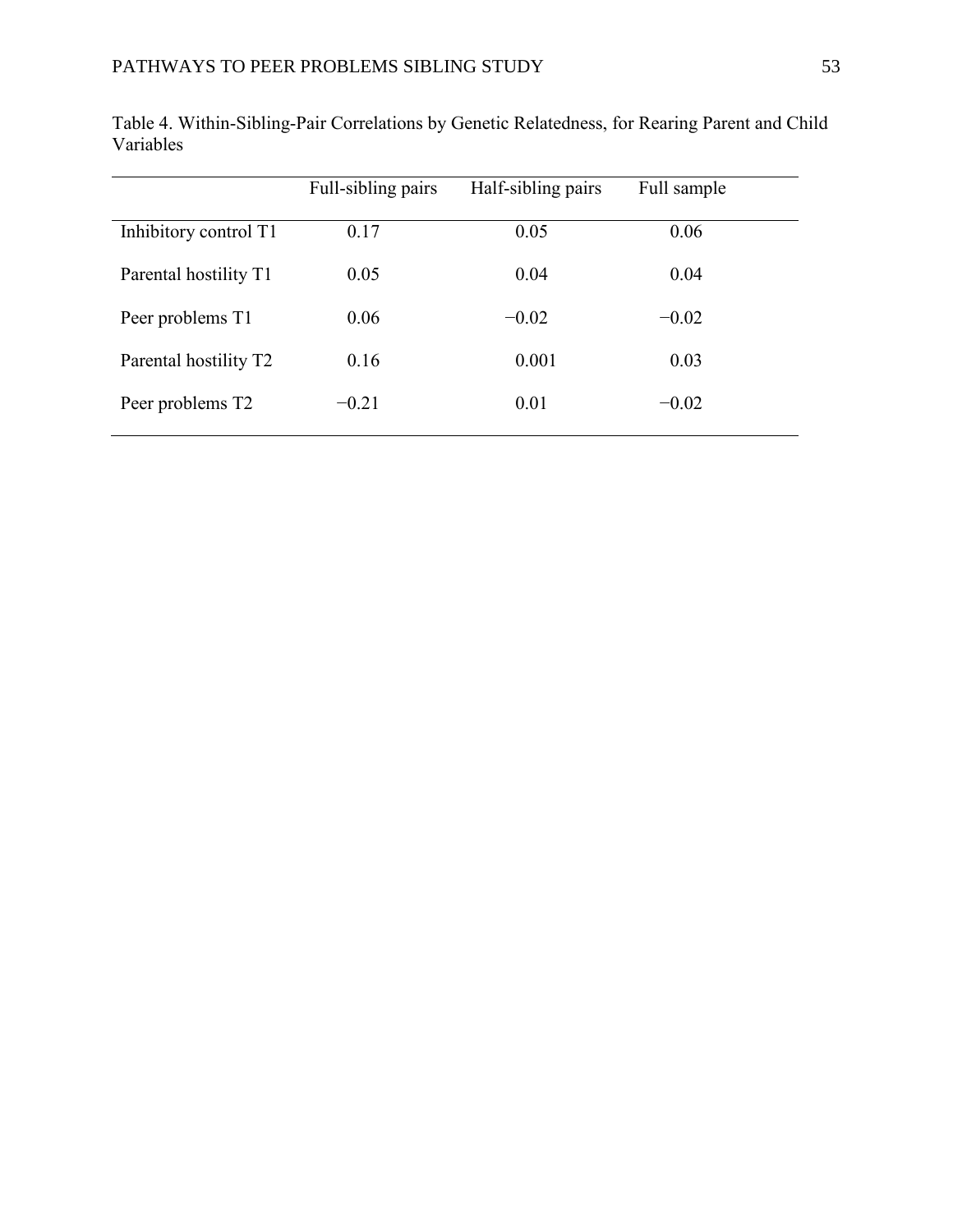Table 4. Within-Sibling-Pair Correlations by Genetic Relatedness, for Rearing Parent and Child Variables

| | Full-sibling pairs | Half-sibling pairs | Full sample |
|---|---|---|---|
| Inhibitory control T1 | 0.17 | 0.05 | 0.06 |
| Parental hostility T1 | 0.05 | 0.04 | 0.04 |
| Peer problems T1 | 0.06 | −0.02 | −0.02 |
| Parental hostility T2 | 0.16 | 0.001 | 0.03 |
| Peer problems T2 | −0.21 | 0.01 | −0.02 |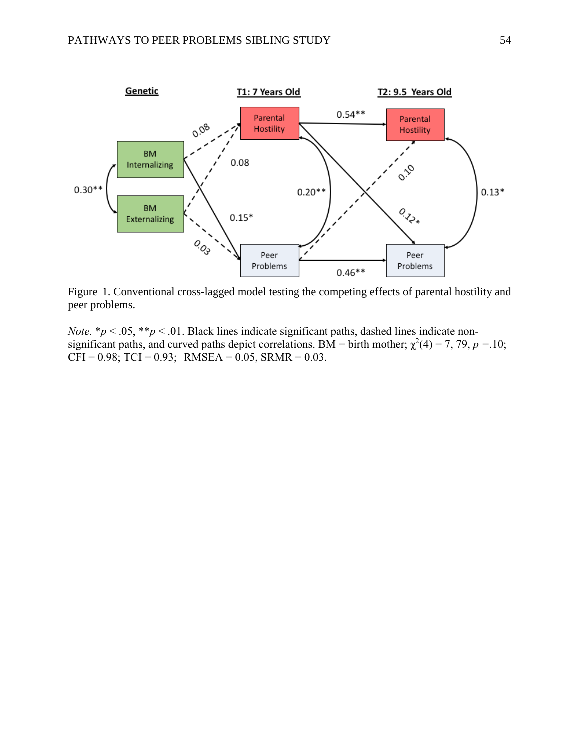Genetic

T1: 7 Years Old

T2: 9.5 Years Old

BM Internalizing

BM Externalizing

Parental Hostility

Peer Problems

Parental Hostility

Peer Problems

0.30**

0.08

0.08

0.15*

0.03

0.54**

0.20**

0.10

0.12*

0.13*

0.46**

Figure 1. Conventional cross-lagged model testing the competing effects of parental hostility and peer problems.

*Note.* *$p < .05$, **$p < .01$. Black lines indicate significant paths, dashed lines indicate non-significant paths, and curved paths depict correlations. BM = birth mother; $\chi^2(4) = 7, 79$, $p$ =.10; CFI = 0.98; TCI = 0.93; RMSEA = 0.05, SRMR = 0.03.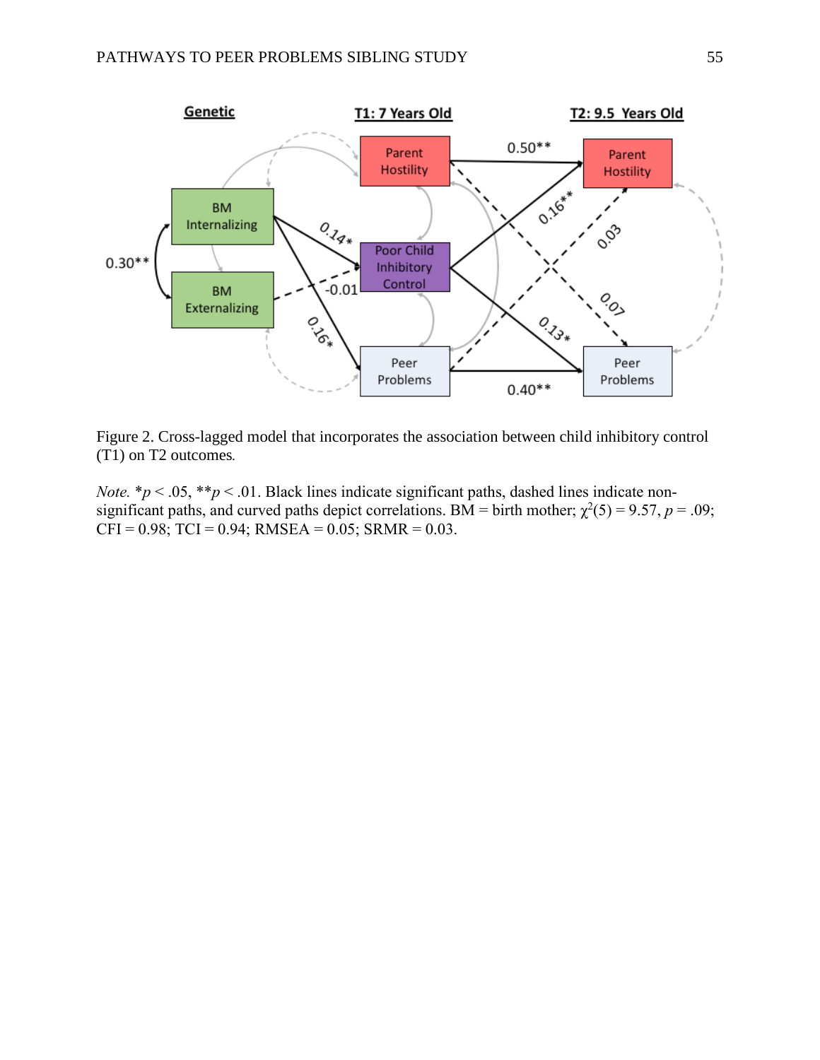Figure 2. Cross-lagged model that incorporates the association between child inhibitory control (T1) on T2 outcomes.

*Note.* $*p < .05$, $**p < .01$. Black lines indicate significant paths, dashed lines indicate non-significant paths, and curved paths depict correlations. BM = birth mother; $\chi^2(5) = 9.57$, $p = .09$; CFI = 0.98; TCI = 0.94; RMSEA = 0.05; SRMR = 0.03.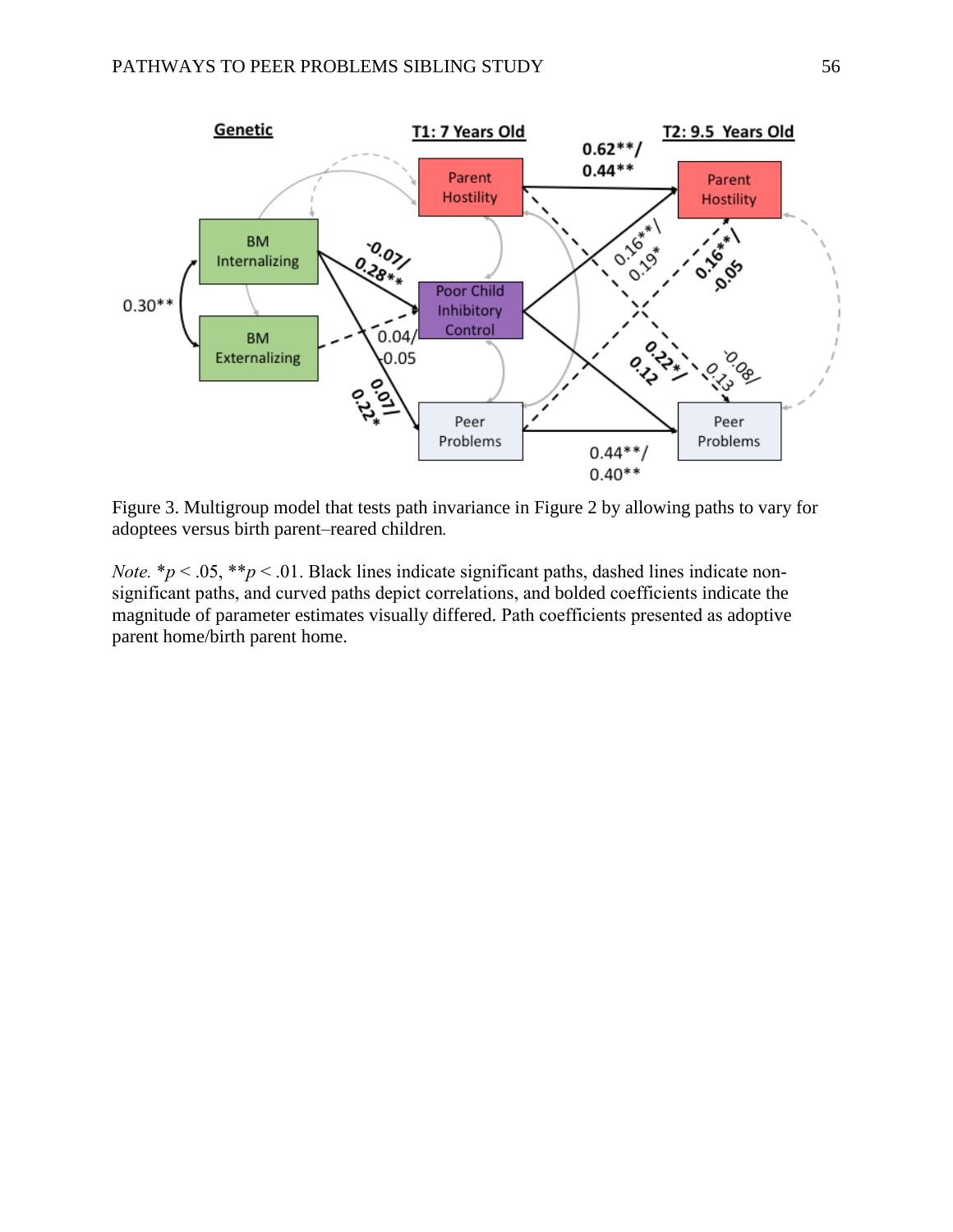Genetic

T1: 7 Years Old

T2: 9.5 Years Old

BM Internalizing

BM Externalizing

0.30**

Parent Hostility

Poor Child Inhibitory Control

Peer Problems

Parent Hostility

Peer Problems

0.62**/ 0.44**

-0.07/ 0.28**

0.04/ -0.05

0.07/ 0.22*

0.16**/ 0.19*

0.16**/ -0.05

0.22*/ 0.12

-0.08/ 0.13

0.44**/ 0.40**

Figure 3. Multigroup model that tests path invariance in Figure 2 by allowing paths to vary for adoptees versus birth parent–reared children.

*Note.* *$p < .05$, **$p < .01$. Black lines indicate significant paths, dashed lines indicate non-significant paths, and curved paths depict correlations, and bolded coefficients indicate the magnitude of parameter estimates visually differed. Path coefficients presented as adoptive parent home/birth parent home.